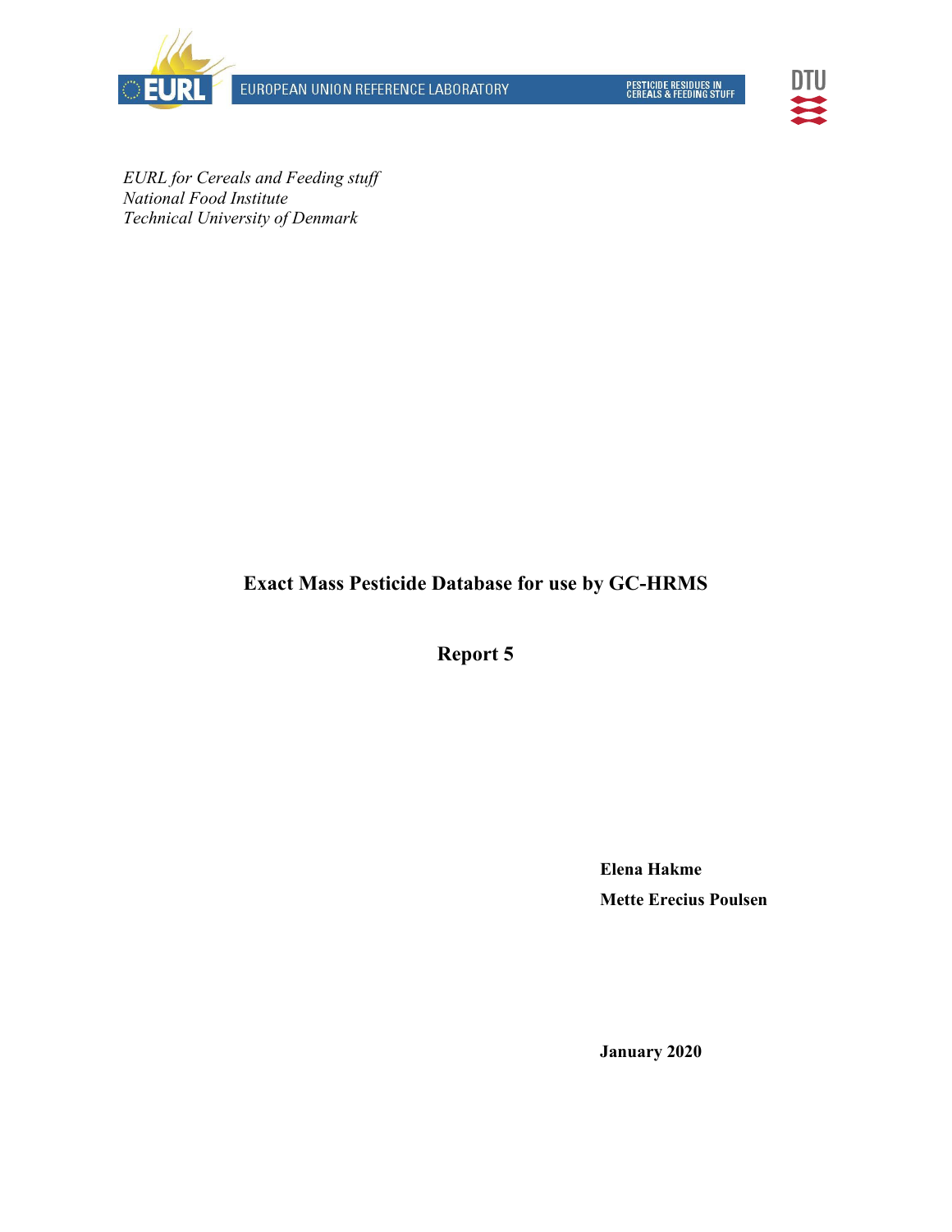EUROPEAN UNION REFERENCE LABORATORY

PESTICIDE RESIDUES IN CEREALS & FEEDING STUFF

*EURL for Cereals and Feeding stuff*
*National Food Institute*
*Technical University of Denmark*

# Exact Mass Pesticide Database for use by GC-HRMS

## Report 5

**Elena Hakme**

**Mette Erecius Poulsen**

**January 2020**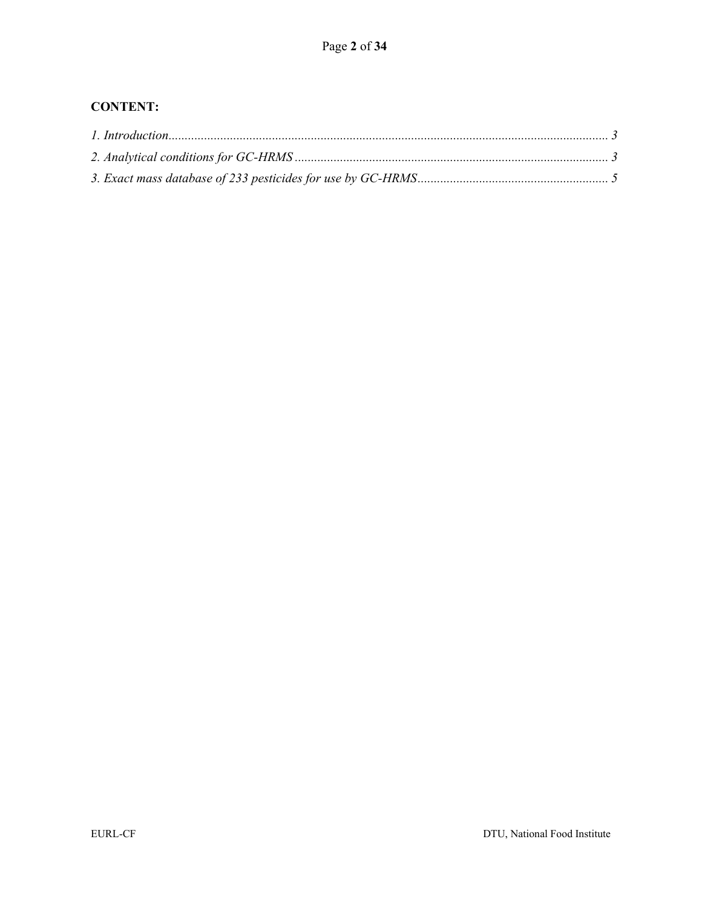**CONTENT:**

*1. Introduction* ........................................................................................................................................ *3*

*2. Analytical conditions for GC-HRMS* ................................................................................................ *3*

*3. Exact mass database of 233 pesticides for use by GC-HRMS* ........................................................... *5*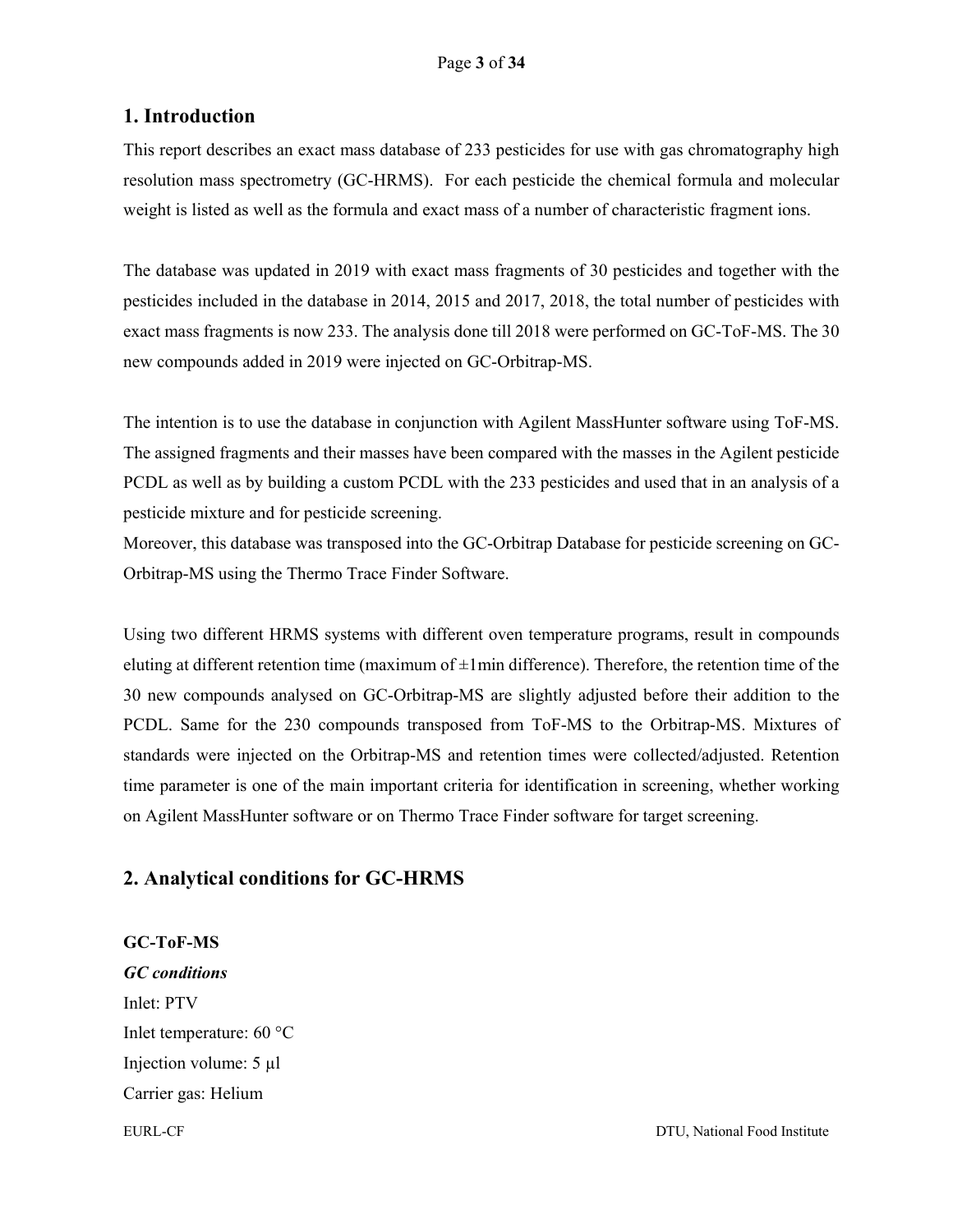## 1. Introduction

This report describes an exact mass database of 233 pesticides for use with gas chromatography high resolution mass spectrometry (GC-HRMS). For each pesticide the chemical formula and molecular weight is listed as well as the formula and exact mass of a number of characteristic fragment ions.

The database was updated in 2019 with exact mass fragments of 30 pesticides and together with the pesticides included in the database in 2014, 2015 and 2017, 2018, the total number of pesticides with exact mass fragments is now 233. The analysis done till 2018 were performed on GC-ToF-MS. The 30 new compounds added in 2019 were injected on GC-Orbitrap-MS.

The intention is to use the database in conjunction with Agilent MassHunter software using ToF-MS. The assigned fragments and their masses have been compared with the masses in the Agilent pesticide PCDL as well as by building a custom PCDL with the 233 pesticides and used that in an analysis of a pesticide mixture and for pesticide screening.
Moreover, this database was transposed into the GC-Orbitrap Database for pesticide screening on GC-Orbitrap-MS using the Thermo Trace Finder Software.

Using two different HRMS systems with different oven temperature programs, result in compounds eluting at different retention time (maximum of ±1min difference). Therefore, the retention time of the 30 new compounds analysed on GC-Orbitrap-MS are slightly adjusted before their addition to the PCDL. Same for the 230 compounds transposed from ToF-MS to the Orbitrap-MS. Mixtures of standards were injected on the Orbitrap-MS and retention times were collected/adjusted. Retention time parameter is one of the main important criteria for identification in screening, whether working on Agilent MassHunter software or on Thermo Trace Finder software for target screening.

## 2. Analytical conditions for GC-HRMS

**GC-ToF-MS**

***GC conditions***

Inlet: PTV

Inlet temperature: 60 °C

Injection volume: 5 µl

Carrier gas: Helium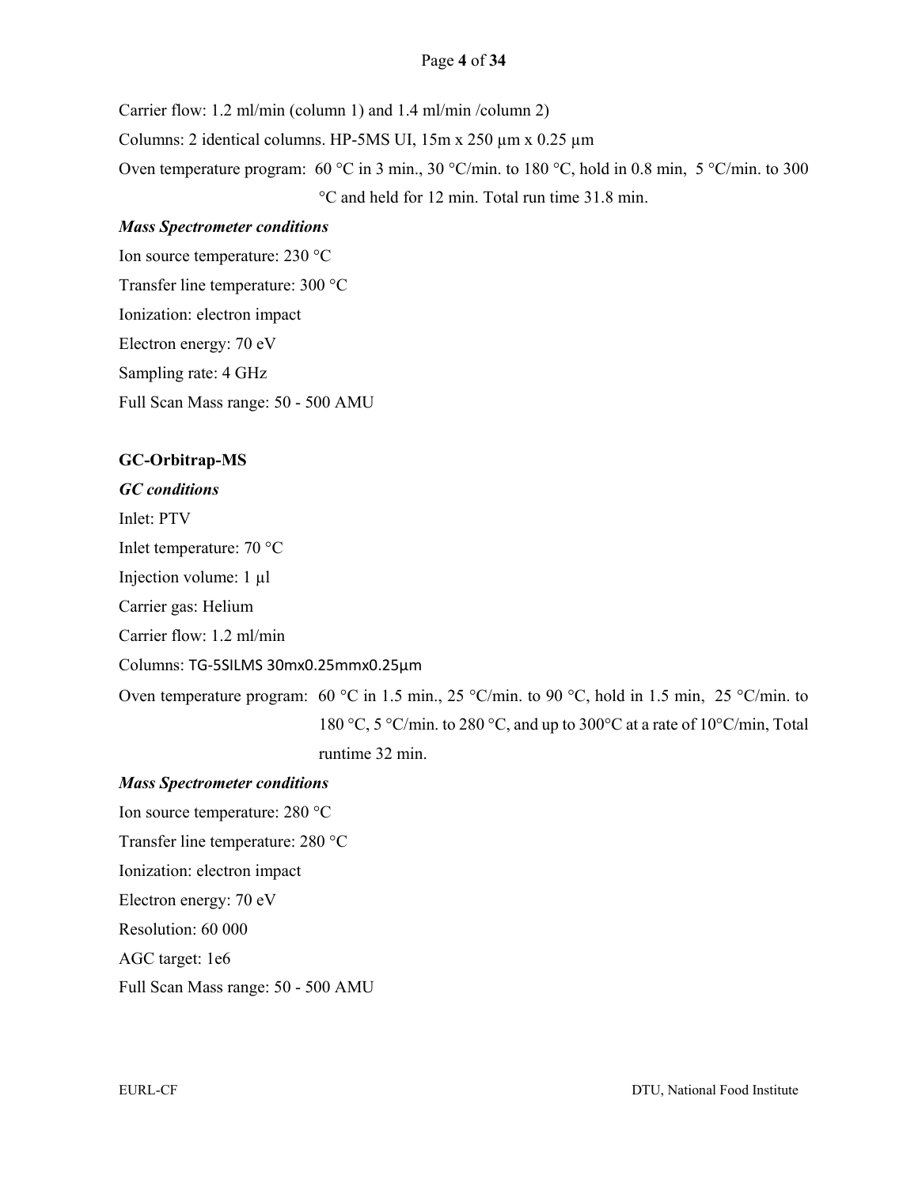Carrier flow: 1.2 ml/min (column 1) and 1.4 ml/min /column 2)

Columns: 2 identical columns. HP-5MS UI, 15m x 250 µm x 0.25 µm

Oven temperature program: 60 °C in 3 min., 30 °C/min. to 180 °C, hold in 0.8 min, 5 °C/min. to 300 °C and held for 12 min. Total run time 31.8 min.

***Mass Spectrometer conditions***

Ion source temperature: 230 °C

Transfer line temperature: 300 °C

Ionization: electron impact

Electron energy: 70 eV

Sampling rate: 4 GHz

Full Scan Mass range: 50 - 500 AMU

**GC-Orbitrap-MS**

***GC conditions***

Inlet: PTV

Inlet temperature: 70 °C

Injection volume: 1 µl

Carrier gas: Helium

Carrier flow: 1.2 ml/min

Columns: TG-5SILMS 30mx0.25mmx0.25µm

Oven temperature program: 60 °C in 1.5 min., 25 °C/min. to 90 °C, hold in 1.5 min, 25 °C/min. to 180 °C, 5 °C/min. to 280 °C, and up to 300°C at a rate of 10°C/min, Total runtime 32 min.

***Mass Spectrometer conditions***

Ion source temperature: 280 °C

Transfer line temperature: 280 °C

Ionization: electron impact

Electron energy: 70 eV

Resolution: 60 000

AGC target: 1e6

Full Scan Mass range: 50 - 500 AMU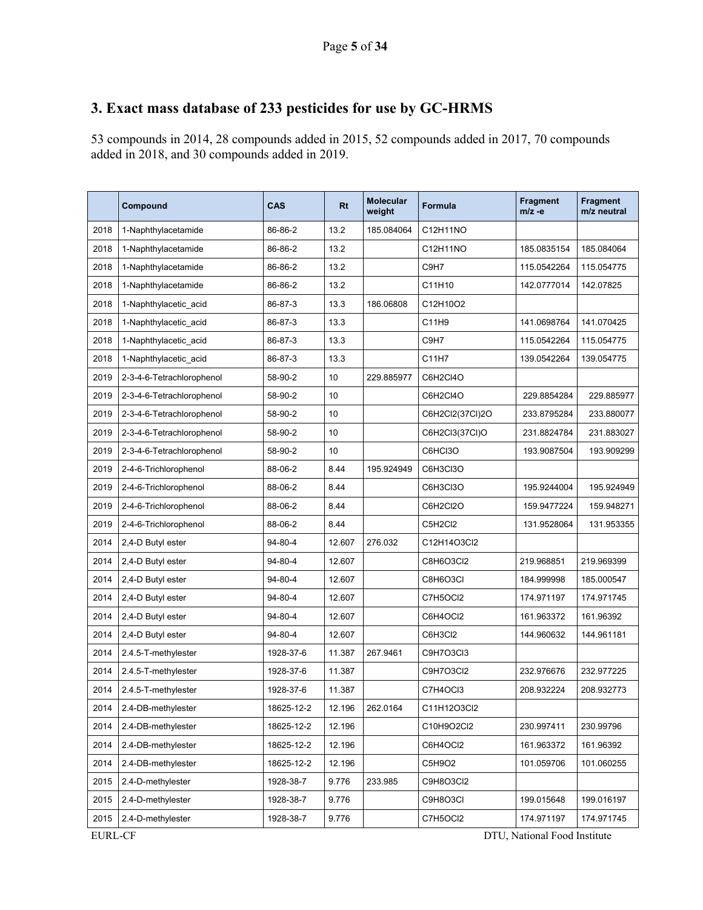## 3. Exact mass database of 233 pesticides for use by GC-HRMS

53 compounds in 2014, 28 compounds added in 2015, 52 compounds added in 2017, 70 compounds added in 2018, and 30 compounds added in 2019.

| | Compound | CAS | Rt | Molecular weight | Formula | Fragment m/z -e | Fragment m/z neutral |
|---|---|---|---|---|---|---|---|
| 2018 | 1-Naphthylacetamide | 86-86-2 | 13.2 | 185.084064 | C12H11NO | | |
| 2018 | 1-Naphthylacetamide | 86-86-2 | 13.2 | | C12H11NO | 185.0835154 | 185.084064 |
| 2018 | 1-Naphthylacetamide | 86-86-2 | 13.2 | | C9H7 | 115.0542264 | 115.054775 |
| 2018 | 1-Naphthylacetamide | 86-86-2 | 13.2 | | C11H10 | 142.0777014 | 142.07825 |
| 2018 | 1-Naphthylacetic_acid | 86-87-3 | 13.3 | 186.06808 | C12H10O2 | | |
| 2018 | 1-Naphthylacetic_acid | 86-87-3 | 13.3 | | C11H9 | 141.0698764 | 141.070425 |
| 2018 | 1-Naphthylacetic_acid | 86-87-3 | 13.3 | | C9H7 | 115.0542264 | 115.054775 |
| 2018 | 1-Naphthylacetic_acid | 86-87-3 | 13.3 | | C11H7 | 139.0542264 | 139.054775 |
| 2019 | 2-3-4-6-Tetrachlorophenol | 58-90-2 | 10 | 229.885977 | C6H2Cl4O | | |
| 2019 | 2-3-4-6-Tetrachlorophenol | 58-90-2 | 10 | | C6H2Cl4O | 229.8854284 | 229.885977 |
| 2019 | 2-3-4-6-Tetrachlorophenol | 58-90-2 | 10 | | C6H2Cl2(37Cl)2O | 233.8795284 | 233.880077 |
| 2019 | 2-3-4-6-Tetrachlorophenol | 58-90-2 | 10 | | C6H2Cl3(37Cl)O | 231.8824784 | 231.883027 |
| 2019 | 2-3-4-6-Tetrachlorophenol | 58-90-2 | 10 | | C6HCl3O | 193.9087504 | 193.909299 |
| 2019 | 2-4-6-Trichlorophenol | 88-06-2 | 8.44 | 195.924949 | C6H3Cl3O | | |
| 2019 | 2-4-6-Trichlorophenol | 88-06-2 | 8.44 | | C6H3Cl3O | 195.9244004 | 195.924949 |
| 2019 | 2-4-6-Trichlorophenol | 88-06-2 | 8.44 | | C6H2Cl2O | 159.9477224 | 159.948271 |
| 2019 | 2-4-6-Trichlorophenol | 88-06-2 | 8.44 | | C5H2Cl2 | 131.9528064 | 131.953355 |
| 2014 | 2,4-D Butyl ester | 94-80-4 | 12.607 | 276.032 | C12H14O3Cl2 | | |
| 2014 | 2,4-D Butyl ester | 94-80-4 | 12.607 | | C8H6O3Cl2 | 219.968851 | 219.969399 |
| 2014 | 2,4-D Butyl ester | 94-80-4 | 12.607 | | C8H6O3Cl | 184.999998 | 185.000547 |
| 2014 | 2,4-D Butyl ester | 94-80-4 | 12.607 | | C7H5OCl2 | 174.971197 | 174.971745 |
| 2014 | 2,4-D Butyl ester | 94-80-4 | 12.607 | | C6H4OCl2 | 161.963372 | 161.96392 |
| 2014 | 2,4-D Butyl ester | 94-80-4 | 12.607 | | C6H3Cl2 | 144.960632 | 144.961181 |
| 2014 | 2.4.5-T-methylester | 1928-37-6 | 11.387 | 267.9461 | C9H7O3Cl3 | | |
| 2014 | 2.4.5-T-methylester | 1928-37-6 | 11.387 | | C9H7O3Cl2 | 232.976676 | 232.977225 |
| 2014 | 2.4.5-T-methylester | 1928-37-6 | 11.387 | | C7H4OCl3 | 208.932224 | 208.932773 |
| 2014 | 2.4-DB-methylester | 18625-12-2 | 12.196 | 262.0164 | C11H12O3Cl2 | | |
| 2014 | 2.4-DB-methylester | 18625-12-2 | 12.196 | | C10H9O2Cl2 | 230.997411 | 230.99796 |
| 2014 | 2.4-DB-methylester | 18625-12-2 | 12.196 | | C6H4OCl2 | 161.963372 | 161.96392 |
| 2014 | 2.4-DB-methylester | 18625-12-2 | 12.196 | | C5H9O2 | 101.059706 | 101.060255 |
| 2015 | 2.4-D-methylester | 1928-38-7 | 9.776 | 233.985 | C9H8O3Cl2 | | |
| 2015 | 2.4-D-methylester | 1928-38-7 | 9.776 | | C9H8O3Cl | 199.015648 | 199.016197 |
| 2015 | 2.4-D-methylester | 1928-38-7 | 9.776 | | C7H5OCl2 | 174.971197 | 174.971745 |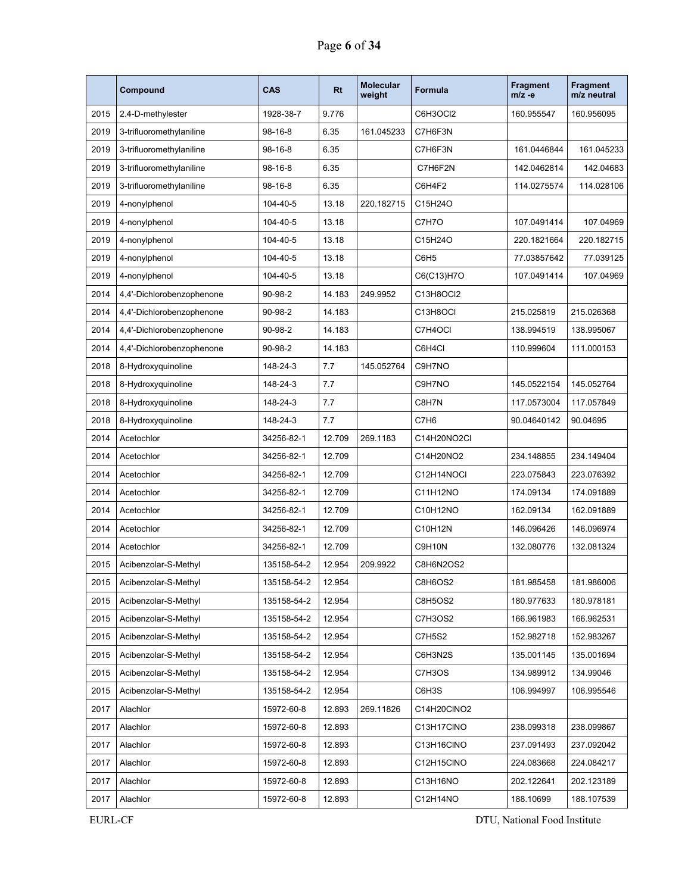| | Compound | CAS | Rt | Molecular weight | Formula | Fragment m/z -e | Fragment m/z neutral |
|---|---|---|---|---|---|---|---|
| 2015 | 2.4-D-methylester | 1928-38-7 | 9.776 | | C6H3OCl2 | 160.955547 | 160.956095 |
| 2019 | 3-trifluoromethylaniline | 98-16-8 | 6.35 | 161.045233 | C7H6F3N | | |
| 2019 | 3-trifluoromethylaniline | 98-16-8 | 6.35 | | C7H6F3N | 161.0446844 | 161.045233 |
| 2019 | 3-trifluoromethylaniline | 98-16-8 | 6.35 | | C7H6F2N | 142.0462814 | 142.04683 |
| 2019 | 3-trifluoromethylaniline | 98-16-8 | 6.35 | | C6H4F2 | 114.0275574 | 114.028106 |
| 2019 | 4-nonylphenol | 104-40-5 | 13.18 | 220.182715 | C15H24O | | |
| 2019 | 4-nonylphenol | 104-40-5 | 13.18 | | C7H7O | 107.0491414 | 107.04969 |
| 2019 | 4-nonylphenol | 104-40-5 | 13.18 | | C15H24O | 220.1821664 | 220.182715 |
| 2019 | 4-nonylphenol | 104-40-5 | 13.18 | | C6H5 | 77.03857642 | 77.039125 |
| 2019 | 4-nonylphenol | 104-40-5 | 13.18 | | C6(C13)H7O | 107.0491414 | 107.04969 |
| 2014 | 4,4'-Dichlorobenzophenone | 90-98-2 | 14.183 | 249.9952 | C13H8OCl2 | | |
| 2014 | 4,4'-Dichlorobenzophenone | 90-98-2 | 14.183 | | C13H8OCl | 215.025819 | 215.026368 |
| 2014 | 4,4'-Dichlorobenzophenone | 90-98-2 | 14.183 | | C7H4OCl | 138.994519 | 138.995067 |
| 2014 | 4,4'-Dichlorobenzophenone | 90-98-2 | 14.183 | | C6H4Cl | 110.999604 | 111.000153 |
| 2018 | 8-Hydroxyquinoline | 148-24-3 | 7.7 | 145.052764 | C9H7NO | | |
| 2018 | 8-Hydroxyquinoline | 148-24-3 | 7.7 | | C9H7NO | 145.0522154 | 145.052764 |
| 2018 | 8-Hydroxyquinoline | 148-24-3 | 7.7 | | C8H7N | 117.0573004 | 117.057849 |
| 2018 | 8-Hydroxyquinoline | 148-24-3 | 7.7 | | C7H6 | 90.04640142 | 90.04695 |
| 2014 | Acetochlor | 34256-82-1 | 12.709 | 269.1183 | C14H20NO2Cl | | |
| 2014 | Acetochlor | 34256-82-1 | 12.709 | | C14H20NO2 | 234.148855 | 234.149404 |
| 2014 | Acetochlor | 34256-82-1 | 12.709 | | C12H14NOCl | 223.075843 | 223.076392 |
| 2014 | Acetochlor | 34256-82-1 | 12.709 | | C11H12NO | 174.09134 | 174.091889 |
| 2014 | Acetochlor | 34256-82-1 | 12.709 | | C10H12NO | 162.09134 | 162.091889 |
| 2014 | Acetochlor | 34256-82-1 | 12.709 | | C10H12N | 146.096426 | 146.096974 |
| 2014 | Acetochlor | 34256-82-1 | 12.709 | | C9H10N | 132.080776 | 132.081324 |
| 2015 | Acibenzolar-S-Methyl | 135158-54-2 | 12.954 | 209.9922 | C8H6N2OS2 | | |
| 2015 | Acibenzolar-S-Methyl | 135158-54-2 | 12.954 | | C8H6OS2 | 181.985458 | 181.986006 |
| 2015 | Acibenzolar-S-Methyl | 135158-54-2 | 12.954 | | C8H5OS2 | 180.977633 | 180.978181 |
| 2015 | Acibenzolar-S-Methyl | 135158-54-2 | 12.954 | | C7H3OS2 | 166.961983 | 166.962531 |
| 2015 | Acibenzolar-S-Methyl | 135158-54-2 | 12.954 | | C7H5S2 | 152.982718 | 152.983267 |
| 2015 | Acibenzolar-S-Methyl | 135158-54-2 | 12.954 | | C6H3N2S | 135.001145 | 135.001694 |
| 2015 | Acibenzolar-S-Methyl | 135158-54-2 | 12.954 | | C7H3OS | 134.989912 | 134.99046 |
| 2015 | Acibenzolar-S-Methyl | 135158-54-2 | 12.954 | | C6H3S | 106.994997 | 106.995546 |
| 2017 | Alachlor | 15972-60-8 | 12.893 | 269.11826 | C14H20ClNO2 | | |
| 2017 | Alachlor | 15972-60-8 | 12.893 | | C13H17ClNO | 238.099318 | 238.099867 |
| 2017 | Alachlor | 15972-60-8 | 12.893 | | C13H16ClNO | 237.091493 | 237.092042 |
| 2017 | Alachlor | 15972-60-8 | 12.893 | | C12H15ClNO | 224.083668 | 224.084217 |
| 2017 | Alachlor | 15972-60-8 | 12.893 | | C13H16NO | 202.122641 | 202.123189 |
| 2017 | Alachlor | 15972-60-8 | 12.893 | | C12H14NO | 188.10699 | 188.107539 |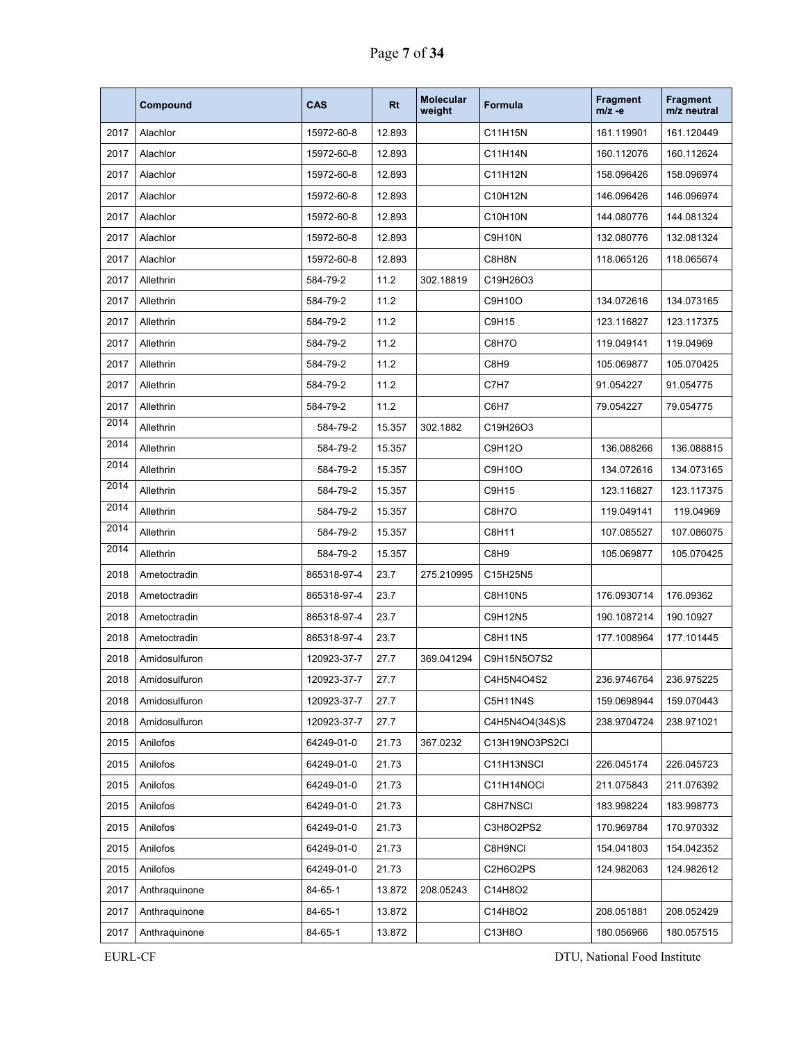| | Compound | CAS | Rt | Molecular weight | Formula | Fragment m/z -e | Fragment m/z neutral |
|---|---|---|---|---|---|---|---|
| 2017 | Alachlor | 15972-60-8 | 12.893 | | C11H15N | 161.119901 | 161.120449 |
| 2017 | Alachlor | 15972-60-8 | 12.893 | | C11H14N | 160.112076 | 160.112624 |
| 2017 | Alachlor | 15972-60-8 | 12.893 | | C11H12N | 158.096426 | 158.096974 |
| 2017 | Alachlor | 15972-60-8 | 12.893 | | C10H12N | 146.096426 | 146.096974 |
| 2017 | Alachlor | 15972-60-8 | 12.893 | | C10H10N | 144.080776 | 144.081324 |
| 2017 | Alachlor | 15972-60-8 | 12.893 | | C9H10N | 132.080776 | 132.081324 |
| 2017 | Alachlor | 15972-60-8 | 12.893 | | C8H8N | 118.065126 | 118.065674 |
| 2017 | Allethrin | 584-79-2 | 11.2 | 302.18819 | C19H26O3 | | |
| 2017 | Allethrin | 584-79-2 | 11.2 | | C9H10O | 134.072616 | 134.073165 |
| 2017 | Allethrin | 584-79-2 | 11.2 | | C9H15 | 123.116827 | 123.117375 |
| 2017 | Allethrin | 584-79-2 | 11.2 | | C8H7O | 119.049141 | 119.04969 |
| 2017 | Allethrin | 584-79-2 | 11.2 | | C8H9 | 105.069877 | 105.070425 |
| 2017 | Allethrin | 584-79-2 | 11.2 | | C7H7 | 91.054227 | 91.054775 |
| 2017 | Allethrin | 584-79-2 | 11.2 | | C6H7 | 79.054227 | 79.054775 |
| 2014 | Allethrin | 584-79-2 | 15.357 | 302.1882 | C19H26O3 | | |
| 2014 | Allethrin | 584-79-2 | 15.357 | | C9H12O | 136.088266 | 136.088815 |
| 2014 | Allethrin | 584-79-2 | 15.357 | | C9H10O | 134.072616 | 134.073165 |
| 2014 | Allethrin | 584-79-2 | 15.357 | | C9H15 | 123.116827 | 123.117375 |
| 2014 | Allethrin | 584-79-2 | 15.357 | | C8H7O | 119.049141 | 119.04969 |
| 2014 | Allethrin | 584-79-2 | 15.357 | | C8H11 | 107.085527 | 107.086075 |
| 2014 | Allethrin | 584-79-2 | 15.357 | | C8H9 | 105.069877 | 105.070425 |
| 2018 | Ametoctradin | 865318-97-4 | 23.7 | 275.210995 | C15H25N5 | | |
| 2018 | Ametoctradin | 865318-97-4 | 23.7 | | C8H10N5 | 176.0930714 | 176.09362 |
| 2018 | Ametoctradin | 865318-97-4 | 23.7 | | C9H12N5 | 190.1087214 | 190.10927 |
| 2018 | Ametoctradin | 865318-97-4 | 23.7 | | C8H11N5 | 177.1008964 | 177.101445 |
| 2018 | Amidosulfuron | 120923-37-7 | 27.7 | 369.041294 | C9H15N5O7S2 | | |
| 2018 | Amidosulfuron | 120923-37-7 | 27.7 | | C4H5N4O4S2 | 236.9746764 | 236.975225 |
| 2018 | Amidosulfuron | 120923-37-7 | 27.7 | | C5H11N4S | 159.0698944 | 159.070443 |
| 2018 | Amidosulfuron | 120923-37-7 | 27.7 | | C4H5N4O4(34S)S | 238.9704724 | 238.971021 |
| 2015 | Anilofos | 64249-01-0 | 21.73 | 367.0232 | C13H19NO3PS2Cl | | |
| 2015 | Anilofos | 64249-01-0 | 21.73 | | C11H13NSCl | 226.045174 | 226.045723 |
| 2015 | Anilofos | 64249-01-0 | 21.73 | | C11H14NOCl | 211.075843 | 211.076392 |
| 2015 | Anilofos | 64249-01-0 | 21.73 | | C8H7NSCl | 183.998224 | 183.998773 |
| 2015 | Anilofos | 64249-01-0 | 21.73 | | C3H8O2PS2 | 170.969784 | 170.970332 |
| 2015 | Anilofos | 64249-01-0 | 21.73 | | C8H9NCl | 154.041803 | 154.042352 |
| 2015 | Anilofos | 64249-01-0 | 21.73 | | C2H6O2PS | 124.982063 | 124.982612 |
| 2017 | Anthraquinone | 84-65-1 | 13.872 | 208.05243 | C14H8O2 | | |
| 2017 | Anthraquinone | 84-65-1 | 13.872 | | C14H8O2 | 208.051881 | 208.052429 |
| 2017 | Anthraquinone | 84-65-1 | 13.872 | | C13H8O | 180.056966 | 180.057515 |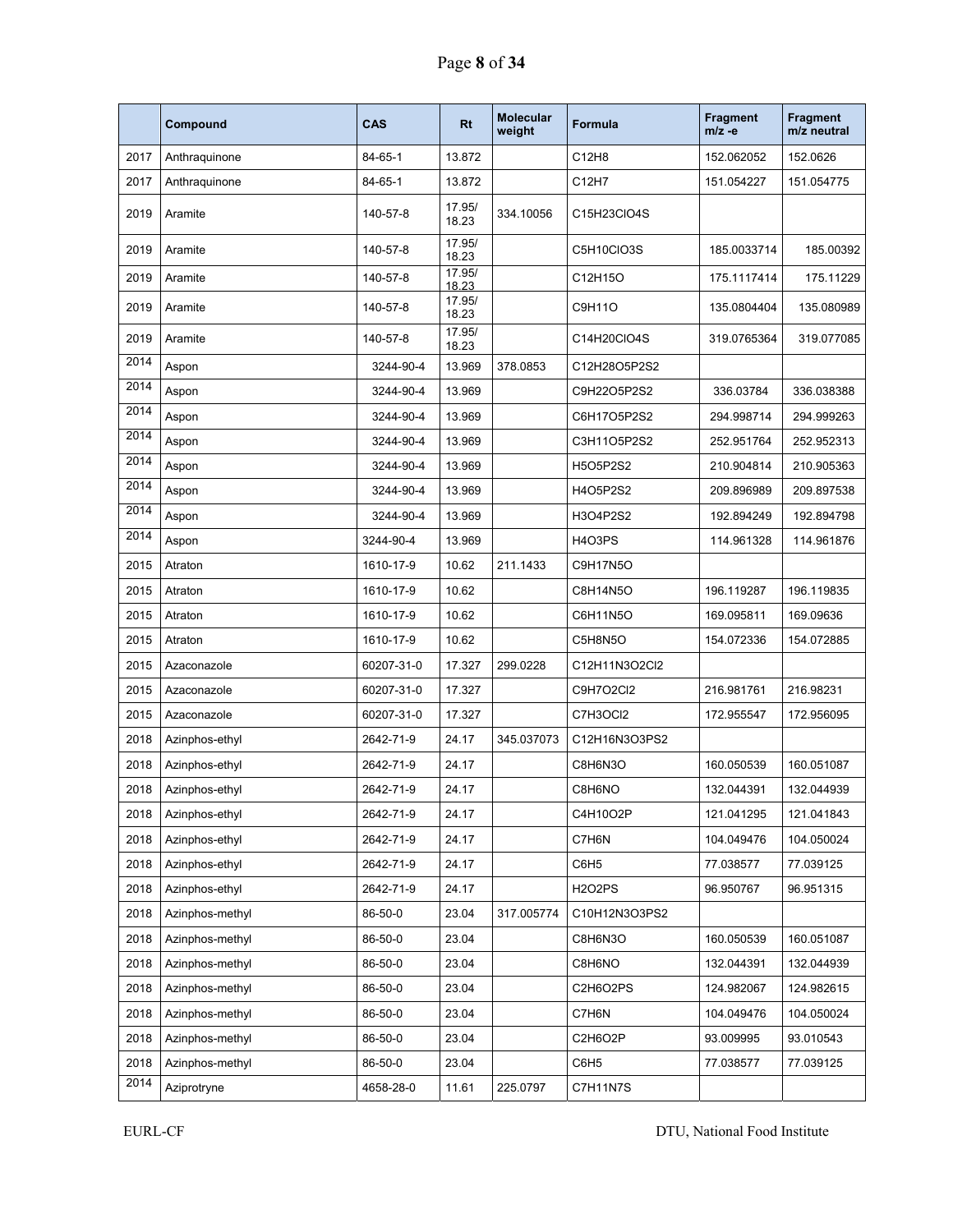|  | Compound | CAS | Rt | Molecular weight | Formula | Fragment m/z -e | Fragment m/z neutral |
|---|---|---|---|---|---|---|---|
| 2017 | Anthraquinone | 84-65-1 | 13.872 |  | C12H8 | 152.062052 | 152.0626 |
| 2017 | Anthraquinone | 84-65-1 | 13.872 |  | C12H7 | 151.054227 | 151.054775 |
| 2019 | Aramite | 140-57-8 | 17.95/ 18.23 | 334.10056 | C15H23ClO4S |  |  |
| 2019 | Aramite | 140-57-8 | 17.95/ 18.23 |  | C5H10ClO3S | 185.0033714 | 185.00392 |
| 2019 | Aramite | 140-57-8 | 17.95/ 18.23 |  | C12H15O | 175.1117414 | 175.11229 |
| 2019 | Aramite | 140-57-8 | 17.95/ 18.23 |  | C9H11O | 135.0804404 | 135.080989 |
| 2019 | Aramite | 140-57-8 | 17.95/ 18.23 |  | C14H20ClO4S | 319.0765364 | 319.077085 |
| 2014 | Aspon | 3244-90-4 | 13.969 | 378.0853 | C12H28O5P2S2 |  |  |
| 2014 | Aspon | 3244-90-4 | 13.969 |  | C9H22O5P2S2 | 336.03784 | 336.038388 |
| 2014 | Aspon | 3244-90-4 | 13.969 |  | C6H17O5P2S2 | 294.998714 | 294.999263 |
| 2014 | Aspon | 3244-90-4 | 13.969 |  | C3H11O5P2S2 | 252.951764 | 252.952313 |
| 2014 | Aspon | 3244-90-4 | 13.969 |  | H5O5P2S2 | 210.904814 | 210.905363 |
| 2014 | Aspon | 3244-90-4 | 13.969 |  | H4O5P2S2 | 209.896989 | 209.897538 |
| 2014 | Aspon | 3244-90-4 | 13.969 |  | H3O4P2S2 | 192.894249 | 192.894798 |
| 2014 | Aspon | 3244-90-4 | 13.969 |  | H4O3PS | 114.961328 | 114.961876 |
| 2015 | Atraton | 1610-17-9 | 10.62 | 211.1433 | C9H17N5O |  |  |
| 2015 | Atraton | 1610-17-9 | 10.62 |  | C8H14N5O | 196.119287 | 196.119835 |
| 2015 | Atraton | 1610-17-9 | 10.62 |  | C6H11N5O | 169.095811 | 169.09636 |
| 2015 | Atraton | 1610-17-9 | 10.62 |  | C5H8N5O | 154.072336 | 154.072885 |
| 2015 | Azaconazole | 60207-31-0 | 17.327 | 299.0228 | C12H11N3O2Cl2 |  |  |
| 2015 | Azaconazole | 60207-31-0 | 17.327 |  | C9H7O2Cl2 | 216.981761 | 216.98231 |
| 2015 | Azaconazole | 60207-31-0 | 17.327 |  | C7H3OCl2 | 172.955547 | 172.956095 |
| 2018 | Azinphos-ethyl | 2642-71-9 | 24.17 | 345.037073 | C12H16N3O3PS2 |  |  |
| 2018 | Azinphos-ethyl | 2642-71-9 | 24.17 |  | C8H6N3O | 160.050539 | 160.051087 |
| 2018 | Azinphos-ethyl | 2642-71-9 | 24.17 |  | C8H6NO | 132.044391 | 132.044939 |
| 2018 | Azinphos-ethyl | 2642-71-9 | 24.17 |  | C4H10O2P | 121.041295 | 121.041843 |
| 2018 | Azinphos-ethyl | 2642-71-9 | 24.17 |  | C7H6N | 104.049476 | 104.050024 |
| 2018 | Azinphos-ethyl | 2642-71-9 | 24.17 |  | C6H5 | 77.038577 | 77.039125 |
| 2018 | Azinphos-ethyl | 2642-71-9 | 24.17 |  | H2O2PS | 96.950767 | 96.951315 |
| 2018 | Azinphos-methyl | 86-50-0 | 23.04 | 317.005774 | C10H12N3O3PS2 |  |  |
| 2018 | Azinphos-methyl | 86-50-0 | 23.04 |  | C8H6N3O | 160.050539 | 160.051087 |
| 2018 | Azinphos-methyl | 86-50-0 | 23.04 |  | C8H6NO | 132.044391 | 132.044939 |
| 2018 | Azinphos-methyl | 86-50-0 | 23.04 |  | C2H6O2PS | 124.982067 | 124.982615 |
| 2018 | Azinphos-methyl | 86-50-0 | 23.04 |  | C7H6N | 104.049476 | 104.050024 |
| 2018 | Azinphos-methyl | 86-50-0 | 23.04 |  | C2H6O2P | 93.009995 | 93.010543 |
| 2018 | Azinphos-methyl | 86-50-0 | 23.04 |  | C6H5 | 77.038577 | 77.039125 |
| 2014 | Aziprotryne | 4658-28-0 | 11.61 | 225.0797 | C7H11N7S |  |  |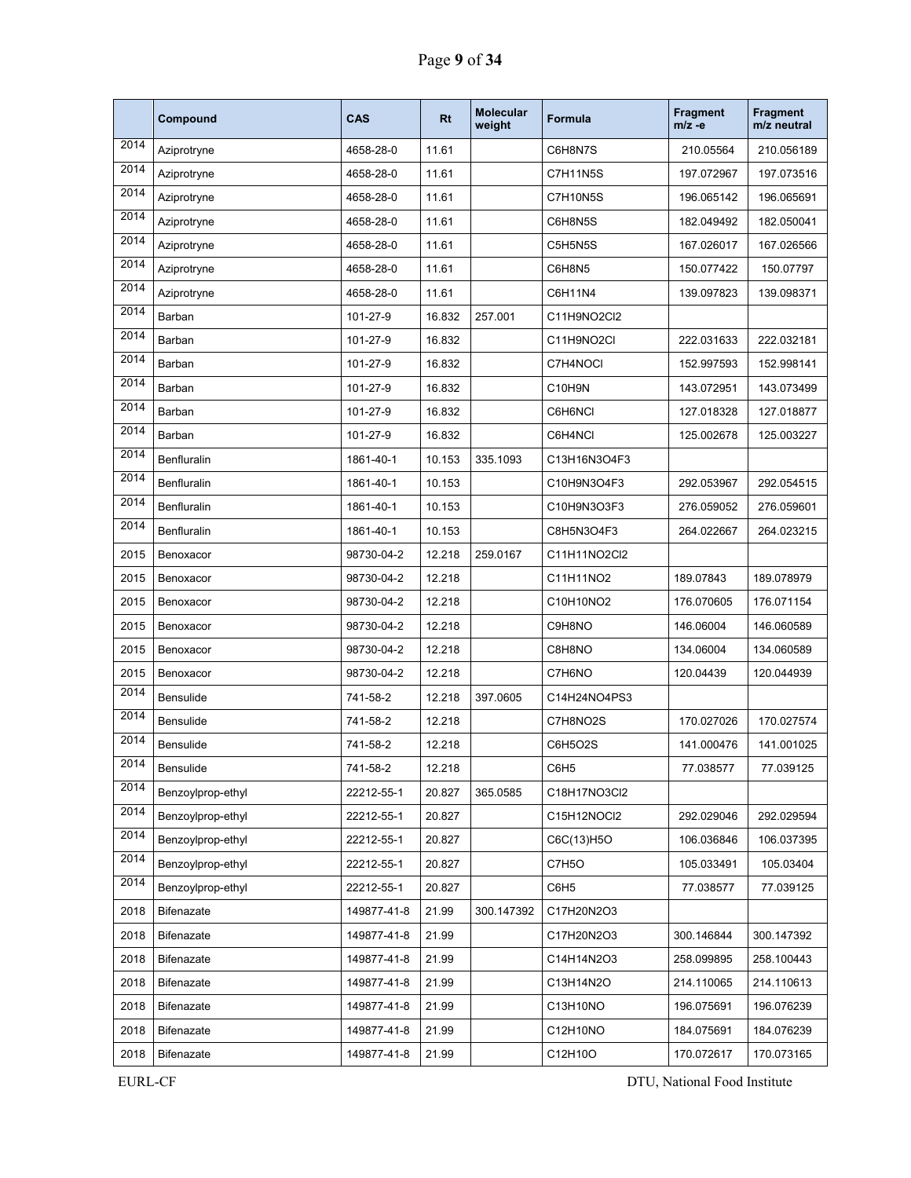| | Compound | CAS | Rt | Molecular weight | Formula | Fragment m/z -e | Fragment m/z neutral |
|---|---|---|---|---|---|---|---|
| 2014 | Aziprotryne | 4658-28-0 | 11.61 | | C6H8N7S | 210.05564 | 210.056189 |
| 2014 | Aziprotryne | 4658-28-0 | 11.61 | | C7H11N5S | 197.072967 | 197.073516 |
| 2014 | Aziprotryne | 4658-28-0 | 11.61 | | C7H10N5S | 196.065142 | 196.065691 |
| 2014 | Aziprotryne | 4658-28-0 | 11.61 | | C6H8N5S | 182.049492 | 182.050041 |
| 2014 | Aziprotryne | 4658-28-0 | 11.61 | | C5H5N5S | 167.026017 | 167.026566 |
| 2014 | Aziprotryne | 4658-28-0 | 11.61 | | C6H8N5 | 150.077422 | 150.07797 |
| 2014 | Aziprotryne | 4658-28-0 | 11.61 | | C6H11N4 | 139.097823 | 139.098371 |
| 2014 | Barban | 101-27-9 | 16.832 | 257.001 | C11H9NO2Cl2 | | |
| 2014 | Barban | 101-27-9 | 16.832 | | C11H9NO2Cl | 222.031633 | 222.032181 |
| 2014 | Barban | 101-27-9 | 16.832 | | C7H4NOCl | 152.997593 | 152.998141 |
| 2014 | Barban | 101-27-9 | 16.832 | | C10H9N | 143.072951 | 143.073499 |
| 2014 | Barban | 101-27-9 | 16.832 | | C6H6NCl | 127.018328 | 127.018877 |
| 2014 | Barban | 101-27-9 | 16.832 | | C6H4NCl | 125.002678 | 125.003227 |
| 2014 | Benfluralin | 1861-40-1 | 10.153 | 335.1093 | C13H16N3O4F3 | | |
| 2014 | Benfluralin | 1861-40-1 | 10.153 | | C10H9N3O4F3 | 292.053967 | 292.054515 |
| 2014 | Benfluralin | 1861-40-1 | 10.153 | | C10H9N3O3F3 | 276.059052 | 276.059601 |
| 2014 | Benfluralin | 1861-40-1 | 10.153 | | C8H5N3O4F3 | 264.022667 | 264.023215 |
| 2015 | Benoxacor | 98730-04-2 | 12.218 | 259.0167 | C11H11NO2Cl2 | | |
| 2015 | Benoxacor | 98730-04-2 | 12.218 | | C11H11NO2 | 189.07843 | 189.078979 |
| 2015 | Benoxacor | 98730-04-2 | 12.218 | | C10H10NO2 | 176.070605 | 176.071154 |
| 2015 | Benoxacor | 98730-04-2 | 12.218 | | C9H8NO | 146.06004 | 146.060589 |
| 2015 | Benoxacor | 98730-04-2 | 12.218 | | C8H8NO | 134.06004 | 134.060589 |
| 2015 | Benoxacor | 98730-04-2 | 12.218 | | C7H6NO | 120.04439 | 120.044939 |
| 2014 | Bensulide | 741-58-2 | 12.218 | 397.0605 | C14H24NO4PS3 | | |
| 2014 | Bensulide | 741-58-2 | 12.218 | | C7H8NO2S | 170.027026 | 170.027574 |
| 2014 | Bensulide | 741-58-2 | 12.218 | | C6H5O2S | 141.000476 | 141.001025 |
| 2014 | Bensulide | 741-58-2 | 12.218 | | C6H5 | 77.038577 | 77.039125 |
| 2014 | Benzoylprop-ethyl | 22212-55-1 | 20.827 | 365.0585 | C18H17NO3Cl2 | | |
| 2014 | Benzoylprop-ethyl | 22212-55-1 | 20.827 | | C15H12NOCl2 | 292.029046 | 292.029594 |
| 2014 | Benzoylprop-ethyl | 22212-55-1 | 20.827 | | C6C(13)H5O | 106.036846 | 106.037395 |
| 2014 | Benzoylprop-ethyl | 22212-55-1 | 20.827 | | C7H5O | 105.033491 | 105.03404 |
| 2014 | Benzoylprop-ethyl | 22212-55-1 | 20.827 | | C6H5 | 77.038577 | 77.039125 |
| 2018 | Bifenazate | 149877-41-8 | 21.99 | 300.147392 | C17H20N2O3 | | |
| 2018 | Bifenazate | 149877-41-8 | 21.99 | | C17H20N2O3 | 300.146844 | 300.147392 |
| 2018 | Bifenazate | 149877-41-8 | 21.99 | | C14H14N2O3 | 258.099895 | 258.100443 |
| 2018 | Bifenazate | 149877-41-8 | 21.99 | | C13H14N2O | 214.110065 | 214.110613 |
| 2018 | Bifenazate | 149877-41-8 | 21.99 | | C13H10NO | 196.075691 | 196.076239 |
| 2018 | Bifenazate | 149877-41-8 | 21.99 | | C12H10NO | 184.075691 | 184.076239 |
| 2018 | Bifenazate | 149877-41-8 | 21.99 | | C12H10O | 170.072617 | 170.073165 |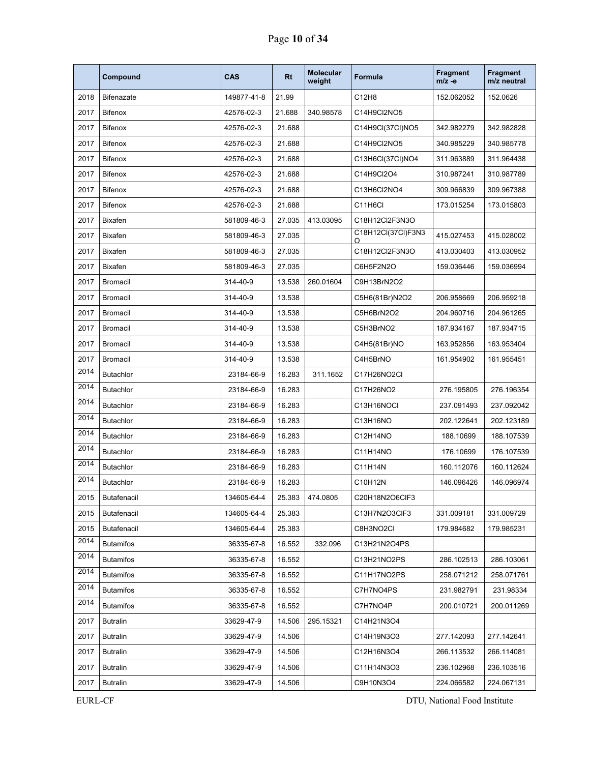|  | Compound | CAS | Rt | Molecular weight | Formula | Fragment m/z -e | Fragment m/z neutral |
|---|---|---|---|---|---|---|---|
| 2018 | Bifenazate | 149877-41-8 | 21.99 |  | C12H8 | 152.062052 | 152.0626 |
| 2017 | Bifenox | 42576-02-3 | 21.688 | 340.98578 | C14H9Cl2NO5 |  |  |
| 2017 | Bifenox | 42576-02-3 | 21.688 |  | C14H9Cl(37Cl)NO5 | 342.982279 | 342.982828 |
| 2017 | Bifenox | 42576-02-3 | 21.688 |  | C14H9Cl2NO5 | 340.985229 | 340.985778 |
| 2017 | Bifenox | 42576-02-3 | 21.688 |  | C13H6Cl(37Cl)NO4 | 311.963889 | 311.964438 |
| 2017 | Bifenox | 42576-02-3 | 21.688 |  | C14H9Cl2O4 | 310.987241 | 310.987789 |
| 2017 | Bifenox | 42576-02-3 | 21.688 |  | C13H6Cl2NO4 | 309.966839 | 309.967388 |
| 2017 | Bifenox | 42576-02-3 | 21.688 |  | C11H6Cl | 173.015254 | 173.015803 |
| 2017 | Bixafen | 581809-46-3 | 27.035 | 413.03095 | C18H12Cl2F3N3O |  |  |
| 2017 | Bixafen | 581809-46-3 | 27.035 |  | C18H12Cl(37Cl)F3N3O | 415.027453 | 415.028002 |
| 2017 | Bixafen | 581809-46-3 | 27.035 |  | C18H12Cl2F3N3O | 413.030403 | 413.030952 |
| 2017 | Bixafen | 581809-46-3 | 27.035 |  | C6H5F2N2O | 159.036446 | 159.036994 |
| 2017 | Bromacil | 314-40-9 | 13.538 | 260.01604 | C9H13BrN2O2 |  |  |
| 2017 | Bromacil | 314-40-9 | 13.538 |  | C5H6(81Br)N2O2 | 206.958669 | 206.959218 |
| 2017 | Bromacil | 314-40-9 | 13.538 |  | C5H6BrN2O2 | 204.960716 | 204.961265 |
| 2017 | Bromacil | 314-40-9 | 13.538 |  | C5H3BrNO2 | 187.934167 | 187.934715 |
| 2017 | Bromacil | 314-40-9 | 13.538 |  | C4H5(81Br)NO | 163.952856 | 163.953404 |
| 2017 | Bromacil | 314-40-9 | 13.538 |  | C4H5BrNO | 161.954902 | 161.955451 |
| 2014 | Butachlor | 23184-66-9 | 16.283 | 311.1652 | C17H26NO2Cl |  |  |
| 2014 | Butachlor | 23184-66-9 | 16.283 |  | C17H26NO2 | 276.195805 | 276.196354 |
| 2014 | Butachlor | 23184-66-9 | 16.283 |  | C13H16NOCl | 237.091493 | 237.092042 |
| 2014 | Butachlor | 23184-66-9 | 16.283 |  | C13H16NO | 202.122641 | 202.123189 |
| 2014 | Butachlor | 23184-66-9 | 16.283 |  | C12H14NO | 188.10699 | 188.107539 |
| 2014 | Butachlor | 23184-66-9 | 16.283 |  | C11H14NO | 176.10699 | 176.107539 |
| 2014 | Butachlor | 23184-66-9 | 16.283 |  | C11H14N | 160.112076 | 160.112624 |
| 2014 | Butachlor | 23184-66-9 | 16.283 |  | C10H12N | 146.096426 | 146.096974 |
| 2015 | Butafenacil | 134605-64-4 | 25.383 | 474.0805 | C20H18N2O6ClF3 |  |  |
| 2015 | Butafenacil | 134605-64-4 | 25.383 |  | C13H7N2O3ClF3 | 331.009181 | 331.009729 |
| 2015 | Butafenacil | 134605-64-4 | 25.383 |  | C8H3NO2Cl | 179.984682 | 179.985231 |
| 2014 | Butamifos | 36335-67-8 | 16.552 | 332.096 | C13H21N2O4PS |  |  |
| 2014 | Butamifos | 36335-67-8 | 16.552 |  | C13H21NO2PS | 286.102513 | 286.103061 |
| 2014 | Butamifos | 36335-67-8 | 16.552 |  | C11H17NO2PS | 258.071212 | 258.071761 |
| 2014 | Butamifos | 36335-67-8 | 16.552 |  | C7H7NO4PS | 231.982791 | 231.98334 |
| 2014 | Butamifos | 36335-67-8 | 16.552 |  | C7H7NO4P | 200.010721 | 200.011269 |
| 2017 | Butralin | 33629-47-9 | 14.506 | 295.15321 | C14H21N3O4 |  |  |
| 2017 | Butralin | 33629-47-9 | 14.506 |  | C14H19N3O3 | 277.142093 | 277.142641 |
| 2017 | Butralin | 33629-47-9 | 14.506 |  | C12H16N3O4 | 266.113532 | 266.114081 |
| 2017 | Butralin | 33629-47-9 | 14.506 |  | C11H14N3O3 | 236.102968 | 236.103516 |
| 2017 | Butralin | 33629-47-9 | 14.506 |  | C9H10N3O4 | 224.066582 | 224.067131 |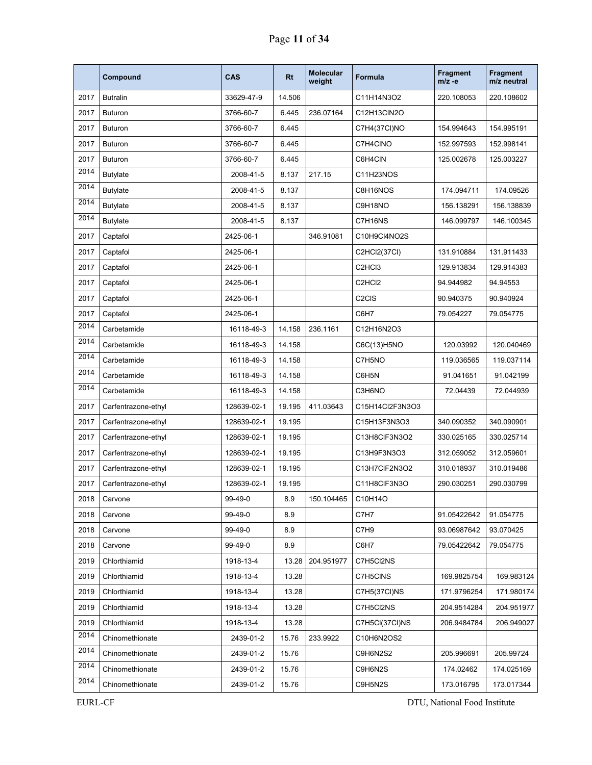|  | Compound | CAS | Rt | Molecular weight | Formula | Fragment m/z -e | Fragment m/z neutral |
|---|---|---|---|---|---|---|---|
| 2017 | Butralin | 33629-47-9 | 14.506 |  | C11H14N3O2 | 220.108053 | 220.108602 |
| 2017 | Buturon | 3766-60-7 | 6.445 | 236.07164 | C12H13ClN2O |  |  |
| 2017 | Buturon | 3766-60-7 | 6.445 |  | C7H4(37Cl)NO | 154.994643 | 154.995191 |
| 2017 | Buturon | 3766-60-7 | 6.445 |  | C7H4ClNO | 152.997593 | 152.998141 |
| 2017 | Buturon | 3766-60-7 | 6.445 |  | C6H4ClN | 125.002678 | 125.003227 |
| 2014 | Butylate | 2008-41-5 | 8.137 | 217.15 | C11H23NOS |  |  |
| 2014 | Butylate | 2008-41-5 | 8.137 |  | C8H16NOS | 174.094711 | 174.09526 |
| 2014 | Butylate | 2008-41-5 | 8.137 |  | C9H18NO | 156.138291 | 156.138839 |
| 2014 | Butylate | 2008-41-5 | 8.137 |  | C7H16NS | 146.099797 | 146.100345 |
| 2017 | Captafol | 2425-06-1 |  | 346.91081 | C10H9Cl4NO2S |  |  |
| 2017 | Captafol | 2425-06-1 |  |  | C2HCl2(37Cl) | 131.910884 | 131.911433 |
| 2017 | Captafol | 2425-06-1 |  |  | C2HCl3 | 129.913834 | 129.914383 |
| 2017 | Captafol | 2425-06-1 |  |  | C2HCl2 | 94.944982 | 94.94553 |
| 2017 | Captafol | 2425-06-1 |  |  | C2ClS | 90.940375 | 90.940924 |
| 2017 | Captafol | 2425-06-1 |  |  | C6H7 | 79.054227 | 79.054775 |
| 2014 | Carbetamide | 16118-49-3 | 14.158 | 236.1161 | C12H16N2O3 |  |  |
| 2014 | Carbetamide | 16118-49-3 | 14.158 |  | C6C(13)H5NO | 120.03992 | 120.040469 |
| 2014 | Carbetamide | 16118-49-3 | 14.158 |  | C7H5NO | 119.036565 | 119.037114 |
| 2014 | Carbetamide | 16118-49-3 | 14.158 |  | C6H5N | 91.041651 | 91.042199 |
| 2014 | Carbetamide | 16118-49-3 | 14.158 |  | C3H6NO | 72.04439 | 72.044939 |
| 2017 | Carfentrazone-ethyl | 128639-02-1 | 19.195 | 411.03643 | C15H14Cl2F3N3O3 |  |  |
| 2017 | Carfentrazone-ethyl | 128639-02-1 | 19.195 |  | C15H13F3N3O3 | 340.090352 | 340.090901 |
| 2017 | Carfentrazone-ethyl | 128639-02-1 | 19.195 |  | C13H8ClF3N3O2 | 330.025165 | 330.025714 |
| 2017 | Carfentrazone-ethyl | 128639-02-1 | 19.195 |  | C13H9F3N3O3 | 312.059052 | 312.059601 |
| 2017 | Carfentrazone-ethyl | 128639-02-1 | 19.195 |  | C13H7ClF2N3O2 | 310.018937 | 310.019486 |
| 2017 | Carfentrazone-ethyl | 128639-02-1 | 19.195 |  | C11H8ClF3N3O | 290.030251 | 290.030799 |
| 2018 | Carvone | 99-49-0 | 8.9 | 150.104465 | C10H14O |  |  |
| 2018 | Carvone | 99-49-0 | 8.9 |  | C7H7 | 91.05422642 | 91.054775 |
| 2018 | Carvone | 99-49-0 | 8.9 |  | C7H9 | 93.06987642 | 93.070425 |
| 2018 | Carvone | 99-49-0 | 8.9 |  | C6H7 | 79.05422642 | 79.054775 |
| 2019 | Chlorthiamid | 1918-13-4 | 13.28 | 204.951977 | C7H5Cl2NS |  |  |
| 2019 | Chlorthiamid | 1918-13-4 | 13.28 |  | C7H5ClNS | 169.9825754 | 169.983124 |
| 2019 | Chlorthiamid | 1918-13-4 | 13.28 |  | C7H5(37Cl)NS | 171.9796254 | 171.980174 |
| 2019 | Chlorthiamid | 1918-13-4 | 13.28 |  | C7H5Cl2NS | 204.9514284 | 204.951977 |
| 2019 | Chlorthiamid | 1918-13-4 | 13.28 |  | C7H5Cl(37Cl)NS | 206.9484784 | 206.949027 |
| 2014 | Chinomethionate | 2439-01-2 | 15.76 | 233.9922 | C10H6N2OS2 |  |  |
| 2014 | Chinomethionate | 2439-01-2 | 15.76 |  | C9H6N2S2 | 205.996691 | 205.99724 |
| 2014 | Chinomethionate | 2439-01-2 | 15.76 |  | C9H6N2S | 174.02462 | 174.025169 |
| 2014 | Chinomethionate | 2439-01-2 | 15.76 |  | C9H5N2S | 173.016795 | 173.017344 |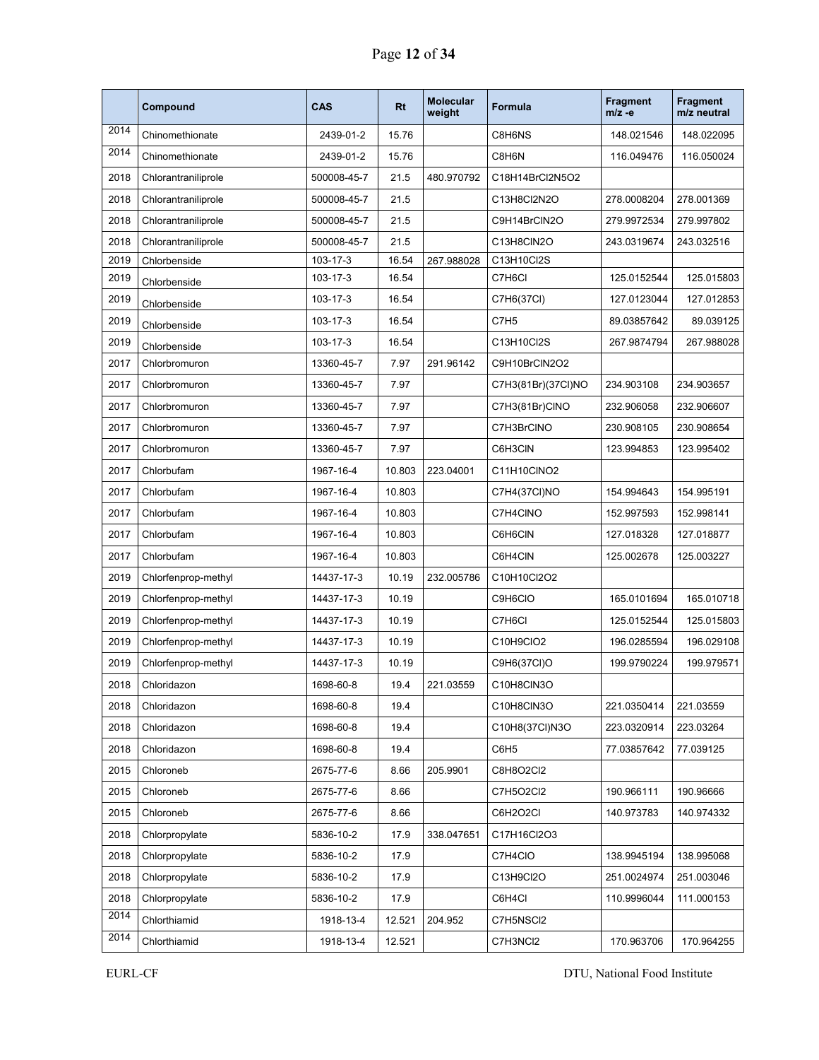| | Compound | CAS | Rt | Molecular weight | Formula | Fragment m/z -e | Fragment m/z neutral |
|---|---|---|---|---|---|---|---|
| 2014 | Chinomethionate | 2439-01-2 | 15.76 | | C8H6NS | 148.021546 | 148.022095 |
| 2014 | Chinomethionate | 2439-01-2 | 15.76 | | C8H6N | 116.049476 | 116.050024 |
| 2018 | Chlorantraniliprole | 500008-45-7 | 21.5 | 480.970792 | C18H14BrCl2N5O2 | | |
| 2018 | Chlorantraniliprole | 500008-45-7 | 21.5 | | C13H8Cl2N2O | 278.0008204 | 278.001369 |
| 2018 | Chlorantraniliprole | 500008-45-7 | 21.5 | | C9H14BrClN2O | 279.9972534 | 279.997802 |
| 2018 | Chlorantraniliprole | 500008-45-7 | 21.5 | | C13H8ClN2O | 243.0319674 | 243.032516 |
| 2019 | Chlorbenside | 103-17-3 | 16.54 | 267.988028 | C13H10Cl2S | | |
| 2019 | Chlorbenside | 103-17-3 | 16.54 | | C7H6Cl | 125.0152544 | 125.015803 |
| 2019 | Chlorbenside | 103-17-3 | 16.54 | | C7H6(37Cl) | 127.0123044 | 127.012853 |
| 2019 | Chlorbenside | 103-17-3 | 16.54 | | C7H5 | 89.03857642 | 89.039125 |
| 2019 | Chlorbenside | 103-17-3 | 16.54 | | C13H10Cl2S | 267.9874794 | 267.988028 |
| 2017 | Chlorbromuron | 13360-45-7 | 7.97 | 291.96142 | C9H10BrClN2O2 | | |
| 2017 | Chlorbromuron | 13360-45-7 | 7.97 | | C7H3(81Br)(37Cl)NO | 234.903108 | 234.903657 |
| 2017 | Chlorbromuron | 13360-45-7 | 7.97 | | C7H3(81Br)ClNO | 232.906058 | 232.906607 |
| 2017 | Chlorbromuron | 13360-45-7 | 7.97 | | C7H3BrClNO | 230.908105 | 230.908654 |
| 2017 | Chlorbromuron | 13360-45-7 | 7.97 | | C6H3ClN | 123.994853 | 123.995402 |
| 2017 | Chlorbufam | 1967-16-4 | 10.803 | 223.04001 | C11H10ClNO2 | | |
| 2017 | Chlorbufam | 1967-16-4 | 10.803 | | C7H4(37Cl)NO | 154.994643 | 154.995191 |
| 2017 | Chlorbufam | 1967-16-4 | 10.803 | | C7H4ClNO | 152.997593 | 152.998141 |
| 2017 | Chlorbufam | 1967-16-4 | 10.803 | | C6H6ClN | 127.018328 | 127.018877 |
| 2017 | Chlorbufam | 1967-16-4 | 10.803 | | C6H4ClN | 125.002678 | 125.003227 |
| 2019 | Chlorfenprop-methyl | 14437-17-3 | 10.19 | 232.005786 | C10H10Cl2O2 | | |
| 2019 | Chlorfenprop-methyl | 14437-17-3 | 10.19 | | C9H6ClO | 165.0101694 | 165.010718 |
| 2019 | Chlorfenprop-methyl | 14437-17-3 | 10.19 | | C7H6Cl | 125.0152544 | 125.015803 |
| 2019 | Chlorfenprop-methyl | 14437-17-3 | 10.19 | | C10H9ClO2 | 196.0285594 | 196.029108 |
| 2019 | Chlorfenprop-methyl | 14437-17-3 | 10.19 | | C9H6(37Cl)O | 199.9790224 | 199.979571 |
| 2018 | Chloridazon | 1698-60-8 | 19.4 | 221.03559 | C10H8ClN3O | | |
| 2018 | Chloridazon | 1698-60-8 | 19.4 | | C10H8ClN3O | 221.0350414 | 221.03559 |
| 2018 | Chloridazon | 1698-60-8 | 19.4 | | C10H8(37Cl)N3O | 223.0320914 | 223.03264 |
| 2018 | Chloridazon | 1698-60-8 | 19.4 | | C6H5 | 77.03857642 | 77.039125 |
| 2015 | Chloroneb | 2675-77-6 | 8.66 | 205.9901 | C8H8O2Cl2 | | |
| 2015 | Chloroneb | 2675-77-6 | 8.66 | | C7H5O2Cl2 | 190.966111 | 190.96666 |
| 2015 | Chloroneb | 2675-77-6 | 8.66 | | C6H2O2Cl | 140.973783 | 140.974332 |
| 2018 | Chlorpropylate | 5836-10-2 | 17.9 | 338.047651 | C17H16Cl2O3 | | |
| 2018 | Chlorpropylate | 5836-10-2 | 17.9 | | C7H4ClO | 138.9945194 | 138.995068 |
| 2018 | Chlorpropylate | 5836-10-2 | 17.9 | | C13H9Cl2O | 251.0024974 | 251.003046 |
| 2018 | Chlorpropylate | 5836-10-2 | 17.9 | | C6H4Cl | 110.9996044 | 111.000153 |
| 2014 | Chlorthiamid | 1918-13-4 | 12.521 | 204.952 | C7H5NSCl2 | | |
| 2014 | Chlorthiamid | 1918-13-4 | 12.521 | | C7H3NCl2 | 170.963706 | 170.964255 |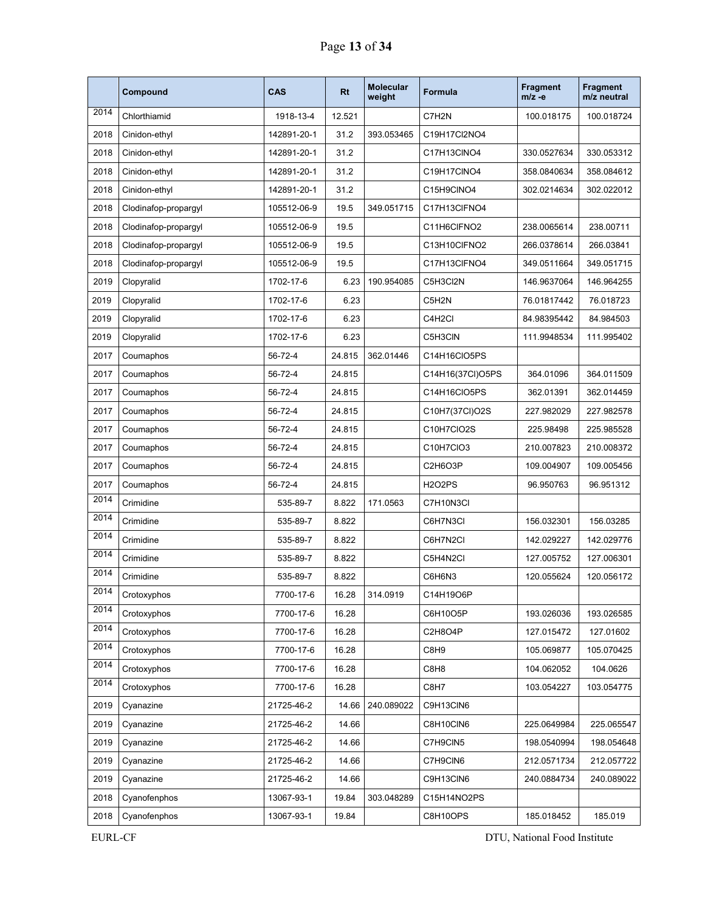|  | Compound | CAS | Rt | Molecular weight | Formula | Fragment m/z -e | Fragment m/z neutral |
|---|---|---|---|---|---|---|---|
| 2014 | Chlorthiamid | 1918-13-4 | 12.521 |  | C7H2N | 100.018175 | 100.018724 |
| 2018 | Cinidon-ethyl | 142891-20-1 | 31.2 | 393.053465 | C19H17Cl2NO4 |  |  |
| 2018 | Cinidon-ethyl | 142891-20-1 | 31.2 |  | C17H13ClNO4 | 330.0527634 | 330.053312 |
| 2018 | Cinidon-ethyl | 142891-20-1 | 31.2 |  | C19H17ClNO4 | 358.0840634 | 358.084612 |
| 2018 | Cinidon-ethyl | 142891-20-1 | 31.2 |  | C15H9ClNO4 | 302.0214634 | 302.022012 |
| 2018 | Clodinafop-propargyl | 105512-06-9 | 19.5 | 349.051715 | C17H13ClFNO4 |  |  |
| 2018 | Clodinafop-propargyl | 105512-06-9 | 19.5 |  | C11H6ClFNO2 | 238.0065614 | 238.00711 |
| 2018 | Clodinafop-propargyl | 105512-06-9 | 19.5 |  | C13H10ClFNO2 | 266.0378614 | 266.03841 |
| 2018 | Clodinafop-propargyl | 105512-06-9 | 19.5 |  | C17H13ClFNO4 | 349.0511664 | 349.051715 |
| 2019 | Clopyralid | 1702-17-6 | 6.23 | 190.954085 | C5H3Cl2N | 146.9637064 | 146.964255 |
| 2019 | Clopyralid | 1702-17-6 | 6.23 |  | C5H2N | 76.01817442 | 76.018723 |
| 2019 | Clopyralid | 1702-17-6 | 6.23 |  | C4H2Cl | 84.98395442 | 84.984503 |
| 2019 | Clopyralid | 1702-17-6 | 6.23 |  | C5H3ClN | 111.9948534 | 111.995402 |
| 2017 | Coumaphos | 56-72-4 | 24.815 | 362.01446 | C14H16ClO5PS |  |  |
| 2017 | Coumaphos | 56-72-4 | 24.815 |  | C14H16(37Cl)O5PS | 364.01096 | 364.011509 |
| 2017 | Coumaphos | 56-72-4 | 24.815 |  | C14H16ClO5PS | 362.01391 | 362.014459 |
| 2017 | Coumaphos | 56-72-4 | 24.815 |  | C10H7(37Cl)O2S | 227.982029 | 227.982578 |
| 2017 | Coumaphos | 56-72-4 | 24.815 |  | C10H7ClO2S | 225.98498 | 225.985528 |
| 2017 | Coumaphos | 56-72-4 | 24.815 |  | C10H7ClO3 | 210.007823 | 210.008372 |
| 2017 | Coumaphos | 56-72-4 | 24.815 |  | C2H6O3P | 109.004907 | 109.005456 |
| 2017 | Coumaphos | 56-72-4 | 24.815 |  | H2O2PS | 96.950763 | 96.951312 |
| 2014 | Crimidine | 535-89-7 | 8.822 | 171.0563 | C7H10N3Cl |  |  |
| 2014 | Crimidine | 535-89-7 | 8.822 |  | C6H7N3Cl | 156.032301 | 156.03285 |
| 2014 | Crimidine | 535-89-7 | 8.822 |  | C6H7N2Cl | 142.029227 | 142.029776 |
| 2014 | Crimidine | 535-89-7 | 8.822 |  | C5H4N2Cl | 127.005752 | 127.006301 |
| 2014 | Crimidine | 535-89-7 | 8.822 |  | C6H6N3 | 120.055624 | 120.056172 |
| 2014 | Crotoxyphos | 7700-17-6 | 16.28 | 314.0919 | C14H19O6P |  |  |
| 2014 | Crotoxyphos | 7700-17-6 | 16.28 |  | C6H10O5P | 193.026036 | 193.026585 |
| 2014 | Crotoxyphos | 7700-17-6 | 16.28 |  | C2H8O4P | 127.015472 | 127.01602 |
| 2014 | Crotoxyphos | 7700-17-6 | 16.28 |  | C8H9 | 105.069877 | 105.070425 |
| 2014 | Crotoxyphos | 7700-17-6 | 16.28 |  | C8H8 | 104.062052 | 104.0626 |
| 2014 | Crotoxyphos | 7700-17-6 | 16.28 |  | C8H7 | 103.054227 | 103.054775 |
| 2019 | Cyanazine | 21725-46-2 | 14.66 | 240.089022 | C9H13ClN6 |  |  |
| 2019 | Cyanazine | 21725-46-2 | 14.66 |  | C8H10ClN6 | 225.0649984 | 225.065547 |
| 2019 | Cyanazine | 21725-46-2 | 14.66 |  | C7H9ClN5 | 198.0540994 | 198.054648 |
| 2019 | Cyanazine | 21725-46-2 | 14.66 |  | C7H9ClN6 | 212.0571734 | 212.057722 |
| 2019 | Cyanazine | 21725-46-2 | 14.66 |  | C9H13ClN6 | 240.0884734 | 240.089022 |
| 2018 | Cyanofenphos | 13067-93-1 | 19.84 | 303.048289 | C15H14NO2PS |  |  |
| 2018 | Cyanofenphos | 13067-93-1 | 19.84 |  | C8H10OPS | 185.018452 | 185.019 |

EURL-CF DTU, National Food Institute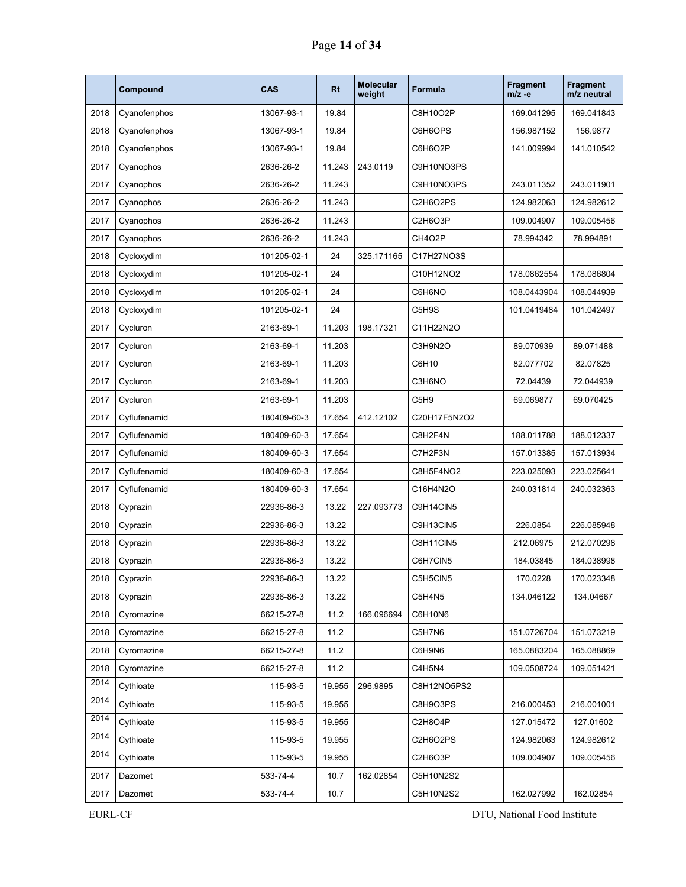|  | Compound | CAS | Rt | Molecular weight | Formula | Fragment m/z -e | Fragment m/z neutral |
|---|---|---|---|---|---|---|---|
| 2018 | Cyanofenphos | 13067-93-1 | 19.84 |  | C8H10O2P | 169.041295 | 169.041843 |
| 2018 | Cyanofenphos | 13067-93-1 | 19.84 |  | C6H6OPS | 156.987152 | 156.9877 |
| 2018 | Cyanofenphos | 13067-93-1 | 19.84 |  | C6H6O2P | 141.009994 | 141.010542 |
| 2017 | Cyanophos | 2636-26-2 | 11.243 | 243.0119 | C9H10NO3PS |  |  |
| 2017 | Cyanophos | 2636-26-2 | 11.243 |  | C9H10NO3PS | 243.011352 | 243.011901 |
| 2017 | Cyanophos | 2636-26-2 | 11.243 |  | C2H6O2PS | 124.982063 | 124.982612 |
| 2017 | Cyanophos | 2636-26-2 | 11.243 |  | C2H6O3P | 109.004907 | 109.005456 |
| 2017 | Cyanophos | 2636-26-2 | 11.243 |  | CH4O2P | 78.994342 | 78.994891 |
| 2018 | Cycloxydim | 101205-02-1 | 24 | 325.171165 | C17H27NO3S |  |  |
| 2018 | Cycloxydim | 101205-02-1 | 24 |  | C10H12NO2 | 178.0862554 | 178.086804 |
| 2018 | Cycloxydim | 101205-02-1 | 24 |  | C6H6NO | 108.0443904 | 108.044939 |
| 2018 | Cycloxydim | 101205-02-1 | 24 |  | C5H9S | 101.0419484 | 101.042497 |
| 2017 | Cycluron | 2163-69-1 | 11.203 | 198.17321 | C11H22N2O |  |  |
| 2017 | Cycluron | 2163-69-1 | 11.203 |  | C3H9N2O | 89.070939 | 89.071488 |
| 2017 | Cycluron | 2163-69-1 | 11.203 |  | C6H10 | 82.077702 | 82.07825 |
| 2017 | Cycluron | 2163-69-1 | 11.203 |  | C3H6NO | 72.04439 | 72.044939 |
| 2017 | Cycluron | 2163-69-1 | 11.203 |  | C5H9 | 69.069877 | 69.070425 |
| 2017 | Cyflufenamid | 180409-60-3 | 17.654 | 412.12102 | C20H17F5N2O2 |  |  |
| 2017 | Cyflufenamid | 180409-60-3 | 17.654 |  | C8H2F4N | 188.011788 | 188.012337 |
| 2017 | Cyflufenamid | 180409-60-3 | 17.654 |  | C7H2F3N | 157.013385 | 157.013934 |
| 2017 | Cyflufenamid | 180409-60-3 | 17.654 |  | C8H5F4NO2 | 223.025093 | 223.025641 |
| 2017 | Cyflufenamid | 180409-60-3 | 17.654 |  | C16H4N2O | 240.031814 | 240.032363 |
| 2018 | Cyprazin | 22936-86-3 | 13.22 | 227.093773 | C9H14ClN5 |  |  |
| 2018 | Cyprazin | 22936-86-3 | 13.22 |  | C9H13ClN5 | 226.0854 | 226.085948 |
| 2018 | Cyprazin | 22936-86-3 | 13.22 |  | C8H11ClN5 | 212.06975 | 212.070298 |
| 2018 | Cyprazin | 22936-86-3 | 13.22 |  | C6H7ClN5 | 184.03845 | 184.038998 |
| 2018 | Cyprazin | 22936-86-3 | 13.22 |  | C5H5ClN5 | 170.0228 | 170.023348 |
| 2018 | Cyprazin | 22936-86-3 | 13.22 |  | C5H4N5 | 134.046122 | 134.04667 |
| 2018 | Cyromazine | 66215-27-8 | 11.2 | 166.096694 | C6H10N6 |  |  |
| 2018 | Cyromazine | 66215-27-8 | 11.2 |  | C5H7N6 | 151.0726704 | 151.073219 |
| 2018 | Cyromazine | 66215-27-8 | 11.2 |  | C6H9N6 | 165.0883204 | 165.088869 |
| 2018 | Cyromazine | 66215-27-8 | 11.2 |  | C4H5N4 | 109.0508724 | 109.051421 |
| 2014 | Cythioate | 115-93-5 | 19.955 | 296.9895 | C8H12NO5PS2 |  |  |
| 2014 | Cythioate | 115-93-5 | 19.955 |  | C8H9O3PS | 216.000453 | 216.001001 |
| 2014 | Cythioate | 115-93-5 | 19.955 |  | C2H8O4P | 127.015472 | 127.01602 |
| 2014 | Cythioate | 115-93-5 | 19.955 |  | C2H6O2PS | 124.982063 | 124.982612 |
| 2014 | Cythioate | 115-93-5 | 19.955 |  | C2H6O3P | 109.004907 | 109.005456 |
| 2017 | Dazomet | 533-74-4 | 10.7 | 162.02854 | C5H10N2S2 |  |  |
| 2017 | Dazomet | 533-74-4 | 10.7 |  | C5H10N2S2 | 162.027992 | 162.02854 |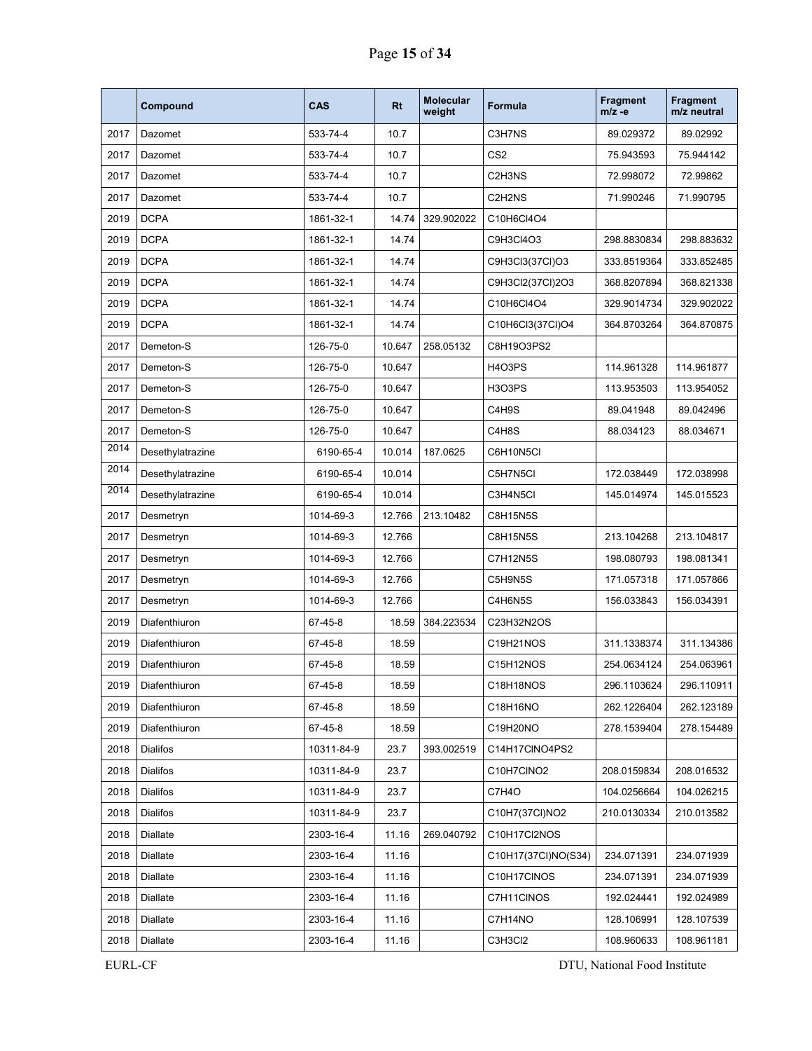|  | Compound | CAS | Rt | Molecular weight | Formula | Fragment m/z -e | Fragment m/z neutral |
|---|---|---|---|---|---|---|---|
| 2017 | Dazomet | 533-74-4 | 10.7 |  | C3H7NS | 89.029372 | 89.02992 |
| 2017 | Dazomet | 533-74-4 | 10.7 |  | CS2 | 75.943593 | 75.944142 |
| 2017 | Dazomet | 533-74-4 | 10.7 |  | C2H3NS | 72.998072 | 72.99862 |
| 2017 | Dazomet | 533-74-4 | 10.7 |  | C2H2NS | 71.990246 | 71.990795 |
| 2019 | DCPA | 1861-32-1 | 14.74 | 329.902022 | C10H6Cl4O4 |  |  |
| 2019 | DCPA | 1861-32-1 | 14.74 |  | C9H3Cl4O3 | 298.8830834 | 298.883632 |
| 2019 | DCPA | 1861-32-1 | 14.74 |  | C9H3Cl3(37Cl)O3 | 333.8519364 | 333.852485 |
| 2019 | DCPA | 1861-32-1 | 14.74 |  | C9H3Cl2(37Cl)2O3 | 368.8207894 | 368.821338 |
| 2019 | DCPA | 1861-32-1 | 14.74 |  | C10H6Cl4O4 | 329.9014734 | 329.902022 |
| 2019 | DCPA | 1861-32-1 | 14.74 |  | C10H6Cl3(37Cl)O4 | 364.8703264 | 364.870875 |
| 2017 | Demeton-S | 126-75-0 | 10.647 | 258.05132 | C8H19O3PS2 |  |  |
| 2017 | Demeton-S | 126-75-0 | 10.647 |  | H4O3PS | 114.961328 | 114.961877 |
| 2017 | Demeton-S | 126-75-0 | 10.647 |  | H3O3PS | 113.953503 | 113.954052 |
| 2017 | Demeton-S | 126-75-0 | 10.647 |  | C4H9S | 89.041948 | 89.042496 |
| 2017 | Demeton-S | 126-75-0 | 10.647 |  | C4H8S | 88.034123 | 88.034671 |
| 2014 | Desethylatrazine | 6190-65-4 | 10.014 | 187.0625 | C6H10N5Cl |  |  |
| 2014 | Desethylatrazine | 6190-65-4 | 10.014 |  | C5H7N5Cl | 172.038449 | 172.038998 |
| 2014 | Desethylatrazine | 6190-65-4 | 10.014 |  | C3H4N5Cl | 145.014974 | 145.015523 |
| 2017 | Desmetryn | 1014-69-3 | 12.766 | 213.10482 | C8H15N5S |  |  |
| 2017 | Desmetryn | 1014-69-3 | 12.766 |  | C8H15N5S | 213.104268 | 213.104817 |
| 2017 | Desmetryn | 1014-69-3 | 12.766 |  | C7H12N5S | 198.080793 | 198.081341 |
| 2017 | Desmetryn | 1014-69-3 | 12.766 |  | C5H9N5S | 171.057318 | 171.057866 |
| 2017 | Desmetryn | 1014-69-3 | 12.766 |  | C4H6N5S | 156.033843 | 156.034391 |
| 2019 | Diafenthiuron | 67-45-8 | 18.59 | 384.223534 | C23H32N2OS |  |  |
| 2019 | Diafenthiuron | 67-45-8 | 18.59 |  | C19H21NOS | 311.1338374 | 311.134386 |
| 2019 | Diafenthiuron | 67-45-8 | 18.59 |  | C15H12NOS | 254.0634124 | 254.063961 |
| 2019 | Diafenthiuron | 67-45-8 | 18.59 |  | C18H18NOS | 296.1103624 | 296.110911 |
| 2019 | Diafenthiuron | 67-45-8 | 18.59 |  | C18H16NO | 262.1226404 | 262.123189 |
| 2019 | Diafenthiuron | 67-45-8 | 18.59 |  | C19H20NO | 278.1539404 | 278.154489 |
| 2018 | Dialifos | 10311-84-9 | 23.7 | 393.002519 | C14H17ClNO4PS2 |  |  |
| 2018 | Dialifos | 10311-84-9 | 23.7 |  | C10H7ClNO2 | 208.0159834 | 208.016532 |
| 2018 | Dialifos | 10311-84-9 | 23.7 |  | C7H4O | 104.0256664 | 104.026215 |
| 2018 | Dialifos | 10311-84-9 | 23.7 |  | C10H7(37Cl)NO2 | 210.0130334 | 210.013582 |
| 2018 | Diallate | 2303-16-4 | 11.16 | 269.040792 | C10H17Cl2NOS |  |  |
| 2018 | Diallate | 2303-16-4 | 11.16 |  | C10H17(37Cl)NO(S34) | 234.071391 | 234.071939 |
| 2018 | Diallate | 2303-16-4 | 11.16 |  | C10H17ClNOS | 234.071391 | 234.071939 |
| 2018 | Diallate | 2303-16-4 | 11.16 |  | C7H11ClNOS | 192.024441 | 192.024989 |
| 2018 | Diallate | 2303-16-4 | 11.16 |  | C7H14NO | 128.106991 | 128.107539 |
| 2018 | Diallate | 2303-16-4 | 11.16 |  | C3H3Cl2 | 108.960633 | 108.961181 |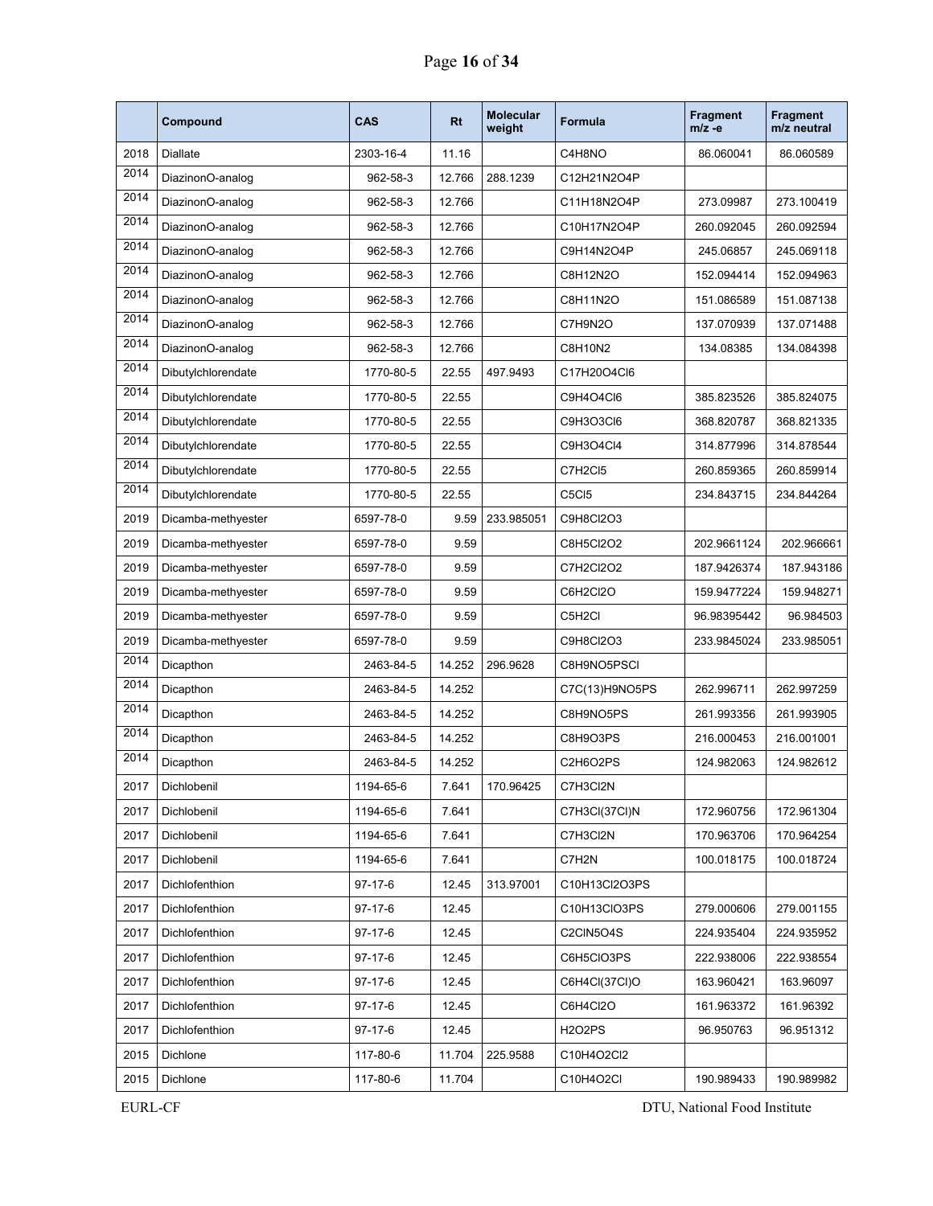|  | Compound | CAS | Rt | Molecular weight | Formula | Fragment m/z -e | Fragment m/z neutral |
| --- | --- | --- | --- | --- | --- | --- | --- |
| 2018 | Diallate | 2303-16-4 | 11.16 |  | C4H8NO | 86.060041 | 86.060589 |
| 2014 | DiazinonO-analog | 962-58-3 | 12.766 | 288.1239 | C12H21N2O4P |  |  |
| 2014 | DiazinonO-analog | 962-58-3 | 12.766 |  | C11H18N2O4P | 273.09987 | 273.100419 |
| 2014 | DiazinonO-analog | 962-58-3 | 12.766 |  | C10H17N2O4P | 260.092045 | 260.092594 |
| 2014 | DiazinonO-analog | 962-58-3 | 12.766 |  | C9H14N2O4P | 245.06857 | 245.069118 |
| 2014 | DiazinonO-analog | 962-58-3 | 12.766 |  | C8H12N2O | 152.094414 | 152.094963 |
| 2014 | DiazinonO-analog | 962-58-3 | 12.766 |  | C8H11N2O | 151.086589 | 151.087138 |
| 2014 | DiazinonO-analog | 962-58-3 | 12.766 |  | C7H9N2O | 137.070939 | 137.071488 |
| 2014 | DiazinonO-analog | 962-58-3 | 12.766 |  | C8H10N2 | 134.08385 | 134.084398 |
| 2014 | Dibutylchlorendate | 1770-80-5 | 22.55 | 497.9493 | C17H20O4Cl6 |  |  |
| 2014 | Dibutylchlorendate | 1770-80-5 | 22.55 |  | C9H4O4Cl6 | 385.823526 | 385.824075 |
| 2014 | Dibutylchlorendate | 1770-80-5 | 22.55 |  | C9H3O3Cl6 | 368.820787 | 368.821335 |
| 2014 | Dibutylchlorendate | 1770-80-5 | 22.55 |  | C9H3O4Cl4 | 314.877996 | 314.878544 |
| 2014 | Dibutylchlorendate | 1770-80-5 | 22.55 |  | C7H2Cl5 | 260.859365 | 260.859914 |
| 2014 | Dibutylchlorendate | 1770-80-5 | 22.55 |  | C5Cl5 | 234.843715 | 234.844264 |
| 2019 | Dicamba-methyester | 6597-78-0 | 9.59 | 233.985051 | C9H8Cl2O3 |  |  |
| 2019 | Dicamba-methyester | 6597-78-0 | 9.59 |  | C8H5Cl2O2 | 202.9661124 | 202.966661 |
| 2019 | Dicamba-methyester | 6597-78-0 | 9.59 |  | C7H2Cl2O2 | 187.9426374 | 187.943186 |
| 2019 | Dicamba-methyester | 6597-78-0 | 9.59 |  | C6H2Cl2O | 159.9477224 | 159.948271 |
| 2019 | Dicamba-methyester | 6597-78-0 | 9.59 |  | C5H2Cl | 96.98395442 | 96.984503 |
| 2019 | Dicamba-methyester | 6597-78-0 | 9.59 |  | C9H8Cl2O3 | 233.9845024 | 233.985051 |
| 2014 | Dicapthon | 2463-84-5 | 14.252 | 296.9628 | C8H9NO5PSCl |  |  |
| 2014 | Dicapthon | 2463-84-5 | 14.252 |  | C7C(13)H9NO5PS | 262.996711 | 262.997259 |
| 2014 | Dicapthon | 2463-84-5 | 14.252 |  | C8H9NO5PS | 261.993356 | 261.993905 |
| 2014 | Dicapthon | 2463-84-5 | 14.252 |  | C8H9O3PS | 216.000453 | 216.001001 |
| 2014 | Dicapthon | 2463-84-5 | 14.252 |  | C2H6O2PS | 124.982063 | 124.982612 |
| 2017 | Dichlobenil | 1194-65-6 | 7.641 | 170.96425 | C7H3Cl2N |  |  |
| 2017 | Dichlobenil | 1194-65-6 | 7.641 |  | C7H3Cl(37Cl)N | 172.960756 | 172.961304 |
| 2017 | Dichlobenil | 1194-65-6 | 7.641 |  | C7H3Cl2N | 170.963706 | 170.964254 |
| 2017 | Dichlobenil | 1194-65-6 | 7.641 |  | C7H2N | 100.018175 | 100.018724 |
| 2017 | Dichlofenthion | 97-17-6 | 12.45 | 313.97001 | C10H13Cl2O3PS |  |  |
| 2017 | Dichlofenthion | 97-17-6 | 12.45 |  | C10H13ClO3PS | 279.000606 | 279.001155 |
| 2017 | Dichlofenthion | 97-17-6 | 12.45 |  | C2ClN5O4S | 224.935404 | 224.935952 |
| 2017 | Dichlofenthion | 97-17-6 | 12.45 |  | C6H5ClO3PS | 222.938006 | 222.938554 |
| 2017 | Dichlofenthion | 97-17-6 | 12.45 |  | C6H4Cl(37Cl)O | 163.960421 | 163.96097 |
| 2017 | Dichlofenthion | 97-17-6 | 12.45 |  | C6H4Cl2O | 161.963372 | 161.96392 |
| 2017 | Dichlofenthion | 97-17-6 | 12.45 |  | H2O2PS | 96.950763 | 96.951312 |
| 2015 | Dichlone | 117-80-6 | 11.704 | 225.9588 | C10H4O2Cl2 |  |  |
| 2015 | Dichlone | 117-80-6 | 11.704 |  | C10H4O2Cl | 190.989433 | 190.989982 |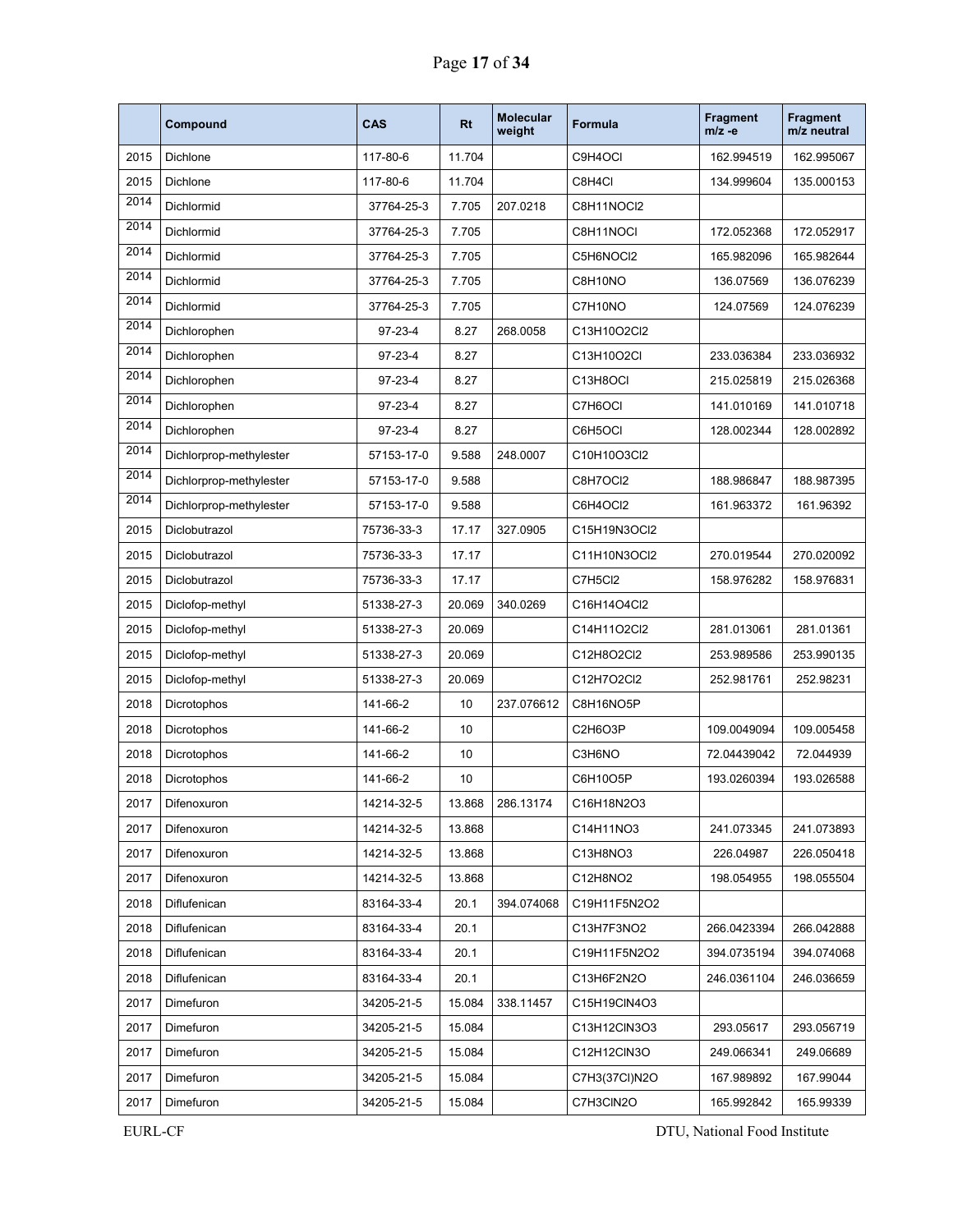|  | Compound | CAS | Rt | Molecular weight | Formula | Fragment m/z -e | Fragment m/z neutral |
|---|---|---|---|---|---|---|---|
| 2015 | Dichlone | 117-80-6 | 11.704 |  | C9H4OCl | 162.994519 | 162.995067 |
| 2015 | Dichlone | 117-80-6 | 11.704 |  | C8H4Cl | 134.999604 | 135.000153 |
| 2014 | Dichlormid | 37764-25-3 | 7.705 | 207.0218 | C8H11NOCl2 |  |  |
| 2014 | Dichlormid | 37764-25-3 | 7.705 |  | C8H11NOCl | 172.052368 | 172.052917 |
| 2014 | Dichlormid | 37764-25-3 | 7.705 |  | C5H6NOCl2 | 165.982096 | 165.982644 |
| 2014 | Dichlormid | 37764-25-3 | 7.705 |  | C8H10NO | 136.07569 | 136.076239 |
| 2014 | Dichlormid | 37764-25-3 | 7.705 |  | C7H10NO | 124.07569 | 124.076239 |
| 2014 | Dichlorophen | 97-23-4 | 8.27 | 268.0058 | C13H10O2Cl2 |  |  |
| 2014 | Dichlorophen | 97-23-4 | 8.27 |  | C13H10O2Cl | 233.036384 | 233.036932 |
| 2014 | Dichlorophen | 97-23-4 | 8.27 |  | C13H8OCl | 215.025819 | 215.026368 |
| 2014 | Dichlorophen | 97-23-4 | 8.27 |  | C7H6OCl | 141.010169 | 141.010718 |
| 2014 | Dichlorophen | 97-23-4 | 8.27 |  | C6H5OCl | 128.002344 | 128.002892 |
| 2014 | Dichlorprop-methylester | 57153-17-0 | 9.588 | 248.0007 | C10H10O3Cl2 |  |  |
| 2014 | Dichlorprop-methylester | 57153-17-0 | 9.588 |  | C8H7OCl2 | 188.986847 | 188.987395 |
| 2014 | Dichlorprop-methylester | 57153-17-0 | 9.588 |  | C6H4OCl2 | 161.963372 | 161.96392 |
| 2015 | Diclobutrazol | 75736-33-3 | 17.17 | 327.0905 | C15H19N3OCl2 |  |  |
| 2015 | Diclobutrazol | 75736-33-3 | 17.17 |  | C11H10N3OCl2 | 270.019544 | 270.020092 |
| 2015 | Diclobutrazol | 75736-33-3 | 17.17 |  | C7H5Cl2 | 158.976282 | 158.976831 |
| 2015 | Diclofop-methyl | 51338-27-3 | 20.069 | 340.0269 | C16H14O4Cl2 |  |  |
| 2015 | Diclofop-methyl | 51338-27-3 | 20.069 |  | C14H11O2Cl2 | 281.013061 | 281.01361 |
| 2015 | Diclofop-methyl | 51338-27-3 | 20.069 |  | C12H8O2Cl2 | 253.989586 | 253.990135 |
| 2015 | Diclofop-methyl | 51338-27-3 | 20.069 |  | C12H7O2Cl2 | 252.981761 | 252.98231 |
| 2018 | Dicrotophos | 141-66-2 | 10 | 237.076612 | C8H16NO5P |  |  |
| 2018 | Dicrotophos | 141-66-2 | 10 |  | C2H6O3P | 109.0049094 | 109.005458 |
| 2018 | Dicrotophos | 141-66-2 | 10 |  | C3H6NO | 72.04439042 | 72.044939 |
| 2018 | Dicrotophos | 141-66-2 | 10 |  | C6H10O5P | 193.0260394 | 193.026588 |
| 2017 | Difenoxuron | 14214-32-5 | 13.868 | 286.13174 | C16H18N2O3 |  |  |
| 2017 | Difenoxuron | 14214-32-5 | 13.868 |  | C14H11NO3 | 241.073345 | 241.073893 |
| 2017 | Difenoxuron | 14214-32-5 | 13.868 |  | C13H8NO3 | 226.04987 | 226.050418 |
| 2017 | Difenoxuron | 14214-32-5 | 13.868 |  | C12H8NO2 | 198.054955 | 198.055504 |
| 2018 | Diflufenican | 83164-33-4 | 20.1 | 394.074068 | C19H11F5N2O2 |  |  |
| 2018 | Diflufenican | 83164-33-4 | 20.1 |  | C13H7F3NO2 | 266.0423394 | 266.042888 |
| 2018 | Diflufenican | 83164-33-4 | 20.1 |  | C19H11F5N2O2 | 394.0735194 | 394.074068 |
| 2018 | Diflufenican | 83164-33-4 | 20.1 |  | C13H6F2N2O | 246.0361104 | 246.036659 |
| 2017 | Dimefuron | 34205-21-5 | 15.084 | 338.11457 | C15H19ClN4O3 |  |  |
| 2017 | Dimefuron | 34205-21-5 | 15.084 |  | C13H12ClN3O3 | 293.05617 | 293.056719 |
| 2017 | Dimefuron | 34205-21-5 | 15.084 |  | C12H12ClN3O | 249.066341 | 249.06689 |
| 2017 | Dimefuron | 34205-21-5 | 15.084 |  | C7H3(37Cl)N2O | 167.989892 | 167.99044 |
| 2017 | Dimefuron | 34205-21-5 | 15.084 |  | C7H3ClN2O | 165.992842 | 165.99339 |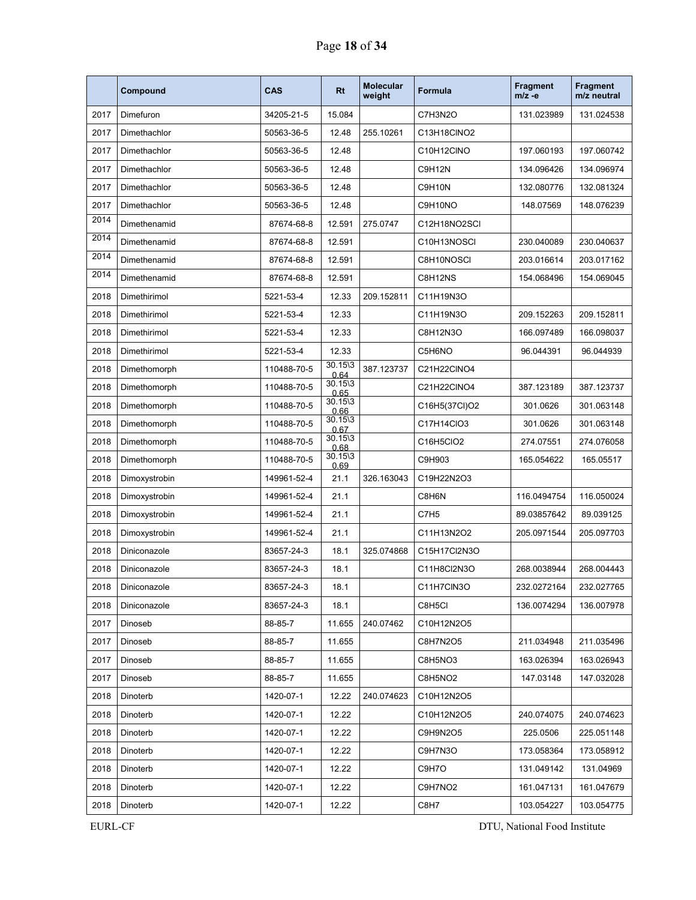|  | Compound | CAS | Rt | Molecular weight | Formula | Fragment m/z -e | Fragment m/z neutral |
|---|---|---|---|---|---|---|---|
| 2017 | Dimefuron | 34205-21-5 | 15.084 |  | C7H3N2O | 131.023989 | 131.024538 |
| 2017 | Dimethachlor | 50563-36-5 | 12.48 | 255.10261 | C13H18ClNO2 |  |  |
| 2017 | Dimethachlor | 50563-36-5 | 12.48 |  | C10H12ClNO | 197.060193 | 197.060742 |
| 2017 | Dimethachlor | 50563-36-5 | 12.48 |  | C9H12N | 134.096426 | 134.096974 |
| 2017 | Dimethachlor | 50563-36-5 | 12.48 |  | C9H10N | 132.080776 | 132.081324 |
| 2017 | Dimethachlor | 50563-36-5 | 12.48 |  | C9H10NO | 148.07569 | 148.076239 |
| 2014 | Dimethenamid | 87674-68-8 | 12.591 | 275.0747 | C12H18NO2SCl |  |  |
| 2014 | Dimethenamid | 87674-68-8 | 12.591 |  | C10H13NOSCl | 230.040089 | 230.040637 |
| 2014 | Dimethenamid | 87674-68-8 | 12.591 |  | C8H10NOSCl | 203.016614 | 203.017162 |
| 2014 | Dimethenamid | 87674-68-8 | 12.591 |  | C8H12NS | 154.068496 | 154.069045 |
| 2018 | Dimethirimol | 5221-53-4 | 12.33 | 209.152811 | C11H19N3O |  |  |
| 2018 | Dimethirimol | 5221-53-4 | 12.33 |  | C11H19N3O | 209.152263 | 209.152811 |
| 2018 | Dimethirimol | 5221-53-4 | 12.33 |  | C8H12N3O | 166.097489 | 166.098037 |
| 2018 | Dimethirimol | 5221-53-4 | 12.33 |  | C5H6NO | 96.044391 | 96.044939 |
| 2018 | Dimethomorph | 110488-70-5 | 30.15\30.64 | 387.123737 | C21H22ClNO4 |  |  |
| 2018 | Dimethomorph | 110488-70-5 | 30.15\30.65 |  | C21H22ClNO4 | 387.123189 | 387.123737 |
| 2018 | Dimethomorph | 110488-70-5 | 30.15\30.66 |  | C16H5(37Cl)O2 | 301.0626 | 301.063148 |
| 2018 | Dimethomorph | 110488-70-5 | 30.15\30.67 |  | C17H14ClO3 | 301.0626 | 301.063148 |
| 2018 | Dimethomorph | 110488-70-5 | 30.15\30.68 |  | C16H5ClO2 | 274.07551 | 274.076058 |
| 2018 | Dimethomorph | 110488-70-5 | 30.15\30.69 |  | C9H9O3 | 165.054622 | 165.05517 |
| 2018 | Dimoxystrobin | 149961-52-4 | 21.1 | 326.163043 | C19H22N2O3 |  |  |
| 2018 | Dimoxystrobin | 149961-52-4 | 21.1 |  | C8H6N | 116.0494754 | 116.050024 |
| 2018 | Dimoxystrobin | 149961-52-4 | 21.1 |  | C7H5 | 89.03857642 | 89.039125 |
| 2018 | Dimoxystrobin | 149961-52-4 | 21.1 |  | C11H13N2O2 | 205.0971544 | 205.097703 |
| 2018 | Diniconazole | 83657-24-3 | 18.1 | 325.074868 | C15H17Cl2N3O |  |  |
| 2018 | Diniconazole | 83657-24-3 | 18.1 |  | C11H8Cl2N3O | 268.0038944 | 268.004443 |
| 2018 | Diniconazole | 83657-24-3 | 18.1 |  | C11H7ClN3O | 232.0272164 | 232.027765 |
| 2018 | Diniconazole | 83657-24-3 | 18.1 |  | C8H5Cl | 136.0074294 | 136.007978 |
| 2017 | Dinoseb | 88-85-7 | 11.655 | 240.07462 | C10H12N2O5 |  |  |
| 2017 | Dinoseb | 88-85-7 | 11.655 |  | C8H7N2O5 | 211.034948 | 211.035496 |
| 2017 | Dinoseb | 88-85-7 | 11.655 |  | C8H5NO3 | 163.026394 | 163.026943 |
| 2017 | Dinoseb | 88-85-7 | 11.655 |  | C8H5NO2 | 147.03148 | 147.032028 |
| 2018 | Dinoterb | 1420-07-1 | 12.22 | 240.074623 | C10H12N2O5 |  |  |
| 2018 | Dinoterb | 1420-07-1 | 12.22 |  | C10H12N2O5 | 240.074075 | 240.074623 |
| 2018 | Dinoterb | 1420-07-1 | 12.22 |  | C9H9N2O5 | 225.0506 | 225.051148 |
| 2018 | Dinoterb | 1420-07-1 | 12.22 |  | C9H7N3O | 173.058364 | 173.058912 |
| 2018 | Dinoterb | 1420-07-1 | 12.22 |  | C9H7O | 131.049142 | 131.04969 |
| 2018 | Dinoterb | 1420-07-1 | 12.22 |  | C9H7NO2 | 161.047131 | 161.047679 |
| 2018 | Dinoterb | 1420-07-1 | 12.22 |  | C8H7 | 103.054227 | 103.054775 |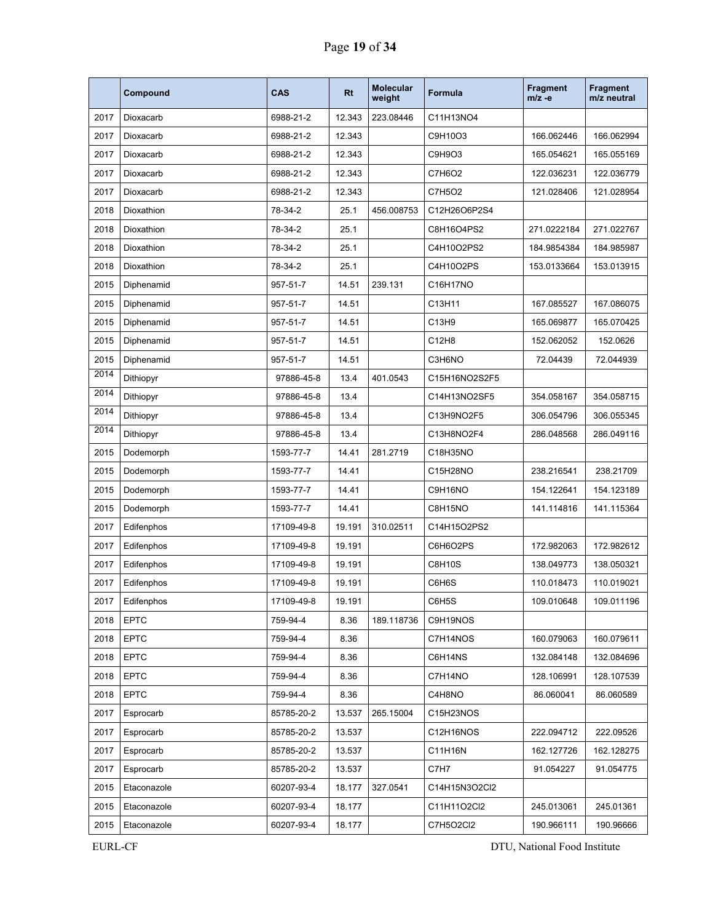| | Compound | CAS | Rt | Molecular weight | Formula | Fragment m/z -e | Fragment m/z neutral |
|---|---|---|---|---|---|---|---|
| 2017 | Dioxacarb | 6988-21-2 | 12.343 | 223.08446 | C11H13NO4 | | |
| 2017 | Dioxacarb | 6988-21-2 | 12.343 | | C9H10O3 | 166.062446 | 166.062994 |
| 2017 | Dioxacarb | 6988-21-2 | 12.343 | | C9H9O3 | 165.054621 | 165.055169 |
| 2017 | Dioxacarb | 6988-21-2 | 12.343 | | C7H6O2 | 122.036231 | 122.036779 |
| 2017 | Dioxacarb | 6988-21-2 | 12.343 | | C7H5O2 | 121.028406 | 121.028954 |
| 2018 | Dioxathion | 78-34-2 | 25.1 | 456.008753 | C12H26O6P2S4 | | |
| 2018 | Dioxathion | 78-34-2 | 25.1 | | C8H16O4PS2 | 271.0222184 | 271.022767 |
| 2018 | Dioxathion | 78-34-2 | 25.1 | | C4H10O2PS2 | 184.9854384 | 184.985987 |
| 2018 | Dioxathion | 78-34-2 | 25.1 | | C4H10O2PS | 153.0133664 | 153.013915 |
| 2015 | Diphenamid | 957-51-7 | 14.51 | 239.131 | C16H17NO | | |
| 2015 | Diphenamid | 957-51-7 | 14.51 | | C13H11 | 167.085527 | 167.086075 |
| 2015 | Diphenamid | 957-51-7 | 14.51 | | C13H9 | 165.069877 | 165.070425 |
| 2015 | Diphenamid | 957-51-7 | 14.51 | | C12H8 | 152.062052 | 152.0626 |
| 2015 | Diphenamid | 957-51-7 | 14.51 | | C3H6NO | 72.04439 | 72.044939 |
| 2014 | Dithiopyr | 97886-45-8 | 13.4 | 401.0543 | C15H16NO2S2F5 | | |
| 2014 | Dithiopyr | 97886-45-8 | 13.4 | | C14H13NO2SF5 | 354.058167 | 354.058715 |
| 2014 | Dithiopyr | 97886-45-8 | 13.4 | | C13H9NO2F5 | 306.054796 | 306.055345 |
| 2014 | Dithiopyr | 97886-45-8 | 13.4 | | C13H8NO2F4 | 286.048568 | 286.049116 |
| 2015 | Dodemorph | 1593-77-7 | 14.41 | 281.2719 | C18H35NO | | |
| 2015 | Dodemorph | 1593-77-7 | 14.41 | | C15H28NO | 238.216541 | 238.21709 |
| 2015 | Dodemorph | 1593-77-7 | 14.41 | | C9H16NO | 154.122641 | 154.123189 |
| 2015 | Dodemorph | 1593-77-7 | 14.41 | | C8H15NO | 141.114816 | 141.115364 |
| 2017 | Edifenphos | 17109-49-8 | 19.191 | 310.02511 | C14H15O2PS2 | | |
| 2017 | Edifenphos | 17109-49-8 | 19.191 | | C6H6O2PS | 172.982063 | 172.982612 |
| 2017 | Edifenphos | 17109-49-8 | 19.191 | | C8H10S | 138.049773 | 138.050321 |
| 2017 | Edifenphos | 17109-49-8 | 19.191 | | C6H6S | 110.018473 | 110.019021 |
| 2017 | Edifenphos | 17109-49-8 | 19.191 | | C6H5S | 109.010648 | 109.011196 |
| 2018 | EPTC | 759-94-4 | 8.36 | 189.118736 | C9H19NOS | | |
| 2018 | EPTC | 759-94-4 | 8.36 | | C7H14NOS | 160.079063 | 160.079611 |
| 2018 | EPTC | 759-94-4 | 8.36 | | C6H14NS | 132.084148 | 132.084696 |
| 2018 | EPTC | 759-94-4 | 8.36 | | C7H14NO | 128.106991 | 128.107539 |
| 2018 | EPTC | 759-94-4 | 8.36 | | C4H8NO | 86.060041 | 86.060589 |
| 2017 | Esprocarb | 85785-20-2 | 13.537 | 265.15004 | C15H23NOS | | |
| 2017 | Esprocarb | 85785-20-2 | 13.537 | | C12H16NOS | 222.094712 | 222.09526 |
| 2017 | Esprocarb | 85785-20-2 | 13.537 | | C11H16N | 162.127726 | 162.128275 |
| 2017 | Esprocarb | 85785-20-2 | 13.537 | | C7H7 | 91.054227 | 91.054775 |
| 2015 | Etaconazole | 60207-93-4 | 18.177 | 327.0541 | C14H15N3O2Cl2 | | |
| 2015 | Etaconazole | 60207-93-4 | 18.177 | | C11H11O2Cl2 | 245.013061 | 245.01361 |
| 2015 | Etaconazole | 60207-93-4 | 18.177 | | C7H5O2Cl2 | 190.966111 | 190.96666 |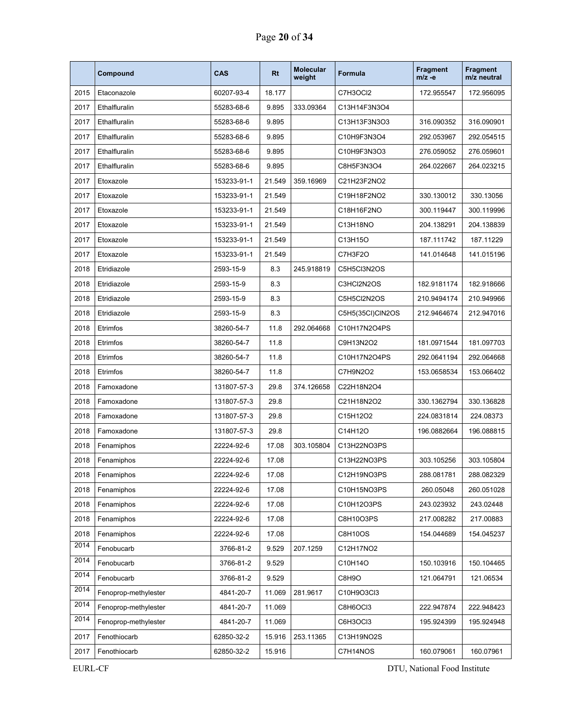|  | Compound | CAS | Rt | Molecular weight | Formula | Fragment m/z -e | Fragment m/z neutral |
|---|---|---|---|---|---|---|---|
| 2015 | Etaconazole | 60207-93-4 | 18.177 |  | C7H3OCl2 | 172.955547 | 172.956095 |
| 2017 | Ethalfluralin | 55283-68-6 | 9.895 | 333.09364 | C13H14F3N3O4 |  |  |
| 2017 | Ethalfluralin | 55283-68-6 | 9.895 |  | C13H13F3N3O3 | 316.090352 | 316.090901 |
| 2017 | Ethalfluralin | 55283-68-6 | 9.895 |  | C10H9F3N3O4 | 292.053967 | 292.054515 |
| 2017 | Ethalfluralin | 55283-68-6 | 9.895 |  | C10H9F3N3O3 | 276.059052 | 276.059601 |
| 2017 | Ethalfluralin | 55283-68-6 | 9.895 |  | C8H5F3N3O4 | 264.022667 | 264.023215 |
| 2017 | Etoxazole | 153233-91-1 | 21.549 | 359.16969 | C21H23F2NO2 |  |  |
| 2017 | Etoxazole | 153233-91-1 | 21.549 |  | C19H18F2NO2 | 330.130012 | 330.13056 |
| 2017 | Etoxazole | 153233-91-1 | 21.549 |  | C18H16F2NO | 300.119447 | 300.119996 |
| 2017 | Etoxazole | 153233-91-1 | 21.549 |  | C13H18NO | 204.138291 | 204.138839 |
| 2017 | Etoxazole | 153233-91-1 | 21.549 |  | C13H15O | 187.111742 | 187.11229 |
| 2017 | Etoxazole | 153233-91-1 | 21.549 |  | C7H3F2O | 141.014648 | 141.015196 |
| 2018 | Etridiazole | 2593-15-9 | 8.3 | 245.918819 | C5H5Cl3N2OS |  |  |
| 2018 | Etridiazole | 2593-15-9 | 8.3 |  | C3HCl2N2OS | 182.9181174 | 182.918666 |
| 2018 | Etridiazole | 2593-15-9 | 8.3 |  | C5H5Cl2N2OS | 210.9494174 | 210.949966 |
| 2018 | Etridiazole | 2593-15-9 | 8.3 |  | C5H5(35Cl)ClN2OS | 212.9464674 | 212.947016 |
| 2018 | Etrimfos | 38260-54-7 | 11.8 | 292.064668 | C10H17N2O4PS |  |  |
| 2018 | Etrimfos | 38260-54-7 | 11.8 |  | C9H13N2O2 | 181.0971544 | 181.097703 |
| 2018 | Etrimfos | 38260-54-7 | 11.8 |  | C10H17N2O4PS | 292.0641194 | 292.064668 |
| 2018 | Etrimfos | 38260-54-7 | 11.8 |  | C7H9N2O2 | 153.0658534 | 153.066402 |
| 2018 | Famoxadone | 131807-57-3 | 29.8 | 374.126658 | C22H18N2O4 |  |  |
| 2018 | Famoxadone | 131807-57-3 | 29.8 |  | C21H18N2O2 | 330.1362794 | 330.136828 |
| 2018 | Famoxadone | 131807-57-3 | 29.8 |  | C15H12O2 | 224.0831814 | 224.08373 |
| 2018 | Famoxadone | 131807-57-3 | 29.8 |  | C14H12O | 196.0882664 | 196.088815 |
| 2018 | Fenamiphos | 22224-92-6 | 17.08 | 303.105804 | C13H22NO3PS |  |  |
| 2018 | Fenamiphos | 22224-92-6 | 17.08 |  | C13H22NO3PS | 303.105256 | 303.105804 |
| 2018 | Fenamiphos | 22224-92-6 | 17.08 |  | C12H19NO3PS | 288.081781 | 288.082329 |
| 2018 | Fenamiphos | 22224-92-6 | 17.08 |  | C10H15NO3PS | 260.05048 | 260.051028 |
| 2018 | Fenamiphos | 22224-92-6 | 17.08 |  | C10H12O3PS | 243.023932 | 243.02448 |
| 2018 | Fenamiphos | 22224-92-6 | 17.08 |  | C8H10O3PS | 217.008282 | 217.00883 |
| 2018 | Fenamiphos | 22224-92-6 | 17.08 |  | C8H10OS | 154.044689 | 154.045237 |
| 2014 | Fenobucarb | 3766-81-2 | 9.529 | 207.1259 | C12H17NO2 |  |  |
| 2014 | Fenobucarb | 3766-81-2 | 9.529 |  | C10H14O | 150.103916 | 150.104465 |
| 2014 | Fenobucarb | 3766-81-2 | 9.529 |  | C8H9O | 121.064791 | 121.06534 |
| 2014 | Fenoprop-methylester | 4841-20-7 | 11.069 | 281.9617 | C10H9O3Cl3 |  |  |
| 2014 | Fenoprop-methylester | 4841-20-7 | 11.069 |  | C8H6OCl3 | 222.947874 | 222.948423 |
| 2014 | Fenoprop-methylester | 4841-20-7 | 11.069 |  | C6H3OCl3 | 195.924399 | 195.924948 |
| 2017 | Fenothiocarb | 62850-32-2 | 15.916 | 253.11365 | C13H19NO2S |  |  |
| 2017 | Fenothiocarb | 62850-32-2 | 15.916 |  | C7H14NOS | 160.079061 | 160.07961 |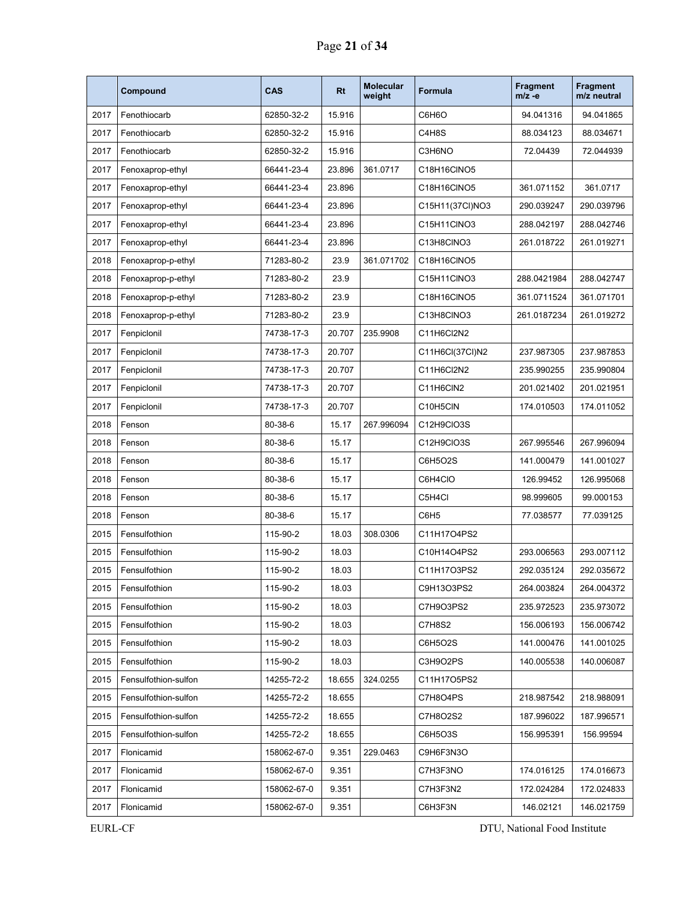|  | Compound | CAS | Rt | Molecular weight | Formula | Fragment m/z -e | Fragment m/z neutral |
|---|---|---|---|---|---|---|---|
| 2017 | Fenothiocarb | 62850-32-2 | 15.916 |  | C6H6O | 94.041316 | 94.041865 |
| 2017 | Fenothiocarb | 62850-32-2 | 15.916 |  | C4H8S | 88.034123 | 88.034671 |
| 2017 | Fenothiocarb | 62850-32-2 | 15.916 |  | C3H6NO | 72.04439 | 72.044939 |
| 2017 | Fenoxaprop-ethyl | 66441-23-4 | 23.896 | 361.0717 | C18H16ClNO5 |  |  |
| 2017 | Fenoxaprop-ethyl | 66441-23-4 | 23.896 |  | C18H16ClNO5 | 361.071152 | 361.0717 |
| 2017 | Fenoxaprop-ethyl | 66441-23-4 | 23.896 |  | C15H11(37Cl)NO3 | 290.039247 | 290.039796 |
| 2017 | Fenoxaprop-ethyl | 66441-23-4 | 23.896 |  | C15H11ClNO3 | 288.042197 | 288.042746 |
| 2017 | Fenoxaprop-ethyl | 66441-23-4 | 23.896 |  | C13H8ClNO3 | 261.018722 | 261.019271 |
| 2018 | Fenoxaprop-p-ethyl | 71283-80-2 | 23.9 | 361.071702 | C18H16ClNO5 |  |  |
| 2018 | Fenoxaprop-p-ethyl | 71283-80-2 | 23.9 |  | C15H11ClNO3 | 288.0421984 | 288.042747 |
| 2018 | Fenoxaprop-p-ethyl | 71283-80-2 | 23.9 |  | C18H16ClNO5 | 361.0711524 | 361.071701 |
| 2018 | Fenoxaprop-p-ethyl | 71283-80-2 | 23.9 |  | C13H8ClNO3 | 261.0187234 | 261.019272 |
| 2017 | Fenpiclonil | 74738-17-3 | 20.707 | 235.9908 | C11H6Cl2N2 |  |  |
| 2017 | Fenpiclonil | 74738-17-3 | 20.707 |  | C11H6Cl(37Cl)N2 | 237.987305 | 237.987853 |
| 2017 | Fenpiclonil | 74738-17-3 | 20.707 |  | C11H6Cl2N2 | 235.990255 | 235.990804 |
| 2017 | Fenpiclonil | 74738-17-3 | 20.707 |  | C11H6ClN2 | 201.021402 | 201.021951 |
| 2017 | Fenpiclonil | 74738-17-3 | 20.707 |  | C10H5ClN | 174.010503 | 174.011052 |
| 2018 | Fenson | 80-38-6 | 15.17 | 267.996094 | C12H9ClO3S |  |  |
| 2018 | Fenson | 80-38-6 | 15.17 |  | C12H9ClO3S | 267.995546 | 267.996094 |
| 2018 | Fenson | 80-38-6 | 15.17 |  | C6H5O2S | 141.000479 | 141.001027 |
| 2018 | Fenson | 80-38-6 | 15.17 |  | C6H4ClO | 126.99452 | 126.995068 |
| 2018 | Fenson | 80-38-6 | 15.17 |  | C5H4Cl | 98.999605 | 99.000153 |
| 2018 | Fenson | 80-38-6 | 15.17 |  | C6H5 | 77.038577 | 77.039125 |
| 2015 | Fensulfothion | 115-90-2 | 18.03 | 308.0306 | C11H17O4PS2 |  |  |
| 2015 | Fensulfothion | 115-90-2 | 18.03 |  | C10H14O4PS2 | 293.006563 | 293.007112 |
| 2015 | Fensulfothion | 115-90-2 | 18.03 |  | C11H17O3PS2 | 292.035124 | 292.035672 |
| 2015 | Fensulfothion | 115-90-2 | 18.03 |  | C9H13O3PS2 | 264.003824 | 264.004372 |
| 2015 | Fensulfothion | 115-90-2 | 18.03 |  | C7H9O3PS2 | 235.972523 | 235.973072 |
| 2015 | Fensulfothion | 115-90-2 | 18.03 |  | C7H8S2 | 156.006193 | 156.006742 |
| 2015 | Fensulfothion | 115-90-2 | 18.03 |  | C6H5O2S | 141.000476 | 141.001025 |
| 2015 | Fensulfothion | 115-90-2 | 18.03 |  | C3H9O2PS | 140.005538 | 140.006087 |
| 2015 | Fensulfothion-sulfon | 14255-72-2 | 18.655 | 324.0255 | C11H17O5PS2 |  |  |
| 2015 | Fensulfothion-sulfon | 14255-72-2 | 18.655 |  | C7H8O4PS | 218.987542 | 218.988091 |
| 2015 | Fensulfothion-sulfon | 14255-72-2 | 18.655 |  | C7H8O2S2 | 187.996022 | 187.996571 |
| 2015 | Fensulfothion-sulfon | 14255-72-2 | 18.655 |  | C6H5O3S | 156.995391 | 156.99594 |
| 2017 | Flonicamid | 158062-67-0 | 9.351 | 229.0463 | C9H6F3N3O |  |  |
| 2017 | Flonicamid | 158062-67-0 | 9.351 |  | C7H3F3NO | 174.016125 | 174.016673 |
| 2017 | Flonicamid | 158062-67-0 | 9.351 |  | C7H3F3N2 | 172.024284 | 172.024833 |
| 2017 | Flonicamid | 158062-67-0 | 9.351 |  | C6H3F3N | 146.02121 | 146.021759 |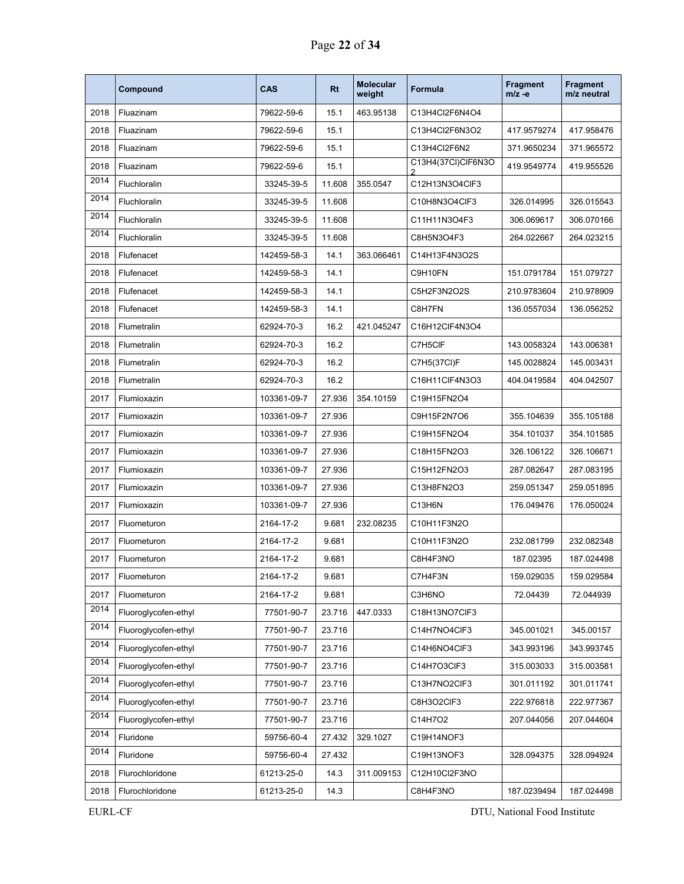| | Compound | CAS | Rt | Molecular weight | Formula | Fragment m/z -e | Fragment m/z neutral |
|---|---|---|---|---|---|---|---|
| 2018 | Fluazinam | 79622-59-6 | 15.1 | 463.95138 | C13H4Cl2F6N4O4 | | |
| 2018 | Fluazinam | 79622-59-6 | 15.1 | | C13H4Cl2F6N3O2 | 417.9579274 | 417.958476 |
| 2018 | Fluazinam | 79622-59-6 | 15.1 | | C13H4Cl2F6N2 | 371.9650234 | 371.965572 |
| 2018 | Fluazinam | 79622-59-6 | 15.1 | | C13H4(37Cl)ClF6N3O2 | 419.9549774 | 419.955526 |
| 2014 | Fluchloralin | 33245-39-5 | 11.608 | 355.0547 | C12H13N3O4ClF3 | | |
| 2014 | Fluchloralin | 33245-39-5 | 11.608 | | C10H8N3O4ClF3 | 326.014995 | 326.015543 |
| 2014 | Fluchloralin | 33245-39-5 | 11.608 | | C11H11N3O4F3 | 306.069617 | 306.070166 |
| 2014 | Fluchloralin | 33245-39-5 | 11.608 | | C8H5N3O4F3 | 264.022667 | 264.023215 |
| 2018 | Flufenacet | 142459-58-3 | 14.1 | 363.066461 | C14H13F4N3O2S | | |
| 2018 | Flufenacet | 142459-58-3 | 14.1 | | C9H10FN | 151.0791784 | 151.079727 |
| 2018 | Flufenacet | 142459-58-3 | 14.1 | | C5H2F3N2O2S | 210.9783604 | 210.978909 |
| 2018 | Flufenacet | 142459-58-3 | 14.1 | | C8H7FN | 136.0557034 | 136.056252 |
| 2018 | Flumetralin | 62924-70-3 | 16.2 | 421.045247 | C16H12ClF4N3O4 | | |
| 2018 | Flumetralin | 62924-70-3 | 16.2 | | C7H5ClF | 143.0058324 | 143.006381 |
| 2018 | Flumetralin | 62924-70-3 | 16.2 | | C7H5(37Cl)F | 145.0028824 | 145.003431 |
| 2018 | Flumetralin | 62924-70-3 | 16.2 | | C16H11ClF4N3O3 | 404.0419584 | 404.042507 |
| 2017 | Flumioxazin | 103361-09-7 | 27.936 | 354.10159 | C19H15FN2O4 | | |
| 2017 | Flumioxazin | 103361-09-7 | 27.936 | | C9H15F2N7O6 | 355.104639 | 355.105188 |
| 2017 | Flumioxazin | 103361-09-7 | 27.936 | | C19H15FN2O4 | 354.101037 | 354.101585 |
| 2017 | Flumioxazin | 103361-09-7 | 27.936 | | C18H15FN2O3 | 326.106122 | 326.106671 |
| 2017 | Flumioxazin | 103361-09-7 | 27.936 | | C15H12FN2O3 | 287.082647 | 287.083195 |
| 2017 | Flumioxazin | 103361-09-7 | 27.936 | | C13H8FN2O3 | 259.051347 | 259.051895 |
| 2017 | Flumioxazin | 103361-09-7 | 27.936 | | C13H6N | 176.049476 | 176.050024 |
| 2017 | Fluometuron | 2164-17-2 | 9.681 | 232.08235 | C10H11F3N2O | | |
| 2017 | Fluometuron | 2164-17-2 | 9.681 | | C10H11F3N2O | 232.081799 | 232.082348 |
| 2017 | Fluometuron | 2164-17-2 | 9.681 | | C8H4F3NO | 187.02395 | 187.024498 |
| 2017 | Fluometuron | 2164-17-2 | 9.681 | | C7H4F3N | 159.029035 | 159.029584 |
| 2017 | Fluometuron | 2164-17-2 | 9.681 | | C3H6NO | 72.04439 | 72.044939 |
| 2014 | Fluoroglycofen-ethyl | 77501-90-7 | 23.716 | 447.0333 | C18H13NO7ClF3 | | |
| 2014 | Fluoroglycofen-ethyl | 77501-90-7 | 23.716 | | C14H7NO4ClF3 | 345.001021 | 345.00157 |
| 2014 | Fluoroglycofen-ethyl | 77501-90-7 | 23.716 | | C14H6NO4ClF3 | 343.993196 | 343.993745 |
| 2014 | Fluoroglycofen-ethyl | 77501-90-7 | 23.716 | | C14H7O3ClF3 | 315.003033 | 315.003581 |
| 2014 | Fluoroglycofen-ethyl | 77501-90-7 | 23.716 | | C13H7NO2ClF3 | 301.011192 | 301.011741 |
| 2014 | Fluoroglycofen-ethyl | 77501-90-7 | 23.716 | | C8H3O2ClF3 | 222.976818 | 222.977367 |
| 2014 | Fluoroglycofen-ethyl | 77501-90-7 | 23.716 | | C14H7O2 | 207.044056 | 207.044604 |
| 2014 | Fluridone | 59756-60-4 | 27.432 | 329.1027 | C19H14NOF3 | | |
| 2014 | Fluridone | 59756-60-4 | 27.432 | | C19H13NOF3 | 328.094375 | 328.094924 |
| 2018 | Flurochloridone | 61213-25-0 | 14.3 | 311.009153 | C12H10Cl2F3NO | | |
| 2018 | Flurochloridone | 61213-25-0 | 14.3 | | C8H4F3NO | 187.0239494 | 187.024498 |

EURL-CF DTU, National Food Institute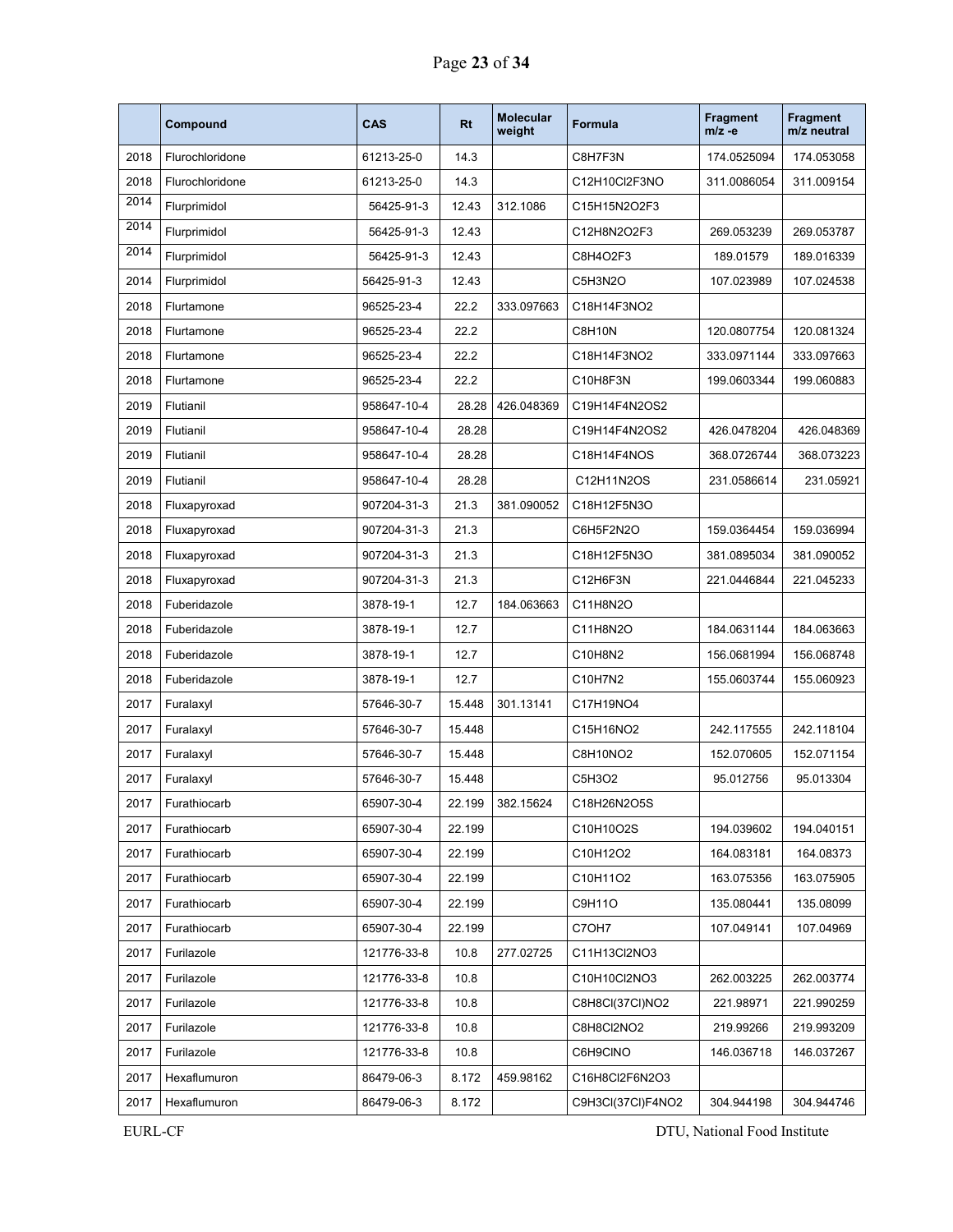| | Compound | CAS | Rt | Molecular weight | Formula | Fragment m/z -e | Fragment m/z neutral |
|---|---|---|---|---|---|---|---|
| 2018 | Flurochloridone | 61213-25-0 | 14.3 | | C8H7F3N | 174.0525094 | 174.053058 |
| 2018 | Flurochloridone | 61213-25-0 | 14.3 | | C12H10Cl2F3NO | 311.0086054 | 311.009154 |
| 2014 | Flurprimidol | 56425-91-3 | 12.43 | 312.1086 | C15H15N2O2F3 | | |
| 2014 | Flurprimidol | 56425-91-3 | 12.43 | | C12H8N2O2F3 | 269.053239 | 269.053787 |
| 2014 | Flurprimidol | 56425-91-3 | 12.43 | | C8H4O2F3 | 189.01579 | 189.016339 |
| 2014 | Flurprimidol | 56425-91-3 | 12.43 | | C5H3N2O | 107.023989 | 107.024538 |
| 2018 | Flurtamone | 96525-23-4 | 22.2 | 333.097663 | C18H14F3NO2 | | |
| 2018 | Flurtamone | 96525-23-4 | 22.2 | | C8H10N | 120.0807754 | 120.081324 |
| 2018 | Flurtamone | 96525-23-4 | 22.2 | | C18H14F3NO2 | 333.0971144 | 333.097663 |
| 2018 | Flurtamone | 96525-23-4 | 22.2 | | C10H8F3N | 199.0603344 | 199.060883 |
| 2019 | Flutianil | 958647-10-4 | 28.28 | 426.048369 | C19H14F4N2OS2 | | |
| 2019 | Flutianil | 958647-10-4 | 28.28 | | C19H14F4N2OS2 | 426.0478204 | 426.048369 |
| 2019 | Flutianil | 958647-10-4 | 28.28 | | C18H14F4NOS | 368.0726744 | 368.073223 |
| 2019 | Flutianil | 958647-10-4 | 28.28 | | C12H11N2OS | 231.0586614 | 231.05921 |
| 2018 | Fluxapyroxad | 907204-31-3 | 21.3 | 381.090052 | C18H12F5N3O | | |
| 2018 | Fluxapyroxad | 907204-31-3 | 21.3 | | C6H5F2N2O | 159.0364454 | 159.036994 |
| 2018 | Fluxapyroxad | 907204-31-3 | 21.3 | | C18H12F5N3O | 381.0895034 | 381.090052 |
| 2018 | Fluxapyroxad | 907204-31-3 | 21.3 | | C12H6F3N | 221.0446844 | 221.045233 |
| 2018 | Fuberidazole | 3878-19-1 | 12.7 | 184.063663 | C11H8N2O | | |
| 2018 | Fuberidazole | 3878-19-1 | 12.7 | | C11H8N2O | 184.0631144 | 184.063663 |
| 2018 | Fuberidazole | 3878-19-1 | 12.7 | | C10H8N2 | 156.0681994 | 156.068748 |
| 2018 | Fuberidazole | 3878-19-1 | 12.7 | | C10H7N2 | 155.0603744 | 155.060923 |
| 2017 | Furalaxyl | 57646-30-7 | 15.448 | 301.13141 | C17H19NO4 | | |
| 2017 | Furalaxyl | 57646-30-7 | 15.448 | | C15H16NO2 | 242.117555 | 242.118104 |
| 2017 | Furalaxyl | 57646-30-7 | 15.448 | | C8H10NO2 | 152.070605 | 152.071154 |
| 2017 | Furalaxyl | 57646-30-7 | 15.448 | | C5H3O2 | 95.012756 | 95.013304 |
| 2017 | Furathiocarb | 65907-30-4 | 22.199 | 382.15624 | C18H26N2O5S | | |
| 2017 | Furathiocarb | 65907-30-4 | 22.199 | | C10H10O2S | 194.039602 | 194.040151 |
| 2017 | Furathiocarb | 65907-30-4 | 22.199 | | C10H12O2 | 164.083181 | 164.08373 |
| 2017 | Furathiocarb | 65907-30-4 | 22.199 | | C10H11O2 | 163.075356 | 163.075905 |
| 2017 | Furathiocarb | 65907-30-4 | 22.199 | | C9H11O | 135.080441 | 135.08099 |
| 2017 | Furathiocarb | 65907-30-4 | 22.199 | | C7OH7 | 107.049141 | 107.04969 |
| 2017 | Furilazole | 121776-33-8 | 10.8 | 277.02725 | C11H13Cl2NO3 | | |
| 2017 | Furilazole | 121776-33-8 | 10.8 | | C10H10Cl2NO3 | 262.003225 | 262.003774 |
| 2017 | Furilazole | 121776-33-8 | 10.8 | | C8H8Cl(37Cl)NO2 | 221.98971 | 221.990259 |
| 2017 | Furilazole | 121776-33-8 | 10.8 | | C8H8Cl2NO2 | 219.99266 | 219.993209 |
| 2017 | Furilazole | 121776-33-8 | 10.8 | | C6H9ClNO | 146.036718 | 146.037267 |
| 2017 | Hexaflumuron | 86479-06-3 | 8.172 | 459.98162 | C16H8Cl2F6N2O3 | | |
| 2017 | Hexaflumuron | 86479-06-3 | 8.172 | | C9H3Cl(37Cl)F4NO2 | 304.944198 | 304.944746 |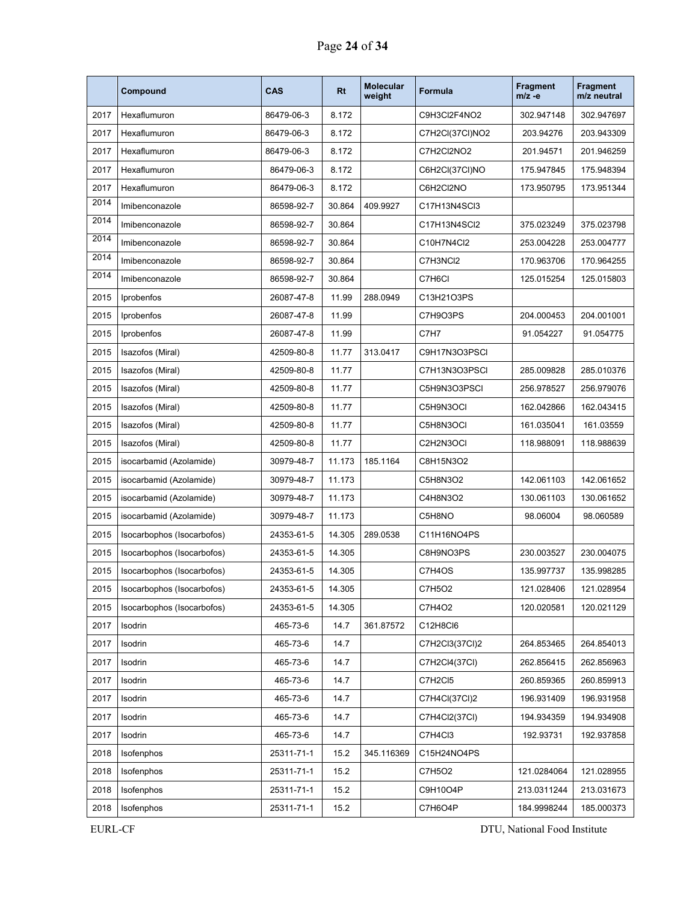| | Compound | CAS | Rt | Molecular weight | Formula | Fragment m/z -e | Fragment m/z neutral |
|---|---|---|---|---|---|---|---|
| 2017 | Hexaflumuron | 86479-06-3 | 8.172 | | C9H3Cl2F4NO2 | 302.947148 | 302.947697 |
| 2017 | Hexaflumuron | 86479-06-3 | 8.172 | | C7H2Cl(37Cl)NO2 | 203.94276 | 203.943309 |
| 2017 | Hexaflumuron | 86479-06-3 | 8.172 | | C7H2Cl2NO2 | 201.94571 | 201.946259 |
| 2017 | Hexaflumuron | 86479-06-3 | 8.172 | | C6H2Cl(37Cl)NO | 175.947845 | 175.948394 |
| 2017 | Hexaflumuron | 86479-06-3 | 8.172 | | C6H2Cl2NO | 173.950795 | 173.951344 |
| 2014 | Imibenconazole | 86598-92-7 | 30.864 | 409.9927 | C17H13N4SCl3 | | |
| 2014 | Imibenconazole | 86598-92-7 | 30.864 | | C17H13N4SCl2 | 375.023249 | 375.023798 |
| 2014 | Imibenconazole | 86598-92-7 | 30.864 | | C10H7N4Cl2 | 253.004228 | 253.004777 |
| 2014 | Imibenconazole | 86598-92-7 | 30.864 | | C7H3NCl2 | 170.963706 | 170.964255 |
| 2014 | Imibenconazole | 86598-92-7 | 30.864 | | C7H6Cl | 125.015254 | 125.015803 |
| 2015 | Iprobenfos | 26087-47-8 | 11.99 | 288.0949 | C13H21O3PS | | |
| 2015 | Iprobenfos | 26087-47-8 | 11.99 | | C7H9O3PS | 204.000453 | 204.001001 |
| 2015 | Iprobenfos | 26087-47-8 | 11.99 | | C7H7 | 91.054227 | 91.054775 |
| 2015 | Isazofos (Miral) | 42509-80-8 | 11.77 | 313.0417 | C9H17N3O3PSCl | | |
| 2015 | Isazofos (Miral) | 42509-80-8 | 11.77 | | C7H13N3O3PSCl | 285.009828 | 285.010376 |
| 2015 | Isazofos (Miral) | 42509-80-8 | 11.77 | | C5H9N3O3PSCl | 256.978527 | 256.979076 |
| 2015 | Isazofos (Miral) | 42509-80-8 | 11.77 | | C5H9N3OCl | 162.042866 | 162.043415 |
| 2015 | Isazofos (Miral) | 42509-80-8 | 11.77 | | C5H8N3OCl | 161.035041 | 161.03559 |
| 2015 | Isazofos (Miral) | 42509-80-8 | 11.77 | | C2H2N3OCl | 118.988091 | 118.988639 |
| 2015 | isocarbamid (Azolamide) | 30979-48-7 | 11.173 | 185.1164 | C8H15N3O2 | | |
| 2015 | isocarbamid (Azolamide) | 30979-48-7 | 11.173 | | C5H8N3O2 | 142.061103 | 142.061652 |
| 2015 | isocarbamid (Azolamide) | 30979-48-7 | 11.173 | | C4H8N3O2 | 130.061103 | 130.061652 |
| 2015 | isocarbamid (Azolamide) | 30979-48-7 | 11.173 | | C5H8NO | 98.06004 | 98.060589 |
| 2015 | Isocarbophos (Isocarbofos) | 24353-61-5 | 14.305 | 289.0538 | C11H16NO4PS | | |
| 2015 | Isocarbophos (Isocarbofos) | 24353-61-5 | 14.305 | | C8H9NO3PS | 230.003527 | 230.004075 |
| 2015 | Isocarbophos (Isocarbofos) | 24353-61-5 | 14.305 | | C7H4OS | 135.997737 | 135.998285 |
| 2015 | Isocarbophos (Isocarbofos) | 24353-61-5 | 14.305 | | C7H5O2 | 121.028406 | 121.028954 |
| 2015 | Isocarbophos (Isocarbofos) | 24353-61-5 | 14.305 | | C7H4O2 | 120.020581 | 120.021129 |
| 2017 | Isodrin | 465-73-6 | 14.7 | 361.87572 | C12H8Cl6 | | |
| 2017 | Isodrin | 465-73-6 | 14.7 | | C7H2Cl3(37Cl)2 | 264.853465 | 264.854013 |
| 2017 | Isodrin | 465-73-6 | 14.7 | | C7H2Cl4(37Cl) | 262.856415 | 262.856963 |
| 2017 | Isodrin | 465-73-6 | 14.7 | | C7H2Cl5 | 260.859365 | 260.859913 |
| 2017 | Isodrin | 465-73-6 | 14.7 | | C7H4Cl(37Cl)2 | 196.931409 | 196.931958 |
| 2017 | Isodrin | 465-73-6 | 14.7 | | C7H4Cl2(37Cl) | 194.934359 | 194.934908 |
| 2017 | Isodrin | 465-73-6 | 14.7 | | C7H4Cl3 | 192.93731 | 192.937858 |
| 2018 | Isofenphos | 25311-71-1 | 15.2 | 345.116369 | C15H24NO4PS | | |
| 2018 | Isofenphos | 25311-71-1 | 15.2 | | C7H5O2 | 121.0284064 | 121.028955 |
| 2018 | Isofenphos | 25311-71-1 | 15.2 | | C9H10O4P | 213.0311244 | 213.031673 |
| 2018 | Isofenphos | 25311-71-1 | 15.2 | | C7H6O4P | 184.9998244 | 185.000373 |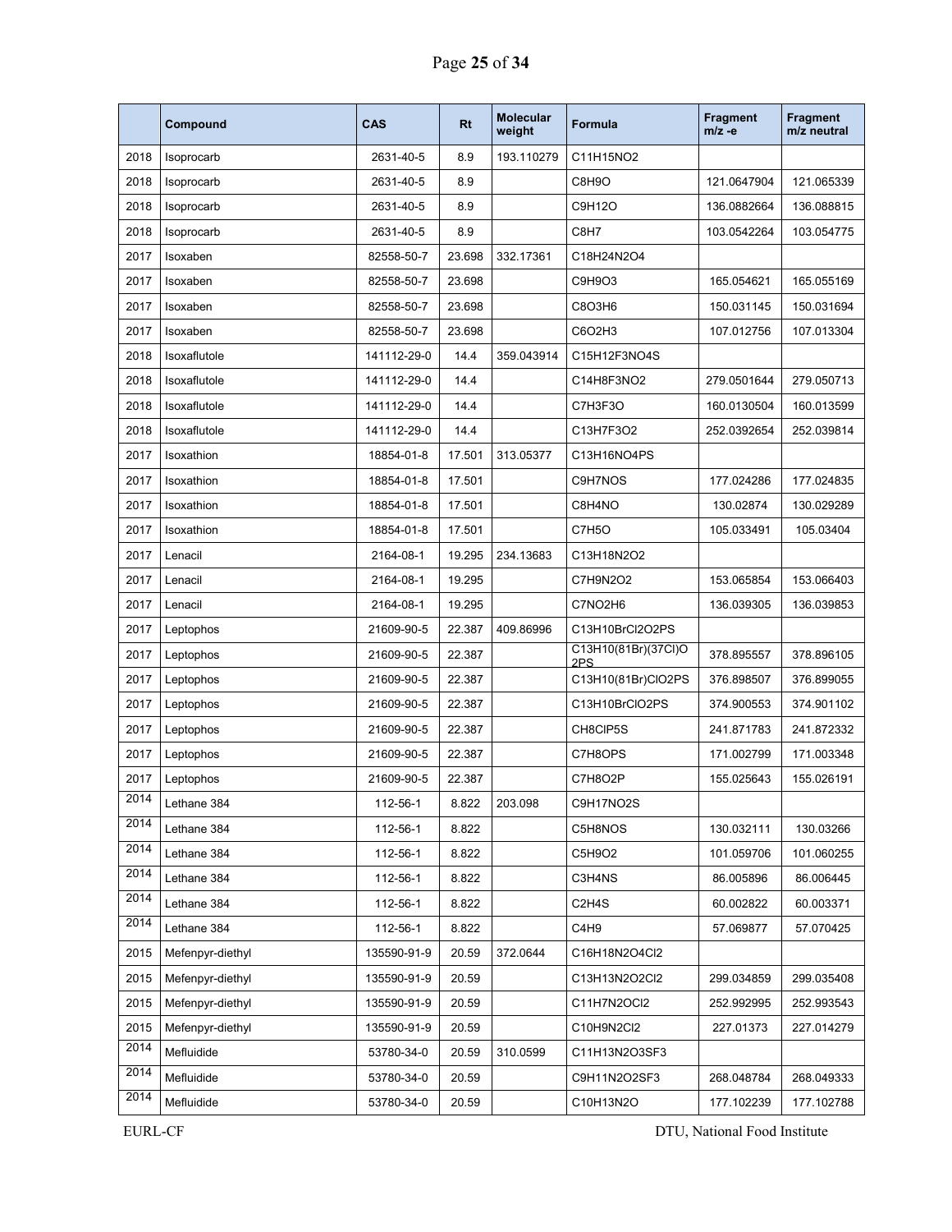| | Compound | CAS | Rt | Molecular weight | Formula | Fragment m/z -e | Fragment m/z neutral |
|---|---|---|---|---|---|---|---|
| 2018 | Isoprocarb | 2631-40-5 | 8.9 | 193.110279 | C11H15NO2 | | |
| 2018 | Isoprocarb | 2631-40-5 | 8.9 | | C8H9O | 121.0647904 | 121.065339 |
| 2018 | Isoprocarb | 2631-40-5 | 8.9 | | C9H12O | 136.0882664 | 136.088815 |
| 2018 | Isoprocarb | 2631-40-5 | 8.9 | | C8H7 | 103.0542264 | 103.054775 |
| 2017 | Isoxaben | 82558-50-7 | 23.698 | 332.17361 | C18H24N2O4 | | |
| 2017 | Isoxaben | 82558-50-7 | 23.698 | | C9H9O3 | 165.054621 | 165.055169 |
| 2017 | Isoxaben | 82558-50-7 | 23.698 | | C8O3H6 | 150.031145 | 150.031694 |
| 2017 | Isoxaben | 82558-50-7 | 23.698 | | C6O2H3 | 107.012756 | 107.013304 |
| 2018 | Isoxaflutole | 141112-29-0 | 14.4 | 359.043914 | C15H12F3NO4S | | |
| 2018 | Isoxaflutole | 141112-29-0 | 14.4 | | C14H8F3NO2 | 279.0501644 | 279.050713 |
| 2018 | Isoxaflutole | 141112-29-0 | 14.4 | | C7H3F3O | 160.0130504 | 160.013599 |
| 2018 | Isoxaflutole | 141112-29-0 | 14.4 | | C13H7F3O2 | 252.0392654 | 252.039814 |
| 2017 | Isoxathion | 18854-01-8 | 17.501 | 313.05377 | C13H16NO4PS | | |
| 2017 | Isoxathion | 18854-01-8 | 17.501 | | C9H7NOS | 177.024286 | 177.024835 |
| 2017 | Isoxathion | 18854-01-8 | 17.501 | | C8H4NO | 130.02874 | 130.029289 |
| 2017 | Isoxathion | 18854-01-8 | 17.501 | | C7H5O | 105.033491 | 105.03404 |
| 2017 | Lenacil | 2164-08-1 | 19.295 | 234.13683 | C13H18N2O2 | | |
| 2017 | Lenacil | 2164-08-1 | 19.295 | | C7H9N2O2 | 153.065854 | 153.066403 |
| 2017 | Lenacil | 2164-08-1 | 19.295 | | C7NO2H6 | 136.039305 | 136.039853 |
| 2017 | Leptophos | 21609-90-5 | 22.387 | 409.86996 | C13H10BrCl2O2PS | | |
| 2017 | Leptophos | 21609-90-5 | 22.387 | | C13H10(81Br)(37Cl)O2PS | 378.895557 | 378.896105 |
| 2017 | Leptophos | 21609-90-5 | 22.387 | | C13H10(81Br)ClO2PS | 376.898507 | 376.899055 |
| 2017 | Leptophos | 21609-90-5 | 22.387 | | C13H10BrClO2PS | 374.900553 | 374.901102 |
| 2017 | Leptophos | 21609-90-5 | 22.387 | | CH8ClP5S | 241.871783 | 241.872332 |
| 2017 | Leptophos | 21609-90-5 | 22.387 | | C7H8OPS | 171.002799 | 171.003348 |
| 2017 | Leptophos | 21609-90-5 | 22.387 | | C7H8O2P | 155.025643 | 155.026191 |
| 2014 | Lethane 384 | 112-56-1 | 8.822 | 203.098 | C9H17NO2S | | |
| 2014 | Lethane 384 | 112-56-1 | 8.822 | | C5H8NOS | 130.032111 | 130.03266 |
| 2014 | Lethane 384 | 112-56-1 | 8.822 | | C5H9O2 | 101.059706 | 101.060255 |
| 2014 | Lethane 384 | 112-56-1 | 8.822 | | C3H4NS | 86.005896 | 86.006445 |
| 2014 | Lethane 384 | 112-56-1 | 8.822 | | C2H4S | 60.002822 | 60.003371 |
| 2014 | Lethane 384 | 112-56-1 | 8.822 | | C4H9 | 57.069877 | 57.070425 |
| 2015 | Mefenpyr-diethyl | 135590-91-9 | 20.59 | 372.0644 | C16H18N2O4Cl2 | | |
| 2015 | Mefenpyr-diethyl | 135590-91-9 | 20.59 | | C13H13N2O2Cl2 | 299.034859 | 299.035408 |
| 2015 | Mefenpyr-diethyl | 135590-91-9 | 20.59 | | C11H7N2OCl2 | 252.992995 | 252.993543 |
| 2015 | Mefenpyr-diethyl | 135590-91-9 | 20.59 | | C10H9N2Cl2 | 227.01373 | 227.014279 |
| 2014 | Mefluidide | 53780-34-0 | 20.59 | 310.0599 | C11H13N2O3SF3 | | |
| 2014 | Mefluidide | 53780-34-0 | 20.59 | | C9H11N2O2SF3 | 268.048784 | 268.049333 |
| 2014 | Mefluidide | 53780-34-0 | 20.59 | | C10H13N2O | 177.102239 | 177.102788 |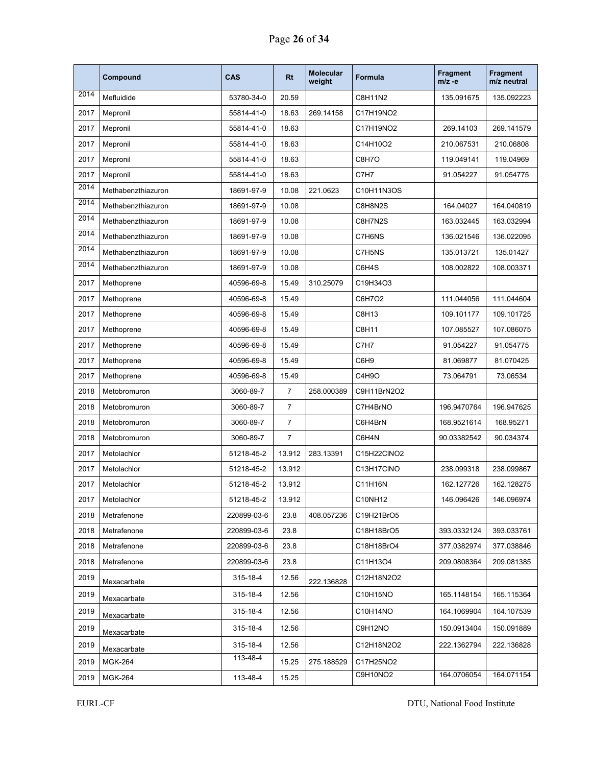|  | Compound | CAS | Rt | Molecular weight | Formula | Fragment m/z -e | Fragment m/z neutral |
|---|---|---|---|---|---|---|---|
| 2014 | Mefluidide | 53780-34-0 | 20.59 |  | C8H11N2 | 135.091675 | 135.092223 |
| 2017 | Mepronil | 55814-41-0 | 18.63 | 269.14158 | C17H19NO2 |  |  |
| 2017 | Mepronil | 55814-41-0 | 18.63 |  | C17H19NO2 | 269.14103 | 269.141579 |
| 2017 | Mepronil | 55814-41-0 | 18.63 |  | C14H10O2 | 210.067531 | 210.06808 |
| 2017 | Mepronil | 55814-41-0 | 18.63 |  | C8H7O | 119.049141 | 119.04969 |
| 2017 | Mepronil | 55814-41-0 | 18.63 |  | C7H7 | 91.054227 | 91.054775 |
| 2014 | Methabenzthiazuron | 18691-97-9 | 10.08 | 221.0623 | C10H11N3OS |  |  |
| 2014 | Methabenzthiazuron | 18691-97-9 | 10.08 |  | C8H8N2S | 164.04027 | 164.040819 |
| 2014 | Methabenzthiazuron | 18691-97-9 | 10.08 |  | C8H7N2S | 163.032445 | 163.032994 |
| 2014 | Methabenzthiazuron | 18691-97-9 | 10.08 |  | C7H6NS | 136.021546 | 136.022095 |
| 2014 | Methabenzthiazuron | 18691-97-9 | 10.08 |  | C7H5NS | 135.013721 | 135.01427 |
| 2014 | Methabenzthiazuron | 18691-97-9 | 10.08 |  | C6H4S | 108.002822 | 108.003371 |
| 2017 | Methoprene | 40596-69-8 | 15.49 | 310.25079 | C19H34O3 |  |  |
| 2017 | Methoprene | 40596-69-8 | 15.49 |  | C6H7O2 | 111.044056 | 111.044604 |
| 2017 | Methoprene | 40596-69-8 | 15.49 |  | C8H13 | 109.101177 | 109.101725 |
| 2017 | Methoprene | 40596-69-8 | 15.49 |  | C8H11 | 107.085527 | 107.086075 |
| 2017 | Methoprene | 40596-69-8 | 15.49 |  | C7H7 | 91.054227 | 91.054775 |
| 2017 | Methoprene | 40596-69-8 | 15.49 |  | C6H9 | 81.069877 | 81.070425 |
| 2017 | Methoprene | 40596-69-8 | 15.49 |  | C4H9O | 73.064791 | 73.06534 |
| 2018 | Metobromuron | 3060-89-7 | 7 | 258.000389 | C9H11BrN2O2 |  |  |
| 2018 | Metobromuron | 3060-89-7 | 7 |  | C7H4BrNO | 196.9470764 | 196.947625 |
| 2018 | Metobromuron | 3060-89-7 | 7 |  | C6H4BrN | 168.9521614 | 168.95271 |
| 2018 | Metobromuron | 3060-89-7 | 7 |  | C6H4N | 90.03382542 | 90.034374 |
| 2017 | Metolachlor | 51218-45-2 | 13.912 | 283.13391 | C15H22ClNO2 |  |  |
| 2017 | Metolachlor | 51218-45-2 | 13.912 |  | C13H17ClNO | 238.099318 | 238.099867 |
| 2017 | Metolachlor | 51218-45-2 | 13.912 |  | C11H16N | 162.127726 | 162.128275 |
| 2017 | Metolachlor | 51218-45-2 | 13.912 |  | C10NH12 | 146.096426 | 146.096974 |
| 2018 | Metrafenone | 220899-03-6 | 23.8 | 408.057236 | C19H21BrO5 |  |  |
| 2018 | Metrafenone | 220899-03-6 | 23.8 |  | C18H18BrO5 | 393.0332124 | 393.033761 |
| 2018 | Metrafenone | 220899-03-6 | 23.8 |  | C18H18BrO4 | 377.0382974 | 377.038846 |
| 2018 | Metrafenone | 220899-03-6 | 23.8 |  | C11H13O4 | 209.0808364 | 209.081385 |
| 2019 | Mexacarbate | 315-18-4 | 12.56 | 222.136828 | C12H18N2O2 |  |  |
| 2019 | Mexacarbate | 315-18-4 | 12.56 |  | C10H15NO | 165.1148154 | 165.115364 |
| 2019 | Mexacarbate | 315-18-4 | 12.56 |  | C10H14NO | 164.1069904 | 164.107539 |
| 2019 | Mexacarbate | 315-18-4 | 12.56 |  | C9H12NO | 150.0913404 | 150.091889 |
| 2019 | Mexacarbate | 315-18-4 | 12.56 |  | C12H18N2O2 | 222.1362794 | 222.136828 |
| 2019 | MGK-264 | 113-48-4 | 15.25 | 275.188529 | C17H25NO2 |  |  |
| 2019 | MGK-264 | 113-48-4 | 15.25 |  | C9H10NO2 | 164.0706054 | 164.071154 |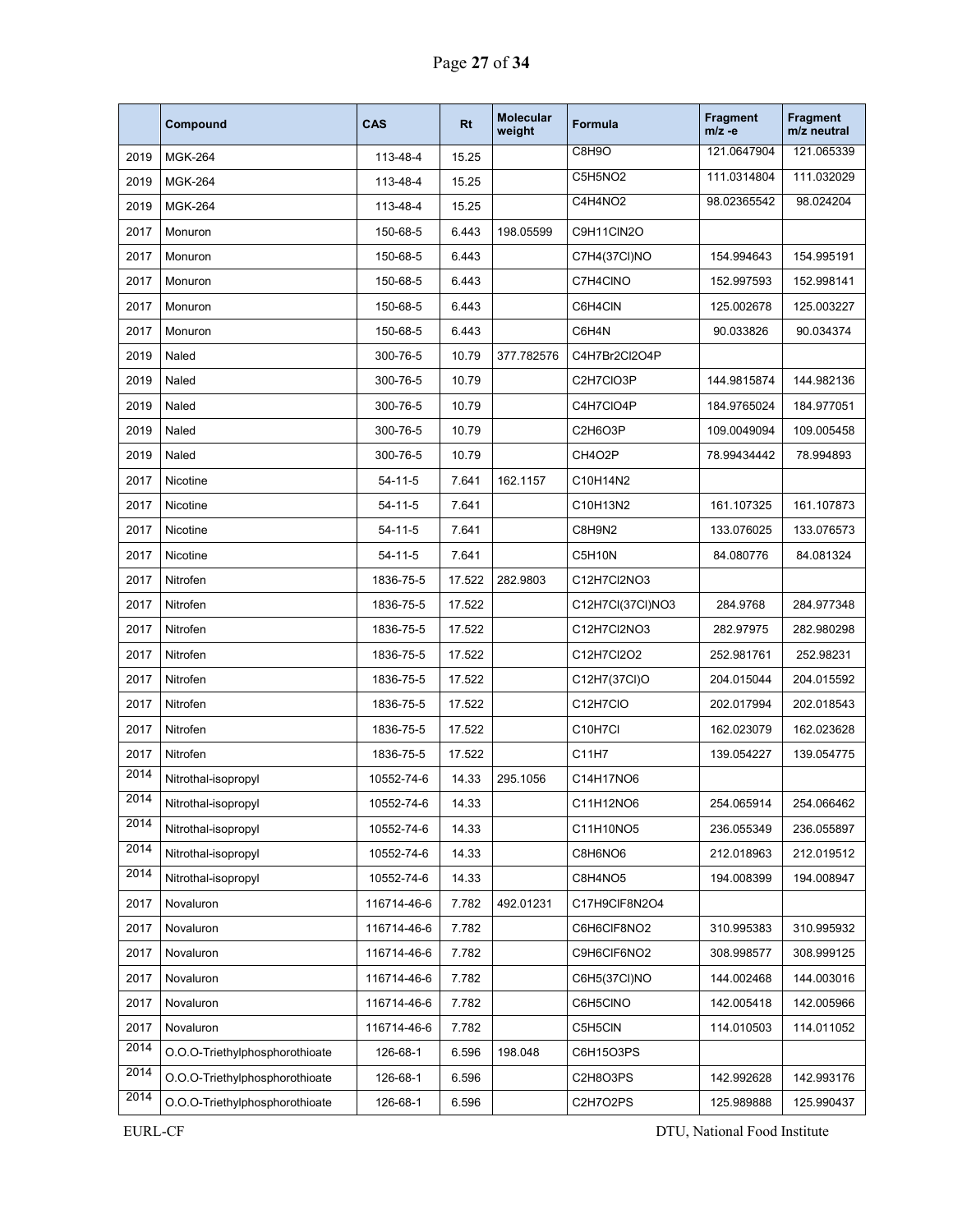| | Compound | CAS | Rt | Molecular weight | Formula | Fragment m/z -e | Fragment m/z neutral |
|---|---|---|---|---|---|---|---|
| 2019 | MGK-264 | 113-48-4 | 15.25 | | C8H9O | 121.0647904 | 121.065339 |
| 2019 | MGK-264 | 113-48-4 | 15.25 | | C5H5NO2 | 111.0314804 | 111.032029 |
| 2019 | MGK-264 | 113-48-4 | 15.25 | | C4H4NO2 | 98.02365542 | 98.024204 |
| 2017 | Monuron | 150-68-5 | 6.443 | 198.05599 | C9H11ClN2O | | |
| 2017 | Monuron | 150-68-5 | 6.443 | | C7H4(37Cl)NO | 154.994643 | 154.995191 |
| 2017 | Monuron | 150-68-5 | 6.443 | | C7H4ClNO | 152.997593 | 152.998141 |
| 2017 | Monuron | 150-68-5 | 6.443 | | C6H4ClN | 125.002678 | 125.003227 |
| 2017 | Monuron | 150-68-5 | 6.443 | | C6H4N | 90.033826 | 90.034374 |
| 2019 | Naled | 300-76-5 | 10.79 | 377.782576 | C4H7Br2Cl2O4P | | |
| 2019 | Naled | 300-76-5 | 10.79 | | C2H7ClO3P | 144.9815874 | 144.982136 |
| 2019 | Naled | 300-76-5 | 10.79 | | C4H7ClO4P | 184.9765024 | 184.977051 |
| 2019 | Naled | 300-76-5 | 10.79 | | C2H6O3P | 109.0049094 | 109.005458 |
| 2019 | Naled | 300-76-5 | 10.79 | | CH4O2P | 78.99434442 | 78.994893 |
| 2017 | Nicotine | 54-11-5 | 7.641 | 162.1157 | C10H14N2 | | |
| 2017 | Nicotine | 54-11-5 | 7.641 | | C10H13N2 | 161.107325 | 161.107873 |
| 2017 | Nicotine | 54-11-5 | 7.641 | | C8H9N2 | 133.076025 | 133.076573 |
| 2017 | Nicotine | 54-11-5 | 7.641 | | C5H10N | 84.080776 | 84.081324 |
| 2017 | Nitrofen | 1836-75-5 | 17.522 | 282.9803 | C12H7Cl2NO3 | | |
| 2017 | Nitrofen | 1836-75-5 | 17.522 | | C12H7Cl(37Cl)NO3 | 284.9768 | 284.977348 |
| 2017 | Nitrofen | 1836-75-5 | 17.522 | | C12H7Cl2NO3 | 282.97975 | 282.980298 |
| 2017 | Nitrofen | 1836-75-5 | 17.522 | | C12H7Cl2O2 | 252.981761 | 252.98231 |
| 2017 | Nitrofen | 1836-75-5 | 17.522 | | C12H7(37Cl)O | 204.015044 | 204.015592 |
| 2017 | Nitrofen | 1836-75-5 | 17.522 | | C12H7ClO | 202.017994 | 202.018543 |
| 2017 | Nitrofen | 1836-75-5 | 17.522 | | C10H7Cl | 162.023079 | 162.023628 |
| 2017 | Nitrofen | 1836-75-5 | 17.522 | | C11H7 | 139.054227 | 139.054775 |
| 2014 | Nitrothal-isopropyl | 10552-74-6 | 14.33 | 295.1056 | C14H17NO6 | | |
| 2014 | Nitrothal-isopropyl | 10552-74-6 | 14.33 | | C11H12NO6 | 254.065914 | 254.066462 |
| 2014 | Nitrothal-isopropyl | 10552-74-6 | 14.33 | | C11H10NO5 | 236.055349 | 236.055897 |
| 2014 | Nitrothal-isopropyl | 10552-74-6 | 14.33 | | C8H6NO6 | 212.018963 | 212.019512 |
| 2014 | Nitrothal-isopropyl | 10552-74-6 | 14.33 | | C8H4NO5 | 194.008399 | 194.008947 |
| 2017 | Novaluron | 116714-46-6 | 7.782 | 492.01231 | C17H9ClF8N2O4 | | |
| 2017 | Novaluron | 116714-46-6 | 7.782 | | C6H6ClF8NO2 | 310.995383 | 310.995932 |
| 2017 | Novaluron | 116714-46-6 | 7.782 | | C9H6ClF6NO2 | 308.998577 | 308.999125 |
| 2017 | Novaluron | 116714-46-6 | 7.782 | | C6H5(37Cl)NO | 144.002468 | 144.003016 |
| 2017 | Novaluron | 116714-46-6 | 7.782 | | C6H5ClNO | 142.005418 | 142.005966 |
| 2017 | Novaluron | 116714-46-6 | 7.782 | | C5H5ClN | 114.010503 | 114.011052 |
| 2014 | O.O.O-Triethylphosphorothioate | 126-68-1 | 6.596 | 198.048 | C6H15O3PS | | |
| 2014 | O.O.O-Triethylphosphorothioate | 126-68-1 | 6.596 | | C2H8O3PS | 142.992628 | 142.993176 |
| 2014 | O.O.O-Triethylphosphorothioate | 126-68-1 | 6.596 | | C2H7O2PS | 125.989888 | 125.990437 |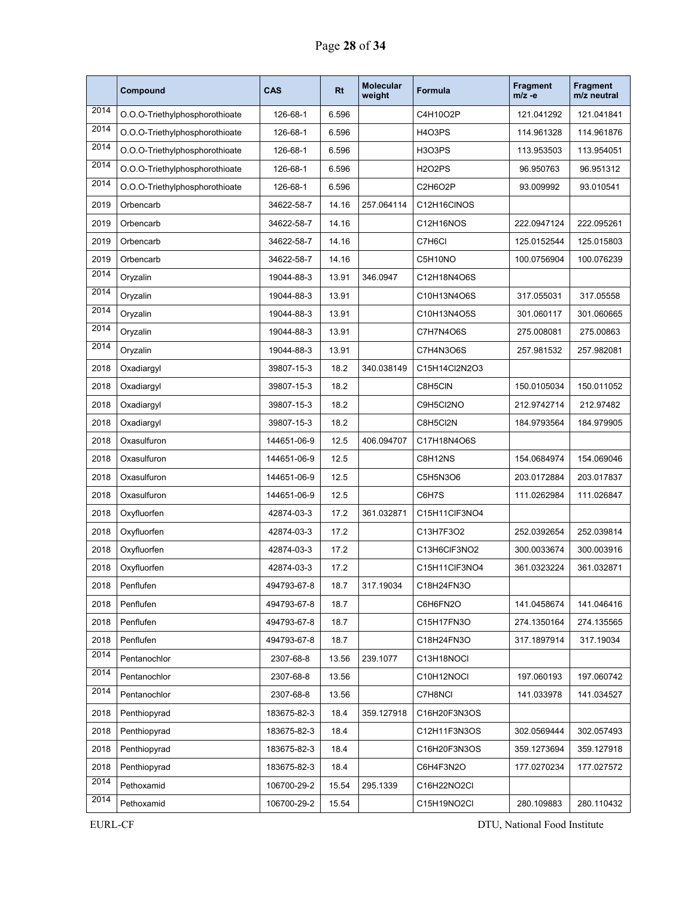|  | Compound | CAS | Rt | Molecular weight | Formula | Fragment m/z -e | Fragment m/z neutral |
|---|---|---|---|---|---|---|---|
| 2014 | O.O.O-Triethylphosphorothioate | 126-68-1 | 6.596 |  | C4H10O2P | 121.041292 | 121.041841 |
| 2014 | O.O.O-Triethylphosphorothioate | 126-68-1 | 6.596 |  | H4O3PS | 114.961328 | 114.961876 |
| 2014 | O.O.O-Triethylphosphorothioate | 126-68-1 | 6.596 |  | H3O3PS | 113.953503 | 113.954051 |
| 2014 | O.O.O-Triethylphosphorothioate | 126-68-1 | 6.596 |  | H2O2PS | 96.950763 | 96.951312 |
| 2014 | O.O.O-Triethylphosphorothioate | 126-68-1 | 6.596 |  | C2H6O2P | 93.009992 | 93.010541 |
| 2019 | Orbencarb | 34622-58-7 | 14.16 | 257.064114 | C12H16ClNOS |  |  |
| 2019 | Orbencarb | 34622-58-7 | 14.16 |  | C12H16NOS | 222.0947124 | 222.095261 |
| 2019 | Orbencarb | 34622-58-7 | 14.16 |  | C7H6Cl | 125.0152544 | 125.015803 |
| 2019 | Orbencarb | 34622-58-7 | 14.16 |  | C5H10NO | 100.0756904 | 100.076239 |
| 2014 | Oryzalin | 19044-88-3 | 13.91 | 346.0947 | C12H18N4O6S |  |  |
| 2014 | Oryzalin | 19044-88-3 | 13.91 |  | C10H13N4O6S | 317.055031 | 317.05558 |
| 2014 | Oryzalin | 19044-88-3 | 13.91 |  | C10H13N4O5S | 301.060117 | 301.060665 |
| 2014 | Oryzalin | 19044-88-3 | 13.91 |  | C7H7N4O6S | 275.008081 | 275.00863 |
| 2014 | Oryzalin | 19044-88-3 | 13.91 |  | C7H4N3O6S | 257.981532 | 257.982081 |
| 2018 | Oxadiargyl | 39807-15-3 | 18.2 | 340.038149 | C15H14Cl2N2O3 |  |  |
| 2018 | Oxadiargyl | 39807-15-3 | 18.2 |  | C8H5ClN | 150.0105034 | 150.011052 |
| 2018 | Oxadiargyl | 39807-15-3 | 18.2 |  | C9H5Cl2NO | 212.9742714 | 212.97482 |
| 2018 | Oxadiargyl | 39807-15-3 | 18.2 |  | C8H5Cl2N | 184.9793564 | 184.979905 |
| 2018 | Oxasulfuron | 144651-06-9 | 12.5 | 406.094707 | C17H18N4O6S |  |  |
| 2018 | Oxasulfuron | 144651-06-9 | 12.5 |  | C8H12NS | 154.0684974 | 154.069046 |
| 2018 | Oxasulfuron | 144651-06-9 | 12.5 |  | C5H5N3O6 | 203.0172884 | 203.017837 |
| 2018 | Oxasulfuron | 144651-06-9 | 12.5 |  | C6H7S | 111.0262984 | 111.026847 |
| 2018 | Oxyfluorfen | 42874-03-3 | 17.2 | 361.032871 | C15H11ClF3NO4 |  |  |
| 2018 | Oxyfluorfen | 42874-03-3 | 17.2 |  | C13H7F3O2 | 252.0392654 | 252.039814 |
| 2018 | Oxyfluorfen | 42874-03-3 | 17.2 |  | C13H6ClF3NO2 | 300.0033674 | 300.003916 |
| 2018 | Oxyfluorfen | 42874-03-3 | 17.2 |  | C15H11ClF3NO4 | 361.0323224 | 361.032871 |
| 2018 | Penflufen | 494793-67-8 | 18.7 | 317.19034 | C18H24FN3O |  |  |
| 2018 | Penflufen | 494793-67-8 | 18.7 |  | C6H6FN2O | 141.0458674 | 141.046416 |
| 2018 | Penflufen | 494793-67-8 | 18.7 |  | C15H17FN3O | 274.1350164 | 274.135565 |
| 2018 | Penflufen | 494793-67-8 | 18.7 |  | C18H24FN3O | 317.1897914 | 317.19034 |
| 2014 | Pentanochlor | 2307-68-8 | 13.56 | 239.1077 | C13H18NOCl |  |  |
| 2014 | Pentanochlor | 2307-68-8 | 13.56 |  | C10H12NOCl | 197.060193 | 197.060742 |
| 2014 | Pentanochlor | 2307-68-8 | 13.56 |  | C7H8NCl | 141.033978 | 141.034527 |
| 2018 | Penthiopyrad | 183675-82-3 | 18.4 | 359.127918 | C16H20F3N3OS |  |  |
| 2018 | Penthiopyrad | 183675-82-3 | 18.4 |  | C12H11F3N3OS | 302.0569444 | 302.057493 |
| 2018 | Penthiopyrad | 183675-82-3 | 18.4 |  | C16H20F3N3OS | 359.1273694 | 359.127918 |
| 2018 | Penthiopyrad | 183675-82-3 | 18.4 |  | C6H4F3N2O | 177.0270234 | 177.027572 |
| 2014 | Pethoxamid | 106700-29-2 | 15.54 | 295.1339 | C16H22NO2Cl |  |  |
| 2014 | Pethoxamid | 106700-29-2 | 15.54 |  | C15H19NO2Cl | 280.109883 | 280.110432 |

EURL-CF DTU, National Food Institute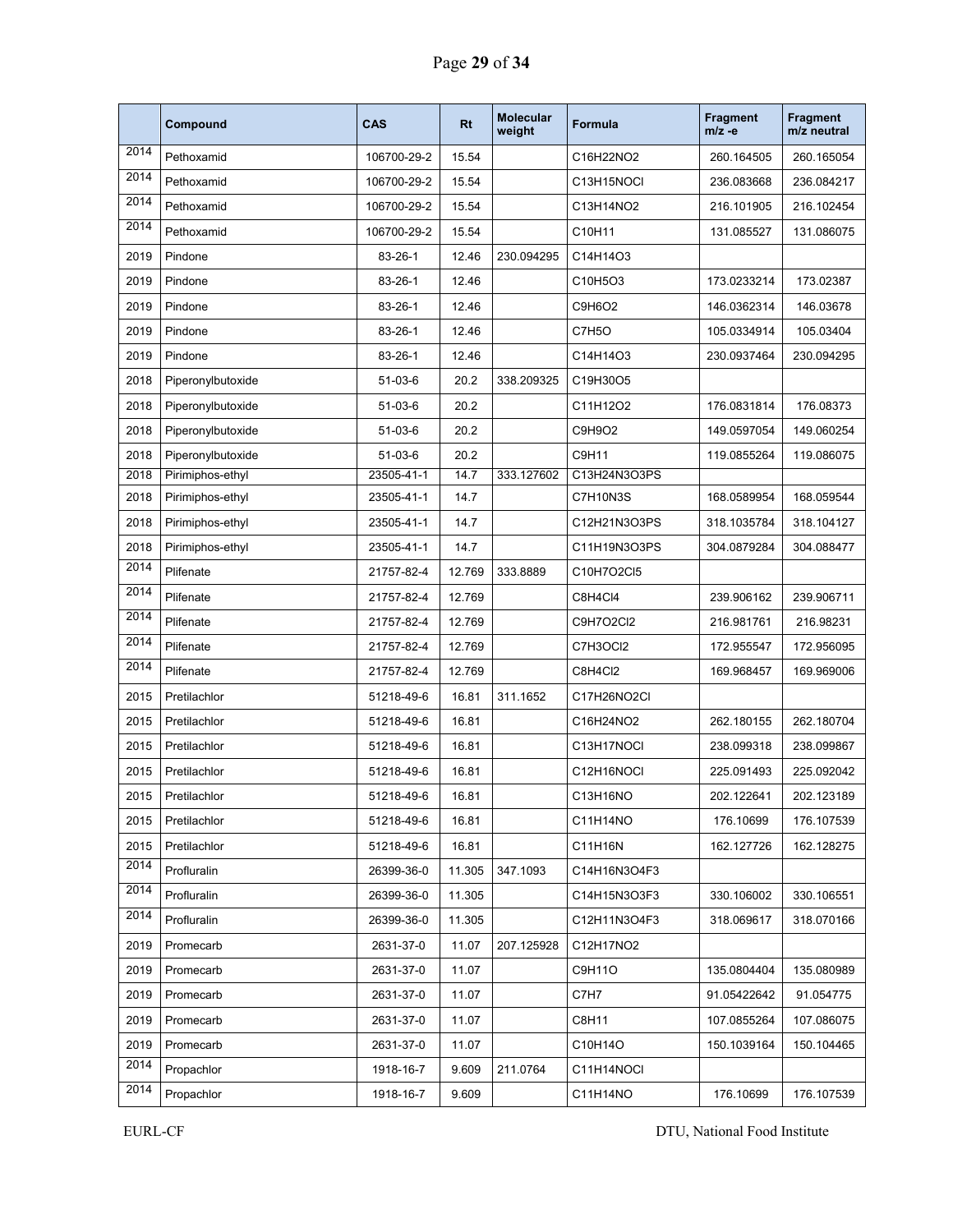|  | Compound | CAS | Rt | Molecular weight | Formula | Fragment m/z -e | Fragment m/z neutral |
|---|---|---|---|---|---|---|---|
| 2014 | Pethoxamid | 106700-29-2 | 15.54 |  | C16H22NO2 | 260.164505 | 260.165054 |
| 2014 | Pethoxamid | 106700-29-2 | 15.54 |  | C13H15NOCl | 236.083668 | 236.084217 |
| 2014 | Pethoxamid | 106700-29-2 | 15.54 |  | C13H14NO2 | 216.101905 | 216.102454 |
| 2014 | Pethoxamid | 106700-29-2 | 15.54 |  | C10H11 | 131.085527 | 131.086075 |
| 2019 | Pindone | 83-26-1 | 12.46 | 230.094295 | C14H14O3 |  |  |
| 2019 | Pindone | 83-26-1 | 12.46 |  | C10H5O3 | 173.0233214 | 173.02387 |
| 2019 | Pindone | 83-26-1 | 12.46 |  | C9H6O2 | 146.0362314 | 146.03678 |
| 2019 | Pindone | 83-26-1 | 12.46 |  | C7H5O | 105.0334914 | 105.03404 |
| 2019 | Pindone | 83-26-1 | 12.46 |  | C14H14O3 | 230.0937464 | 230.094295 |
| 2018 | Piperonylbutoxide | 51-03-6 | 20.2 | 338.209325 | C19H30O5 |  |  |
| 2018 | Piperonylbutoxide | 51-03-6 | 20.2 |  | C11H12O2 | 176.0831814 | 176.08373 |
| 2018 | Piperonylbutoxide | 51-03-6 | 20.2 |  | C9H9O2 | 149.0597054 | 149.060254 |
| 2018 | Piperonylbutoxide | 51-03-6 | 20.2 |  | C9H11 | 119.0855264 | 119.086075 |
| 2018 | Pirimiphos-ethyl | 23505-41-1 | 14.7 | 333.127602 | C13H24N3O3PS |  |  |
| 2018 | Pirimiphos-ethyl | 23505-41-1 | 14.7 |  | C7H10N3S | 168.0589954 | 168.059544 |
| 2018 | Pirimiphos-ethyl | 23505-41-1 | 14.7 |  | C12H21N3O3PS | 318.1035784 | 318.104127 |
| 2018 | Pirimiphos-ethyl | 23505-41-1 | 14.7 |  | C11H19N3O3PS | 304.0879284 | 304.088477 |
| 2014 | Plifenate | 21757-82-4 | 12.769 | 333.8889 | C10H7O2Cl5 |  |  |
| 2014 | Plifenate | 21757-82-4 | 12.769 |  | C8H4Cl4 | 239.906162 | 239.906711 |
| 2014 | Plifenate | 21757-82-4 | 12.769 |  | C9H7O2Cl2 | 216.981761 | 216.98231 |
| 2014 | Plifenate | 21757-82-4 | 12.769 |  | C7H3OCl2 | 172.955547 | 172.956095 |
| 2014 | Plifenate | 21757-82-4 | 12.769 |  | C8H4Cl2 | 169.968457 | 169.969006 |
| 2015 | Pretilachlor | 51218-49-6 | 16.81 | 311.1652 | C17H26NO2Cl |  |  |
| 2015 | Pretilachlor | 51218-49-6 | 16.81 |  | C16H24NO2 | 262.180155 | 262.180704 |
| 2015 | Pretilachlor | 51218-49-6 | 16.81 |  | C13H17NOCl | 238.099318 | 238.099867 |
| 2015 | Pretilachlor | 51218-49-6 | 16.81 |  | C12H16NOCl | 225.091493 | 225.092042 |
| 2015 | Pretilachlor | 51218-49-6 | 16.81 |  | C13H16NO | 202.122641 | 202.123189 |
| 2015 | Pretilachlor | 51218-49-6 | 16.81 |  | C11H14NO | 176.10699 | 176.107539 |
| 2015 | Pretilachlor | 51218-49-6 | 16.81 |  | C11H16N | 162.127726 | 162.128275 |
| 2014 | Profluralin | 26399-36-0 | 11.305 | 347.1093 | C14H16N3O4F3 |  |  |
| 2014 | Profluralin | 26399-36-0 | 11.305 |  | C14H15N3O3F3 | 330.106002 | 330.106551 |
| 2014 | Profluralin | 26399-36-0 | 11.305 |  | C12H11N3O4F3 | 318.069617 | 318.070166 |
| 2019 | Promecarb | 2631-37-0 | 11.07 | 207.125928 | C12H17NO2 |  |  |
| 2019 | Promecarb | 2631-37-0 | 11.07 |  | C9H11O | 135.0804404 | 135.080989 |
| 2019 | Promecarb | 2631-37-0 | 11.07 |  | C7H7 | 91.05422642 | 91.054775 |
| 2019 | Promecarb | 2631-37-0 | 11.07 |  | C8H11 | 107.0855264 | 107.086075 |
| 2019 | Promecarb | 2631-37-0 | 11.07 |  | C10H14O | 150.1039164 | 150.104465 |
| 2014 | Propachlor | 1918-16-7 | 9.609 | 211.0764 | C11H14NOCl |  |  |
| 2014 | Propachlor | 1918-16-7 | 9.609 |  | C11H14NO | 176.10699 | 176.107539 |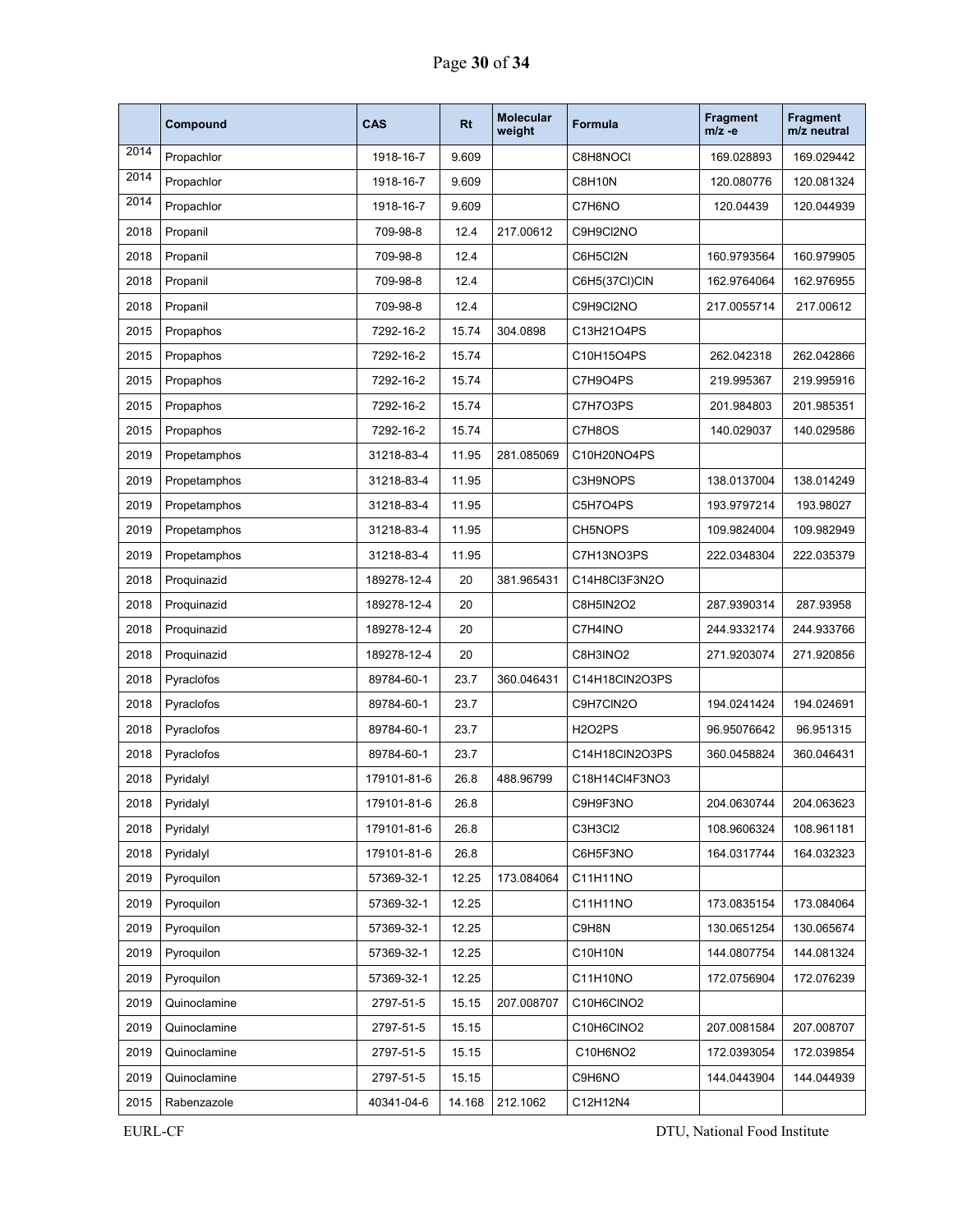| | Compound | CAS | Rt | Molecular weight | Formula | Fragment m/z -e | Fragment m/z neutral |
|---|---|---|---|---|---|---|---|
| 2014 | Propachlor | 1918-16-7 | 9.609 | | C8H8NOCl | 169.028893 | 169.029442 |
| 2014 | Propachlor | 1918-16-7 | 9.609 | | C8H10N | 120.080776 | 120.081324 |
| 2014 | Propachlor | 1918-16-7 | 9.609 | | C7H6NO | 120.04439 | 120.044939 |
| 2018 | Propanil | 709-98-8 | 12.4 | 217.00612 | C9H9Cl2NO | | |
| 2018 | Propanil | 709-98-8 | 12.4 | | C6H5Cl2N | 160.9793564 | 160.979905 |
| 2018 | Propanil | 709-98-8 | 12.4 | | C6H5(37Cl)ClN | 162.9764064 | 162.976955 |
| 2018 | Propanil | 709-98-8 | 12.4 | | C9H9Cl2NO | 217.0055714 | 217.00612 |
| 2015 | Propaphos | 7292-16-2 | 15.74 | 304.0898 | C13H21O4PS | | |
| 2015 | Propaphos | 7292-16-2 | 15.74 | | C10H15O4PS | 262.042318 | 262.042866 |
| 2015 | Propaphos | 7292-16-2 | 15.74 | | C7H9O4PS | 219.995367 | 219.995916 |
| 2015 | Propaphos | 7292-16-2 | 15.74 | | C7H7O3PS | 201.984803 | 201.985351 |
| 2015 | Propaphos | 7292-16-2 | 15.74 | | C7H8OS | 140.029037 | 140.029586 |
| 2019 | Propetamphos | 31218-83-4 | 11.95 | 281.085069 | C10H20NO4PS | | |
| 2019 | Propetamphos | 31218-83-4 | 11.95 | | C3H9NOPS | 138.0137004 | 138.014249 |
| 2019 | Propetamphos | 31218-83-4 | 11.95 | | C5H7O4PS | 193.9797214 | 193.98027 |
| 2019 | Propetamphos | 31218-83-4 | 11.95 | | CH5NOPS | 109.9824004 | 109.982949 |
| 2019 | Propetamphos | 31218-83-4 | 11.95 | | C7H13NO3PS | 222.0348304 | 222.035379 |
| 2018 | Proquinazid | 189278-12-4 | 20 | 381.965431 | C14H8Cl3F3N2O | | |
| 2018 | Proquinazid | 189278-12-4 | 20 | | C8H5IN2O2 | 287.9390314 | 287.93958 |
| 2018 | Proquinazid | 189278-12-4 | 20 | | C7H4INO | 244.9332174 | 244.933766 |
| 2018 | Proquinazid | 189278-12-4 | 20 | | C8H3INO2 | 271.9203074 | 271.920856 |
| 2018 | Pyraclofos | 89784-60-1 | 23.7 | 360.046431 | C14H18ClN2O3PS | | |
| 2018 | Pyraclofos | 89784-60-1 | 23.7 | | C9H7ClN2O | 194.0241424 | 194.024691 |
| 2018 | Pyraclofos | 89784-60-1 | 23.7 | | H2O2PS | 96.95076642 | 96.951315 |
| 2018 | Pyraclofos | 89784-60-1 | 23.7 | | C14H18ClN2O3PS | 360.0458824 | 360.046431 |
| 2018 | Pyridalyl | 179101-81-6 | 26.8 | 488.96799 | C18H14Cl4F3NO3 | | |
| 2018 | Pyridalyl | 179101-81-6 | 26.8 | | C9H9F3NO | 204.0630744 | 204.063623 |
| 2018 | Pyridalyl | 179101-81-6 | 26.8 | | C3H3Cl2 | 108.9606324 | 108.961181 |
| 2018 | Pyridalyl | 179101-81-6 | 26.8 | | C6H5F3NO | 164.0317744 | 164.032323 |
| 2019 | Pyroquilon | 57369-32-1 | 12.25 | 173.084064 | C11H11NO | | |
| 2019 | Pyroquilon | 57369-32-1 | 12.25 | | C11H11NO | 173.0835154 | 173.084064 |
| 2019 | Pyroquilon | 57369-32-1 | 12.25 | | C9H8N | 130.0651254 | 130.065674 |
| 2019 | Pyroquilon | 57369-32-1 | 12.25 | | C10H10N | 144.0807754 | 144.081324 |
| 2019 | Pyroquilon | 57369-32-1 | 12.25 | | C11H10NO | 172.0756904 | 172.076239 |
| 2019 | Quinoclamine | 2797-51-5 | 15.15 | 207.008707 | C10H6ClNO2 | | |
| 2019 | Quinoclamine | 2797-51-5 | 15.15 | | C10H6ClNO2 | 207.0081584 | 207.008707 |
| 2019 | Quinoclamine | 2797-51-5 | 15.15 | | C10H6NO2 | 172.0393054 | 172.039854 |
| 2019 | Quinoclamine | 2797-51-5 | 15.15 | | C9H6NO | 144.0443904 | 144.044939 |
| 2015 | Rabenzazole | 40341-04-6 | 14.168 | 212.1062 | C12H12N4 | | |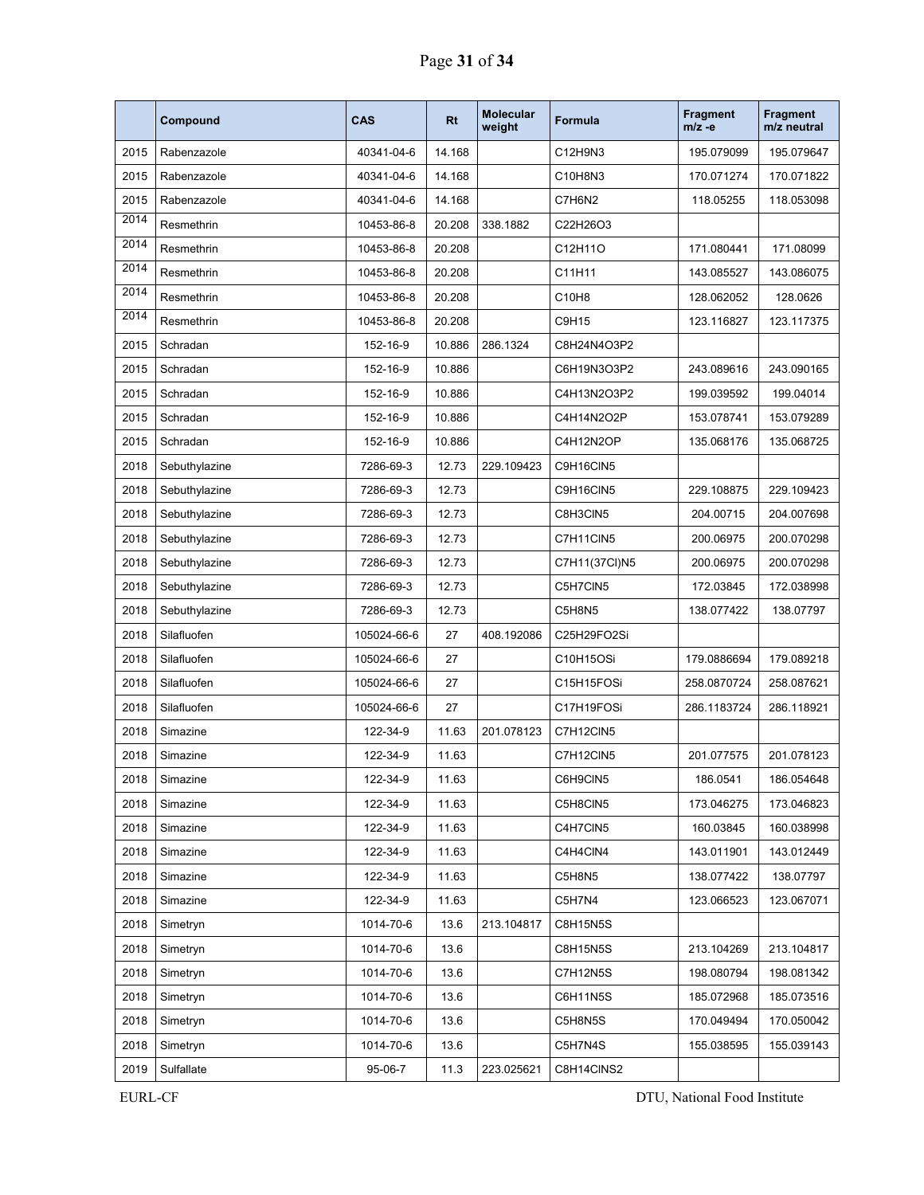| | Compound | CAS | Rt | Molecular weight | Formula | Fragment m/z -e | Fragment m/z neutral |
|---|---|---|---|---|---|---|---|
| 2015 | Rabenzazole | 40341-04-6 | 14.168 | | C12H9N3 | 195.079099 | 195.079647 |
| 2015 | Rabenzazole | 40341-04-6 | 14.168 | | C10H8N3 | 170.071274 | 170.071822 |
| 2015 | Rabenzazole | 40341-04-6 | 14.168 | | C7H6N2 | 118.05255 | 118.053098 |
| 2014 | Resmethrin | 10453-86-8 | 20.208 | 338.1882 | C22H26O3 | | |
| 2014 | Resmethrin | 10453-86-8 | 20.208 | | C12H11O | 171.080441 | 171.08099 |
| 2014 | Resmethrin | 10453-86-8 | 20.208 | | C11H11 | 143.085527 | 143.086075 |
| 2014 | Resmethrin | 10453-86-8 | 20.208 | | C10H8 | 128.062052 | 128.0626 |
| 2014 | Resmethrin | 10453-86-8 | 20.208 | | C9H15 | 123.116827 | 123.117375 |
| 2015 | Schradan | 152-16-9 | 10.886 | 286.1324 | C8H24N4O3P2 | | |
| 2015 | Schradan | 152-16-9 | 10.886 | | C6H19N3O3P2 | 243.089616 | 243.090165 |
| 2015 | Schradan | 152-16-9 | 10.886 | | C4H13N2O3P2 | 199.039592 | 199.04014 |
| 2015 | Schradan | 152-16-9 | 10.886 | | C4H14N2O2P | 153.078741 | 153.079289 |
| 2015 | Schradan | 152-16-9 | 10.886 | | C4H12N2OP | 135.068176 | 135.068725 |
| 2018 | Sebuthylazine | 7286-69-3 | 12.73 | 229.109423 | C9H16ClN5 | | |
| 2018 | Sebuthylazine | 7286-69-3 | 12.73 | | C9H16ClN5 | 229.108875 | 229.109423 |
| 2018 | Sebuthylazine | 7286-69-3 | 12.73 | | C8H3ClN5 | 204.00715 | 204.007698 |
| 2018 | Sebuthylazine | 7286-69-3 | 12.73 | | C7H11ClN5 | 200.06975 | 200.070298 |
| 2018 | Sebuthylazine | 7286-69-3 | 12.73 | | C7H11(37Cl)N5 | 200.06975 | 200.070298 |
| 2018 | Sebuthylazine | 7286-69-3 | 12.73 | | C5H7ClN5 | 172.03845 | 172.038998 |
| 2018 | Sebuthylazine | 7286-69-3 | 12.73 | | C5H8N5 | 138.077422 | 138.07797 |
| 2018 | Silafluofen | 105024-66-6 | 27 | 408.192086 | C25H29FO2Si | | |
| 2018 | Silafluofen | 105024-66-6 | 27 | | C10H15OSi | 179.0886694 | 179.089218 |
| 2018 | Silafluofen | 105024-66-6 | 27 | | C15H15FOSi | 258.0870724 | 258.087621 |
| 2018 | Silafluofen | 105024-66-6 | 27 | | C17H19FOSi | 286.1183724 | 286.118921 |
| 2018 | Simazine | 122-34-9 | 11.63 | 201.078123 | C7H12ClN5 | | |
| 2018 | Simazine | 122-34-9 | 11.63 | | C7H12ClN5 | 201.077575 | 201.078123 |
| 2018 | Simazine | 122-34-9 | 11.63 | | C6H9ClN5 | 186.0541 | 186.054648 |
| 2018 | Simazine | 122-34-9 | 11.63 | | C5H8ClN5 | 173.046275 | 173.046823 |
| 2018 | Simazine | 122-34-9 | 11.63 | | C4H7ClN5 | 160.03845 | 160.038998 |
| 2018 | Simazine | 122-34-9 | 11.63 | | C4H4ClN4 | 143.011901 | 143.012449 |
| 2018 | Simazine | 122-34-9 | 11.63 | | C5H8N5 | 138.077422 | 138.07797 |
| 2018 | Simazine | 122-34-9 | 11.63 | | C5H7N4 | 123.066523 | 123.067071 |
| 2018 | Simetryn | 1014-70-6 | 13.6 | 213.104817 | C8H15N5S | | |
| 2018 | Simetryn | 1014-70-6 | 13.6 | | C8H15N5S | 213.104269 | 213.104817 |
| 2018 | Simetryn | 1014-70-6 | 13.6 | | C7H12N5S | 198.080794 | 198.081342 |
| 2018 | Simetryn | 1014-70-6 | 13.6 | | C6H11N5S | 185.072968 | 185.073516 |
| 2018 | Simetryn | 1014-70-6 | 13.6 | | C5H8N5S | 170.049494 | 170.050042 |
| 2018 | Simetryn | 1014-70-6 | 13.6 | | C5H7N4S | 155.038595 | 155.039143 |
| 2019 | Sulfallate | 95-06-7 | 11.3 | 223.025621 | C8H14ClNS2 | | |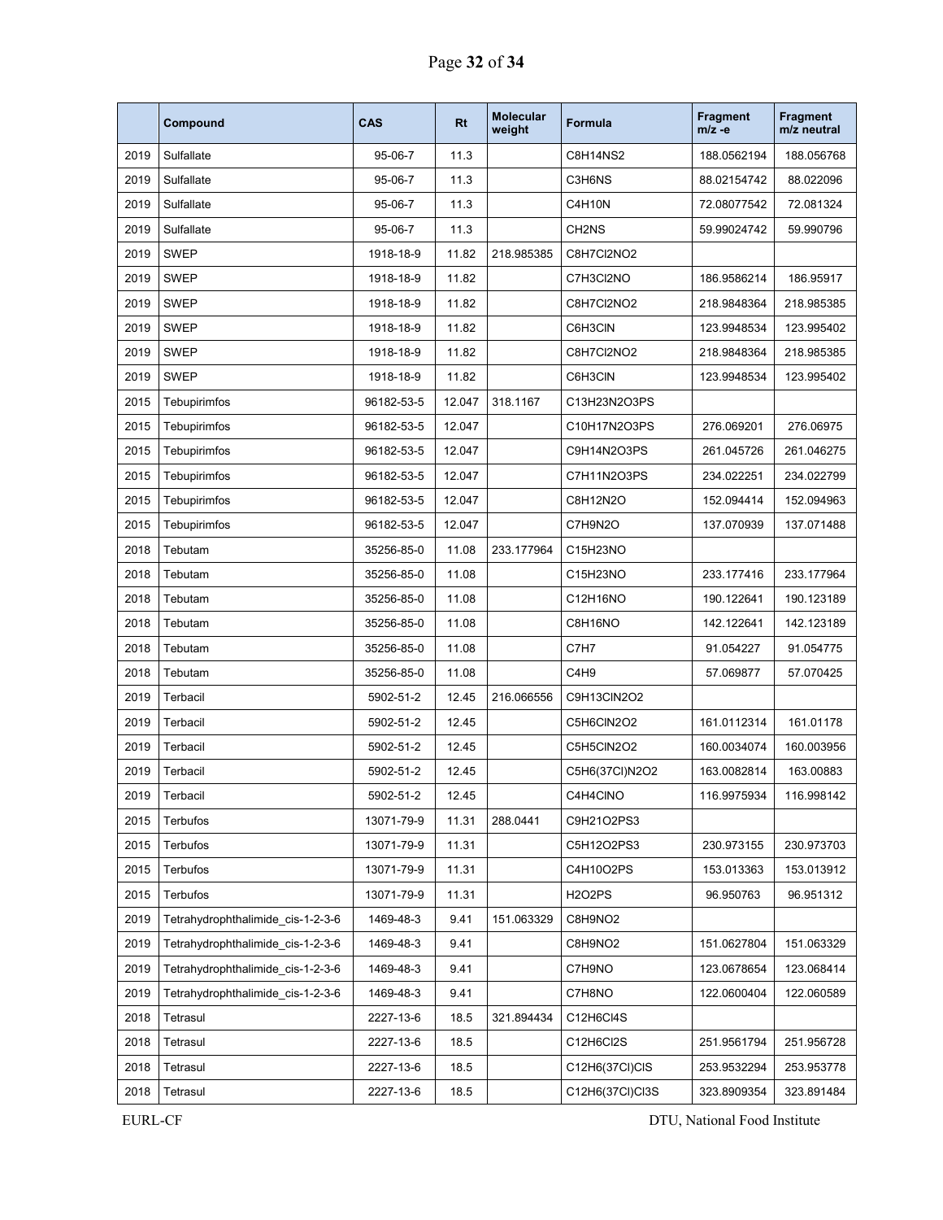|  | Compound | CAS | Rt | Molecular weight | Formula | Fragment m/z -e | Fragment m/z neutral |
|---|---|---|---|---|---|---|---|
| 2019 | Sulfallate | 95-06-7 | 11.3 |  | C8H14NS2 | 188.0562194 | 188.056768 |
| 2019 | Sulfallate | 95-06-7 | 11.3 |  | C3H6NS | 88.02154742 | 88.022096 |
| 2019 | Sulfallate | 95-06-7 | 11.3 |  | C4H10N | 72.08077542 | 72.081324 |
| 2019 | Sulfallate | 95-06-7 | 11.3 |  | CH2NS | 59.99024742 | 59.990796 |
| 2019 | SWEP | 1918-18-9 | 11.82 | 218.985385 | C8H7Cl2NO2 |  |  |
| 2019 | SWEP | 1918-18-9 | 11.82 |  | C7H3Cl2NO | 186.9586214 | 186.95917 |
| 2019 | SWEP | 1918-18-9 | 11.82 |  | C8H7Cl2NO2 | 218.9848364 | 218.985385 |
| 2019 | SWEP | 1918-18-9 | 11.82 |  | C6H3ClN | 123.9948534 | 123.995402 |
| 2019 | SWEP | 1918-18-9 | 11.82 |  | C8H7Cl2NO2 | 218.9848364 | 218.985385 |
| 2019 | SWEP | 1918-18-9 | 11.82 |  | C6H3ClN | 123.9948534 | 123.995402 |
| 2015 | Tebupirimfos | 96182-53-5 | 12.047 | 318.1167 | C13H23N2O3PS |  |  |
| 2015 | Tebupirimfos | 96182-53-5 | 12.047 |  | C10H17N2O3PS | 276.069201 | 276.06975 |
| 2015 | Tebupirimfos | 96182-53-5 | 12.047 |  | C9H14N2O3PS | 261.045726 | 261.046275 |
| 2015 | Tebupirimfos | 96182-53-5 | 12.047 |  | C7H11N2O3PS | 234.022251 | 234.022799 |
| 2015 | Tebupirimfos | 96182-53-5 | 12.047 |  | C8H12N2O | 152.094414 | 152.094963 |
| 2015 | Tebupirimfos | 96182-53-5 | 12.047 |  | C7H9N2O | 137.070939 | 137.071488 |
| 2018 | Tebutam | 35256-85-0 | 11.08 | 233.177964 | C15H23NO |  |  |
| 2018 | Tebutam | 35256-85-0 | 11.08 |  | C15H23NO | 233.177416 | 233.177964 |
| 2018 | Tebutam | 35256-85-0 | 11.08 |  | C12H16NO | 190.122641 | 190.123189 |
| 2018 | Tebutam | 35256-85-0 | 11.08 |  | C8H16NO | 142.122641 | 142.123189 |
| 2018 | Tebutam | 35256-85-0 | 11.08 |  | C7H7 | 91.054227 | 91.054775 |
| 2018 | Tebutam | 35256-85-0 | 11.08 |  | C4H9 | 57.069877 | 57.070425 |
| 2019 | Terbacil | 5902-51-2 | 12.45 | 216.066556 | C9H13ClN2O2 |  |  |
| 2019 | Terbacil | 5902-51-2 | 12.45 |  | C5H6ClN2O2 | 161.0112314 | 161.01178 |
| 2019 | Terbacil | 5902-51-2 | 12.45 |  | C5H5ClN2O2 | 160.0034074 | 160.003956 |
| 2019 | Terbacil | 5902-51-2 | 12.45 |  | C5H6(37Cl)N2O2 | 163.0082814 | 163.00883 |
| 2019 | Terbacil | 5902-51-2 | 12.45 |  | C4H4ClNO | 116.9975934 | 116.998142 |
| 2015 | Terbufos | 13071-79-9 | 11.31 | 288.0441 | C9H21O2PS3 |  |  |
| 2015 | Terbufos | 13071-79-9 | 11.31 |  | C5H12O2PS3 | 230.973155 | 230.973703 |
| 2015 | Terbufos | 13071-79-9 | 11.31 |  | C4H10O2PS | 153.013363 | 153.013912 |
| 2015 | Terbufos | 13071-79-9 | 11.31 |  | H2O2PS | 96.950763 | 96.951312 |
| 2019 | Tetrahydrophthalimide_cis-1-2-3-6 | 1469-48-3 | 9.41 | 151.063329 | C8H9NO2 |  |  |
| 2019 | Tetrahydrophthalimide_cis-1-2-3-6 | 1469-48-3 | 9.41 |  | C8H9NO2 | 151.0627804 | 151.063329 |
| 2019 | Tetrahydrophthalimide_cis-1-2-3-6 | 1469-48-3 | 9.41 |  | C7H9NO | 123.0678654 | 123.068414 |
| 2019 | Tetrahydrophthalimide_cis-1-2-3-6 | 1469-48-3 | 9.41 |  | C7H8NO | 122.0600404 | 122.060589 |
| 2018 | Tetrasul | 2227-13-6 | 18.5 | 321.894434 | C12H6Cl4S |  |  |
| 2018 | Tetrasul | 2227-13-6 | 18.5 |  | C12H6Cl2S | 251.9561794 | 251.956728 |
| 2018 | Tetrasul | 2227-13-6 | 18.5 |  | C12H6(37Cl)ClS | 253.9532294 | 253.953778 |
| 2018 | Tetrasul | 2227-13-6 | 18.5 |  | C12H6(37Cl)Cl3S | 323.8909354 | 323.891484 |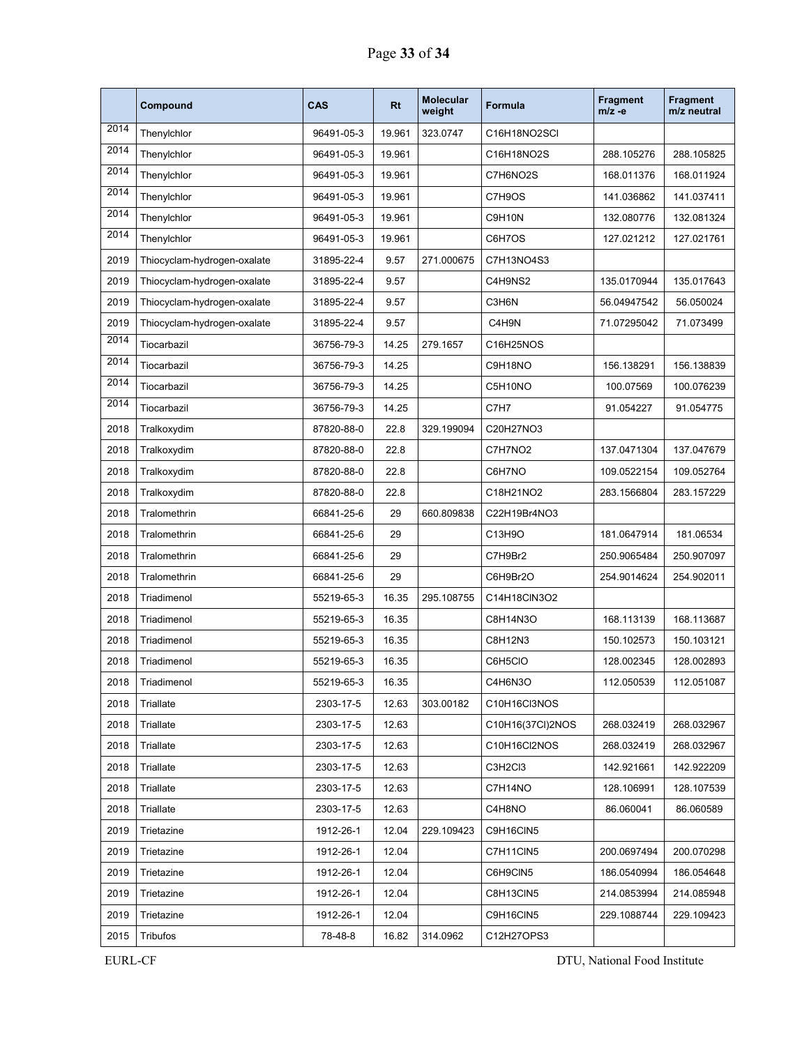|  | Compound | CAS | Rt | Molecular weight | Formula | Fragment m/z -e | Fragment m/z neutral |
|---|---|---|---|---|---|---|---|
| 2014 | Thenylchlor | 96491-05-3 | 19.961 | 323.0747 | C16H18NO2SCl |  |  |
| 2014 | Thenylchlor | 96491-05-3 | 19.961 |  | C16H18NO2S | 288.105276 | 288.105825 |
| 2014 | Thenylchlor | 96491-05-3 | 19.961 |  | C7H6NO2S | 168.011376 | 168.011924 |
| 2014 | Thenylchlor | 96491-05-3 | 19.961 |  | C7H9OS | 141.036862 | 141.037411 |
| 2014 | Thenylchlor | 96491-05-3 | 19.961 |  | C9H10N | 132.080776 | 132.081324 |
| 2014 | Thenylchlor | 96491-05-3 | 19.961 |  | C6H7OS | 127.021212 | 127.021761 |
| 2019 | Thiocyclam-hydrogen-oxalate | 31895-22-4 | 9.57 | 271.000675 | C7H13NO4S3 |  |  |
| 2019 | Thiocyclam-hydrogen-oxalate | 31895-22-4 | 9.57 |  | C4H9NS2 | 135.0170944 | 135.017643 |
| 2019 | Thiocyclam-hydrogen-oxalate | 31895-22-4 | 9.57 |  | C3H6N | 56.04947542 | 56.050024 |
| 2019 | Thiocyclam-hydrogen-oxalate | 31895-22-4 | 9.57 |  | C4H9N | 71.07295042 | 71.073499 |
| 2014 | Tiocarbazil | 36756-79-3 | 14.25 | 279.1657 | C16H25NOS |  |  |
| 2014 | Tiocarbazil | 36756-79-3 | 14.25 |  | C9H18NO | 156.138291 | 156.138839 |
| 2014 | Tiocarbazil | 36756-79-3 | 14.25 |  | C5H10NO | 100.07569 | 100.076239 |
| 2014 | Tiocarbazil | 36756-79-3 | 14.25 |  | C7H7 | 91.054227 | 91.054775 |
| 2018 | Tralkoxydim | 87820-88-0 | 22.8 | 329.199094 | C20H27NO3 |  |  |
| 2018 | Tralkoxydim | 87820-88-0 | 22.8 |  | C7H7NO2 | 137.0471304 | 137.047679 |
| 2018 | Tralkoxydim | 87820-88-0 | 22.8 |  | C6H7NO | 109.0522154 | 109.052764 |
| 2018 | Tralkoxydim | 87820-88-0 | 22.8 |  | C18H21NO2 | 283.1566804 | 283.157229 |
| 2018 | Tralomethrin | 66841-25-6 | 29 | 660.809838 | C22H19Br4NO3 |  |  |
| 2018 | Tralomethrin | 66841-25-6 | 29 |  | C13H9O | 181.0647914 | 181.06534 |
| 2018 | Tralomethrin | 66841-25-6 | 29 |  | C7H9Br2 | 250.9065484 | 250.907097 |
| 2018 | Tralomethrin | 66841-25-6 | 29 |  | C6H9Br2O | 254.9014624 | 254.902011 |
| 2018 | Triadimenol | 55219-65-3 | 16.35 | 295.108755 | C14H18ClN3O2 |  |  |
| 2018 | Triadimenol | 55219-65-3 | 16.35 |  | C8H14N3O | 168.113139 | 168.113687 |
| 2018 | Triadimenol | 55219-65-3 | 16.35 |  | C8H12N3 | 150.102573 | 150.103121 |
| 2018 | Triadimenol | 55219-65-3 | 16.35 |  | C6H5ClO | 128.002345 | 128.002893 |
| 2018 | Triadimenol | 55219-65-3 | 16.35 |  | C4H6N3O | 112.050539 | 112.051087 |
| 2018 | Triallate | 2303-17-5 | 12.63 | 303.00182 | C10H16Cl3NOS |  |  |
| 2018 | Triallate | 2303-17-5 | 12.63 |  | C10H16(37Cl)2NOS | 268.032419 | 268.032967 |
| 2018 | Triallate | 2303-17-5 | 12.63 |  | C10H16Cl2NOS | 268.032419 | 268.032967 |
| 2018 | Triallate | 2303-17-5 | 12.63 |  | C3H2Cl3 | 142.921661 | 142.922209 |
| 2018 | Triallate | 2303-17-5 | 12.63 |  | C7H14NO | 128.106991 | 128.107539 |
| 2018 | Triallate | 2303-17-5 | 12.63 |  | C4H8NO | 86.060041 | 86.060589 |
| 2019 | Trietazine | 1912-26-1 | 12.04 | 229.109423 | C9H16ClN5 |  |  |
| 2019 | Trietazine | 1912-26-1 | 12.04 |  | C7H11ClN5 | 200.0697494 | 200.070298 |
| 2019 | Trietazine | 1912-26-1 | 12.04 |  | C6H9ClN5 | 186.0540994 | 186.054648 |
| 2019 | Trietazine | 1912-26-1 | 12.04 |  | C8H13ClN5 | 214.0853994 | 214.085948 |
| 2019 | Trietazine | 1912-26-1 | 12.04 |  | C9H16ClN5 | 229.1088744 | 229.109423 |
| 2015 | Tribufos | 78-48-8 | 16.82 | 314.0962 | C12H27OPS3 |  |  |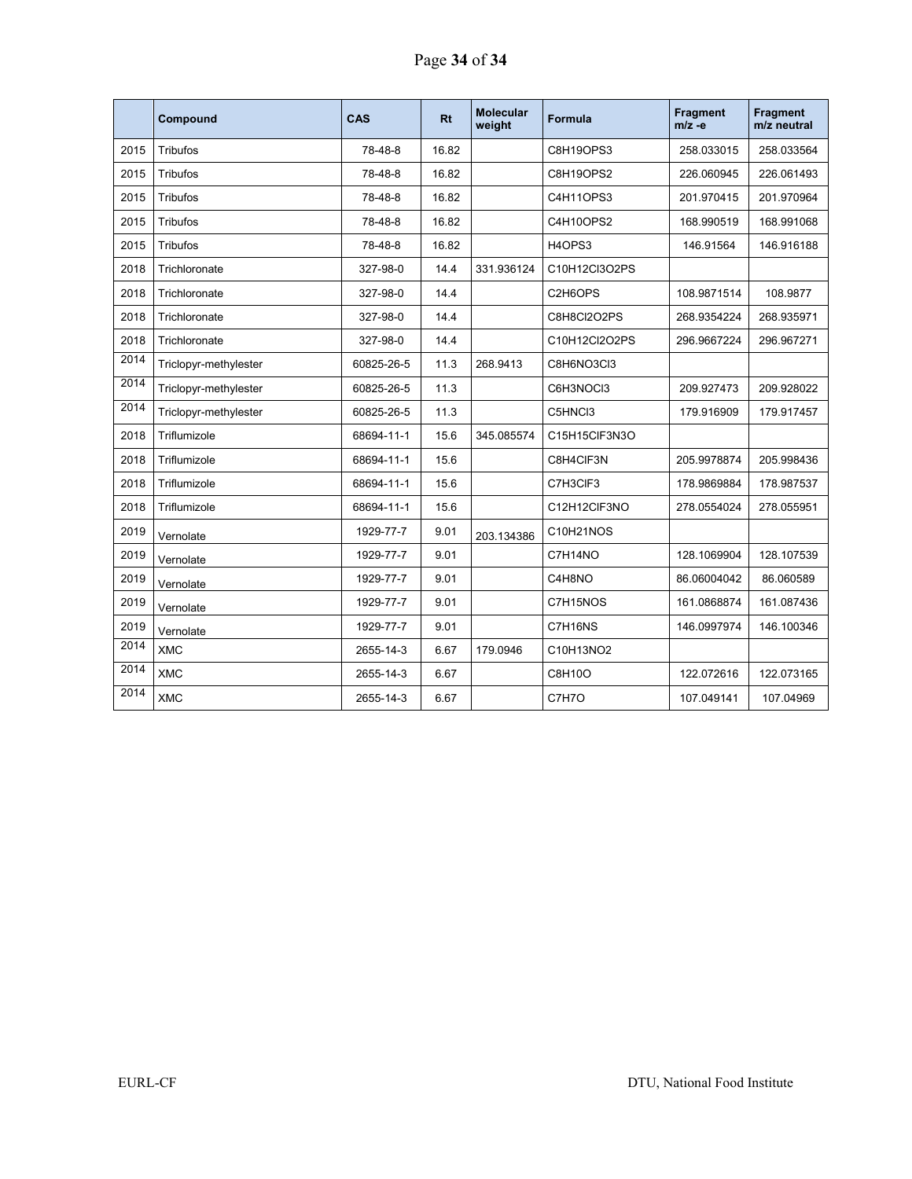| | Compound | CAS | Rt | Molecular weight | Formula | Fragment m/z -e | Fragment m/z neutral |
|---|---|---|---|---|---|---|---|
| 2015 | Tribufos | 78-48-8 | 16.82 | | C8H19OPS3 | 258.033015 | 258.033564 |
| 2015 | Tribufos | 78-48-8 | 16.82 | | C8H19OPS2 | 226.060945 | 226.061493 |
| 2015 | Tribufos | 78-48-8 | 16.82 | | C4H11OPS3 | 201.970415 | 201.970964 |
| 2015 | Tribufos | 78-48-8 | 16.82 | | C4H10OPS2 | 168.990519 | 168.991068 |
| 2015 | Tribufos | 78-48-8 | 16.82 | | H4OPS3 | 146.91564 | 146.916188 |
| 2018 | Trichloronate | 327-98-0 | 14.4 | 331.936124 | C10H12Cl3O2PS | | |
| 2018 | Trichloronate | 327-98-0 | 14.4 | | C2H6OPS | 108.9871514 | 108.9877 |
| 2018 | Trichloronate | 327-98-0 | 14.4 | | C8H8Cl2O2PS | 268.9354224 | 268.935971 |
| 2018 | Trichloronate | 327-98-0 | 14.4 | | C10H12Cl2O2PS | 296.9667224 | 296.967271 |
| 2014 | Triclopyr-methylester | 60825-26-5 | 11.3 | 268.9413 | C8H6NO3Cl3 | | |
| 2014 | Triclopyr-methylester | 60825-26-5 | 11.3 | | C6H3NOCl3 | 209.927473 | 209.928022 |
| 2014 | Triclopyr-methylester | 60825-26-5 | 11.3 | | C5HNCl3 | 179.916909 | 179.917457 |
| 2018 | Triflumizole | 68694-11-1 | 15.6 | 345.085574 | C15H15ClF3N3O | | |
| 2018 | Triflumizole | 68694-11-1 | 15.6 | | C8H4ClF3N | 205.9978874 | 205.998436 |
| 2018 | Triflumizole | 68694-11-1 | 15.6 | | C7H3ClF3 | 178.9869884 | 178.987537 |
| 2018 | Triflumizole | 68694-11-1 | 15.6 | | C12H12ClF3NO | 278.0554024 | 278.055951 |
| 2019 | Vernolate | 1929-77-7 | 9.01 | 203.134386 | C10H21NOS | | |
| 2019 | Vernolate | 1929-77-7 | 9.01 | | C7H14NO | 128.1069904 | 128.107539 |
| 2019 | Vernolate | 1929-77-7 | 9.01 | | C4H8NO | 86.06004042 | 86.060589 |
| 2019 | Vernolate | 1929-77-7 | 9.01 | | C7H15NOS | 161.0868874 | 161.087436 |
| 2019 | Vernolate | 1929-77-7 | 9.01 | | C7H16NS | 146.0997974 | 146.100346 |
| 2014 | XMC | 2655-14-3 | 6.67 | 179.0946 | C10H13NO2 | | |
| 2014 | XMC | 2655-14-3 | 6.67 | | C8H10O | 122.072616 | 122.073165 |
| 2014 | XMC | 2655-14-3 | 6.67 | | C7H7O | 107.049141 | 107.04969 |